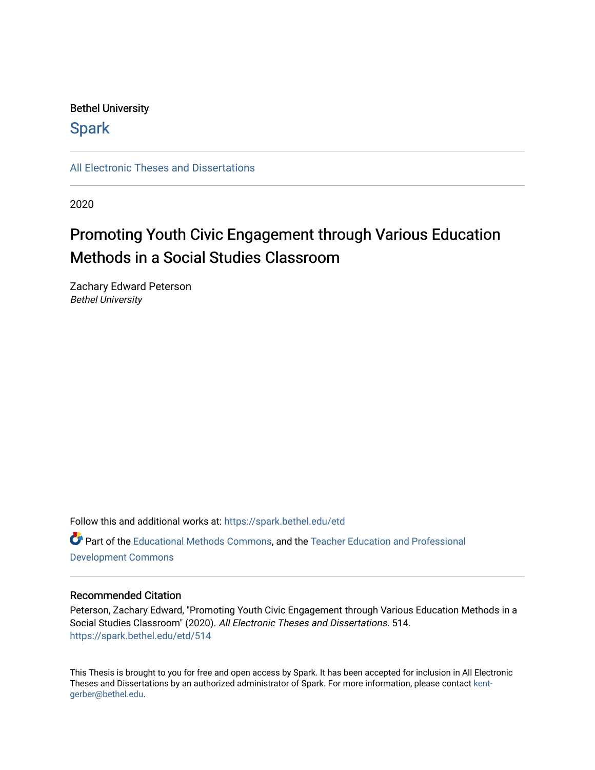Bethel University

# Spark

All Electronic Theses and Dissertations

2020

# Promoting Youth Civic Engagement through Various Education Methods in a Social Studies Classroom

Zachary Edward Peterson
*Bethel University*

Follow this and additional works at: https://spark.bethel.edu/etd

Part of the Educational Methods Commons, and the Teacher Education and Professional Development Commons

## Recommended Citation

Peterson, Zachary Edward, "Promoting Youth Civic Engagement through Various Education Methods in a Social Studies Classroom" (2020). *All Electronic Theses and Dissertations*. 514.
https://spark.bethel.edu/etd/514

This Thesis is brought to you for free and open access by Spark. It has been accepted for inclusion in All Electronic Theses and Dissertations by an authorized administrator of Spark. For more information, please contact kent-gerber@bethel.edu.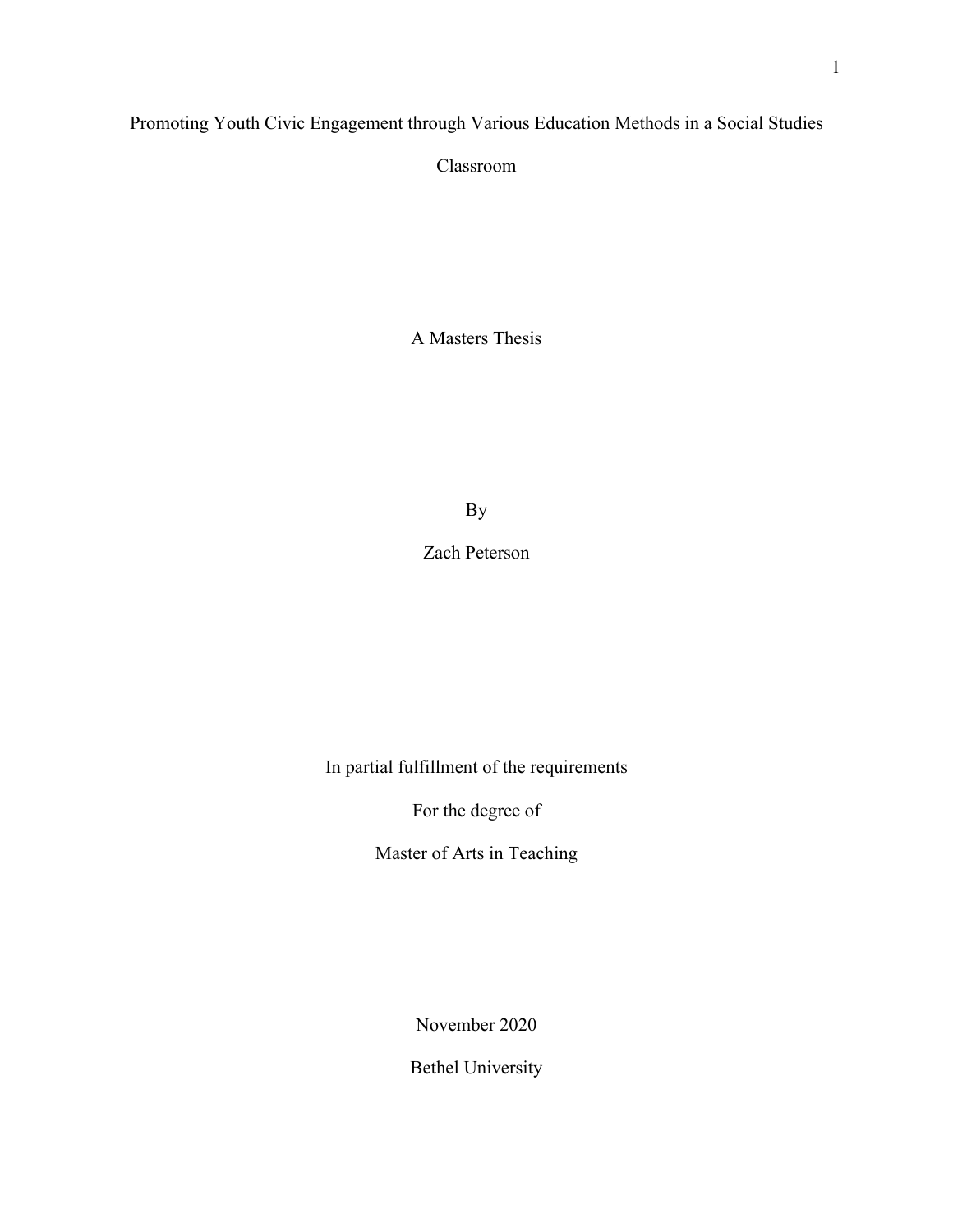# Promoting Youth Civic Engagement through Various Education Methods in a Social Studies Classroom

A Masters Thesis

By

Zach Peterson

In partial fulfillment of the requirements

For the degree of

Master of Arts in Teaching

November 2020

Bethel University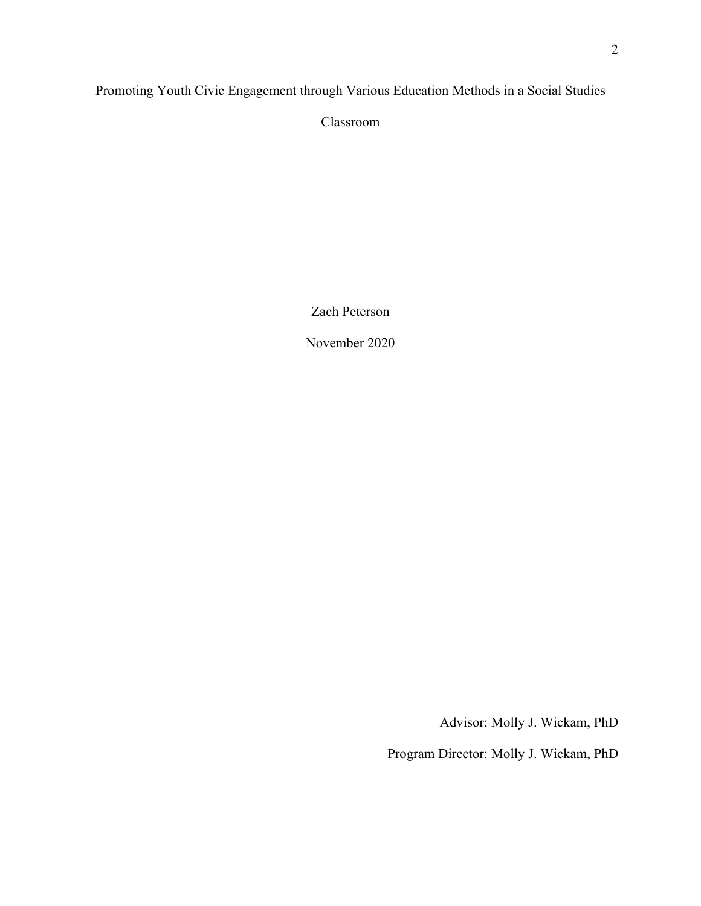# Promoting Youth Civic Engagement through Various Education Methods in a Social Studies Classroom

Zach Peterson

November 2020

Advisor: Molly J. Wickam, PhD

Program Director: Molly J. Wickam, PhD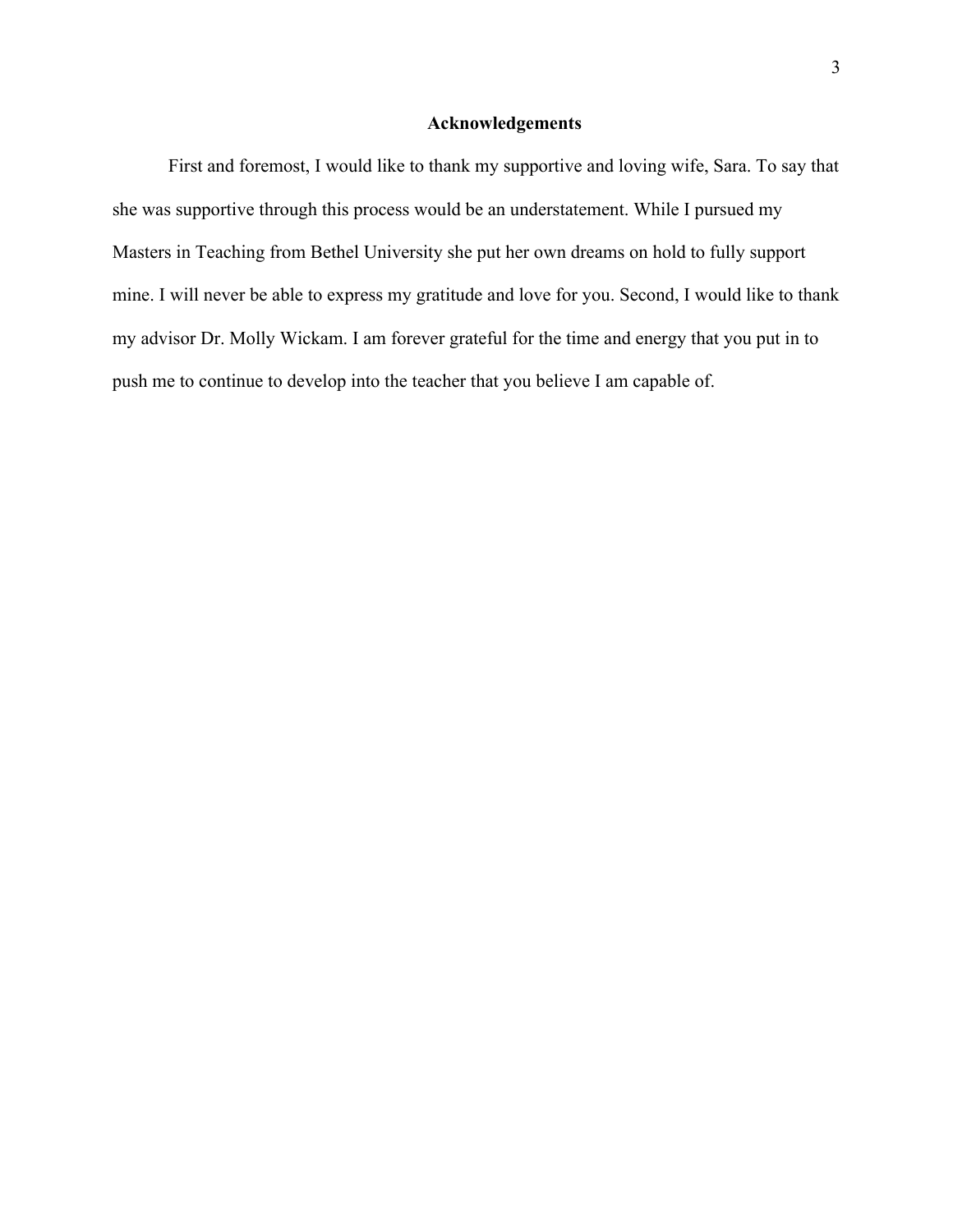# Acknowledgements

First and foremost, I would like to thank my supportive and loving wife, Sara. To say that she was supportive through this process would be an understatement. While I pursued my Masters in Teaching from Bethel University she put her own dreams on hold to fully support mine. I will never be able to express my gratitude and love for you. Second, I would like to thank my advisor Dr. Molly Wickam. I am forever grateful for the time and energy that you put in to push me to continue to develop into the teacher that you believe I am capable of.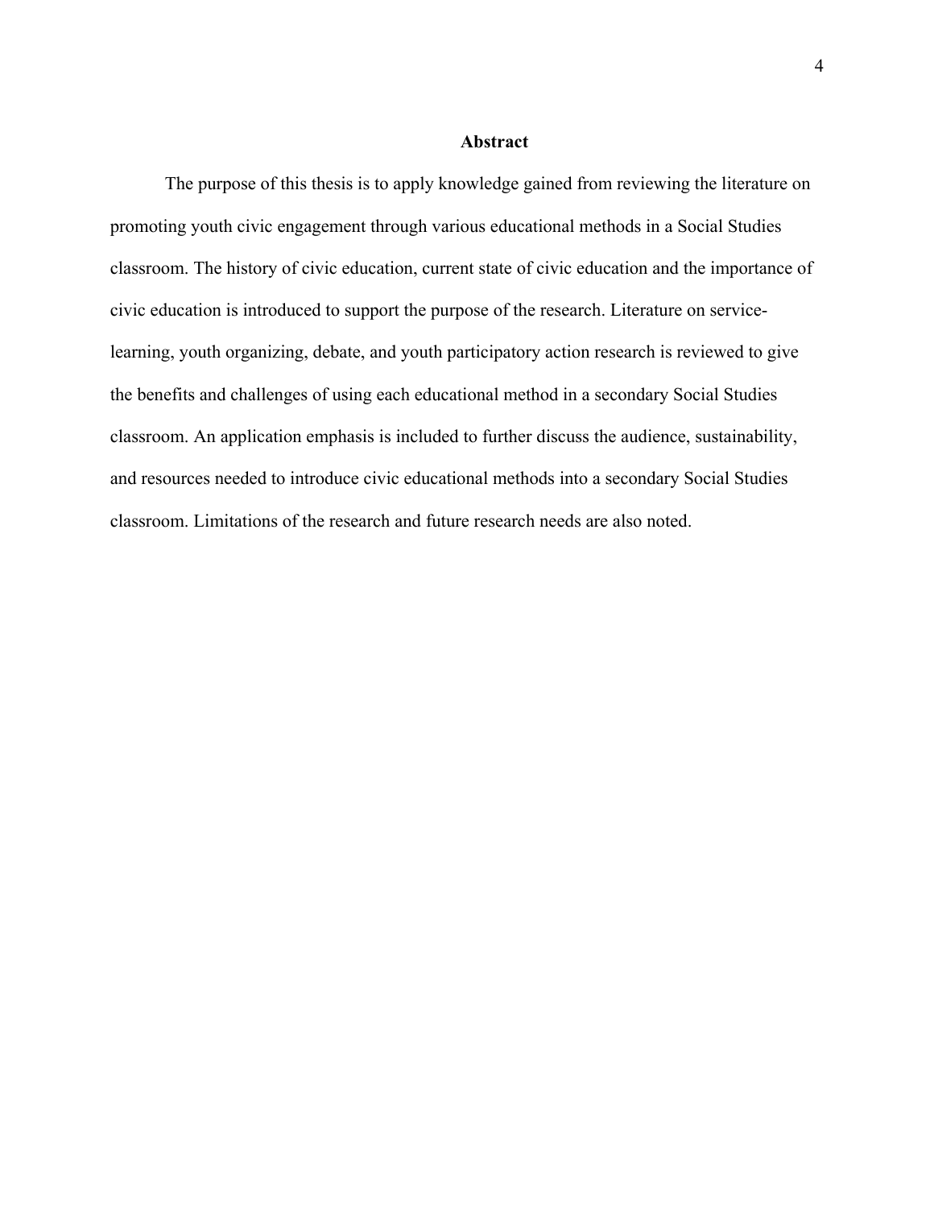## Abstract

The purpose of this thesis is to apply knowledge gained from reviewing the literature on promoting youth civic engagement through various educational methods in a Social Studies classroom. The history of civic education, current state of civic education and the importance of civic education is introduced to support the purpose of the research. Literature on service-learning, youth organizing, debate, and youth participatory action research is reviewed to give the benefits and challenges of using each educational method in a secondary Social Studies classroom. An application emphasis is included to further discuss the audience, sustainability, and resources needed to introduce civic educational methods into a secondary Social Studies classroom. Limitations of the research and future research needs are also noted.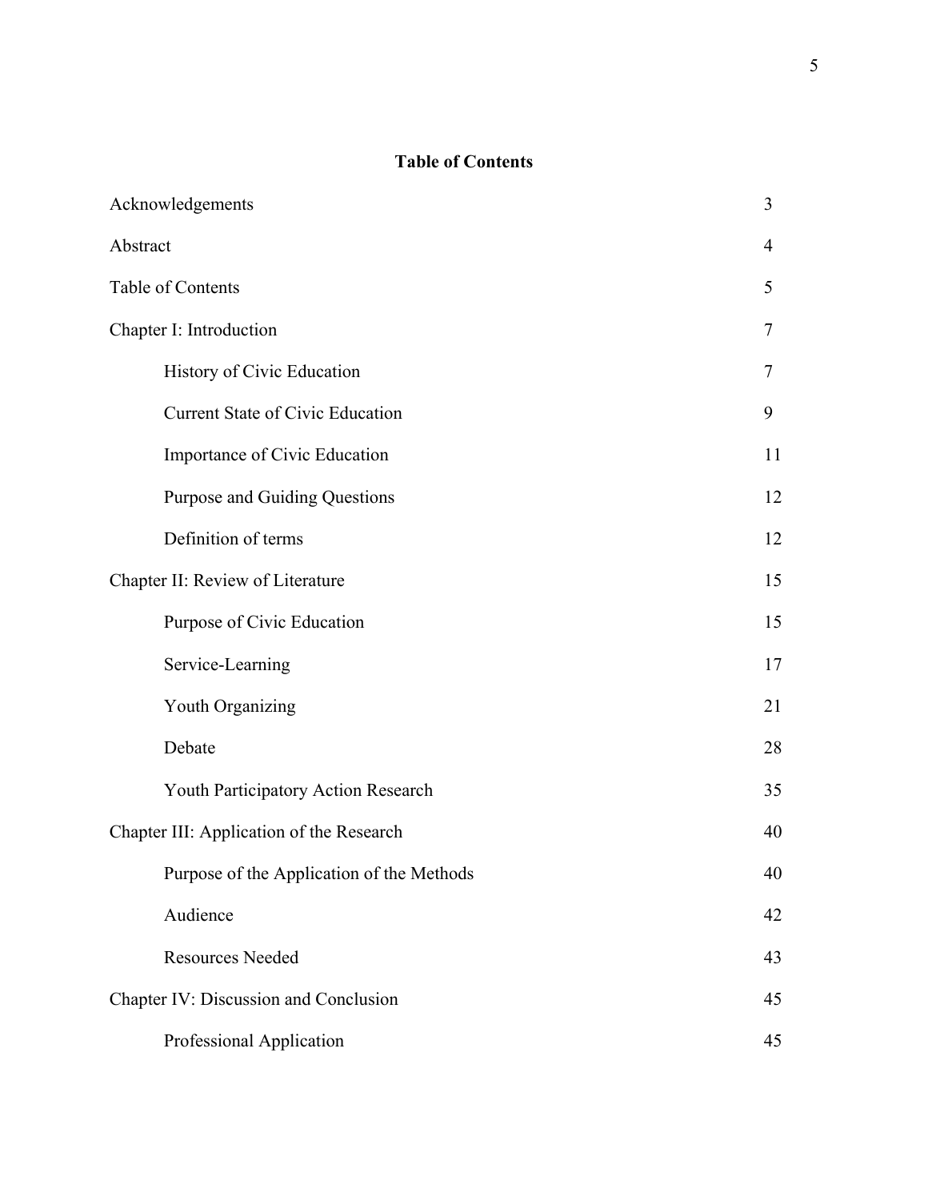**Table of Contents**

| | |
|---|---|
| Acknowledgements | 3 |
| Abstract | 4 |
| Table of Contents | 5 |
| Chapter I: Introduction | 7 |
| &nbsp;&nbsp;&nbsp;&nbsp;History of Civic Education | 7 |
| &nbsp;&nbsp;&nbsp;&nbsp;Current State of Civic Education | 9 |
| &nbsp;&nbsp;&nbsp;&nbsp;Importance of Civic Education | 11 |
| &nbsp;&nbsp;&nbsp;&nbsp;Purpose and Guiding Questions | 12 |
| &nbsp;&nbsp;&nbsp;&nbsp;Definition of terms | 12 |
| Chapter II: Review of Literature | 15 |
| &nbsp;&nbsp;&nbsp;&nbsp;Purpose of Civic Education | 15 |
| &nbsp;&nbsp;&nbsp;&nbsp;Service-Learning | 17 |
| &nbsp;&nbsp;&nbsp;&nbsp;Youth Organizing | 21 |
| &nbsp;&nbsp;&nbsp;&nbsp;Debate | 28 |
| &nbsp;&nbsp;&nbsp;&nbsp;Youth Participatory Action Research | 35 |
| Chapter III: Application of the Research | 40 |
| &nbsp;&nbsp;&nbsp;&nbsp;Purpose of the Application of the Methods | 40 |
| &nbsp;&nbsp;&nbsp;&nbsp;Audience | 42 |
| &nbsp;&nbsp;&nbsp;&nbsp;Resources Needed | 43 |
| Chapter IV: Discussion and Conclusion | 45 |
| &nbsp;&nbsp;&nbsp;&nbsp;Professional Application | 45 |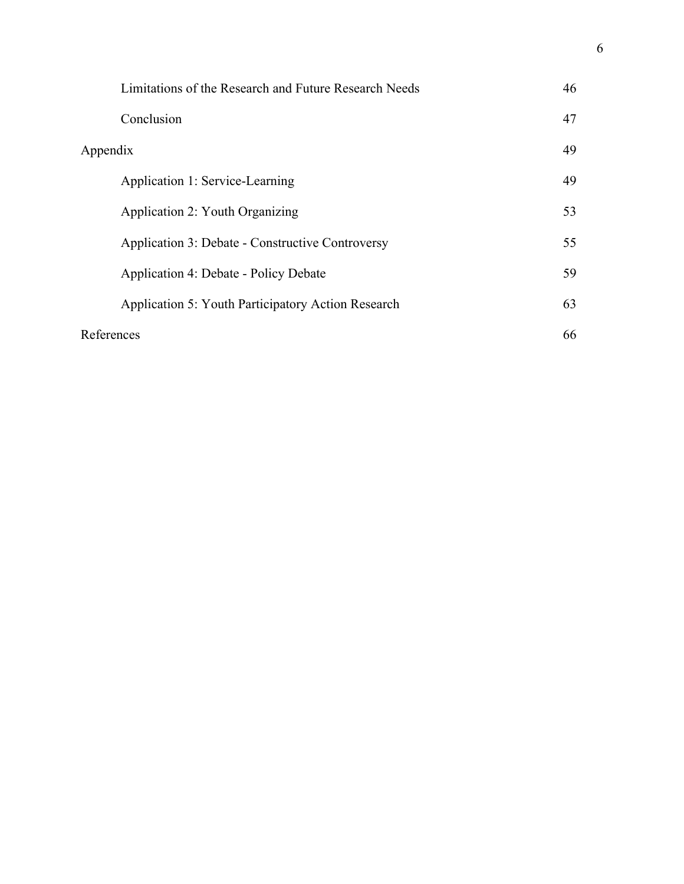| | |
|---|---|
| Limitations of the Research and Future Research Needs | 46 |
| Conclusion | 47 |
| Appendix | 49 |
| Application 1: Service-Learning | 49 |
| Application 2: Youth Organizing | 53 |
| Application 3: Debate - Constructive Controversy | 55 |
| Application 4: Debate - Policy Debate | 59 |
| Application 5: Youth Participatory Action Research | 63 |
| References | 66 |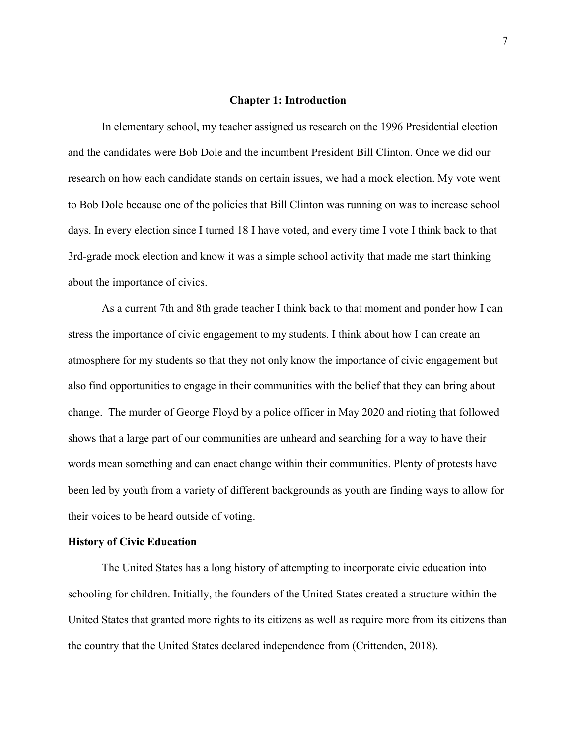# Chapter 1: Introduction

In elementary school, my teacher assigned us research on the 1996 Presidential election and the candidates were Bob Dole and the incumbent President Bill Clinton. Once we did our research on how each candidate stands on certain issues, we had a mock election. My vote went to Bob Dole because one of the policies that Bill Clinton was running on was to increase school days. In every election since I turned 18 I have voted, and every time I vote I think back to that 3rd-grade mock election and know it was a simple school activity that made me start thinking about the importance of civics.

As a current 7th and 8th grade teacher I think back to that moment and ponder how I can stress the importance of civic engagement to my students. I think about how I can create an atmosphere for my students so that they not only know the importance of civic engagement but also find opportunities to engage in their communities with the belief that they can bring about change. The murder of George Floyd by a police officer in May 2020 and rioting that followed shows that a large part of our communities are unheard and searching for a way to have their words mean something and can enact change within their communities. Plenty of protests have been led by youth from a variety of different backgrounds as youth are finding ways to allow for their voices to be heard outside of voting.

## History of Civic Education

The United States has a long history of attempting to incorporate civic education into schooling for children. Initially, the founders of the United States created a structure within the United States that granted more rights to its citizens as well as require more from its citizens than the country that the United States declared independence from (Crittenden, 2018).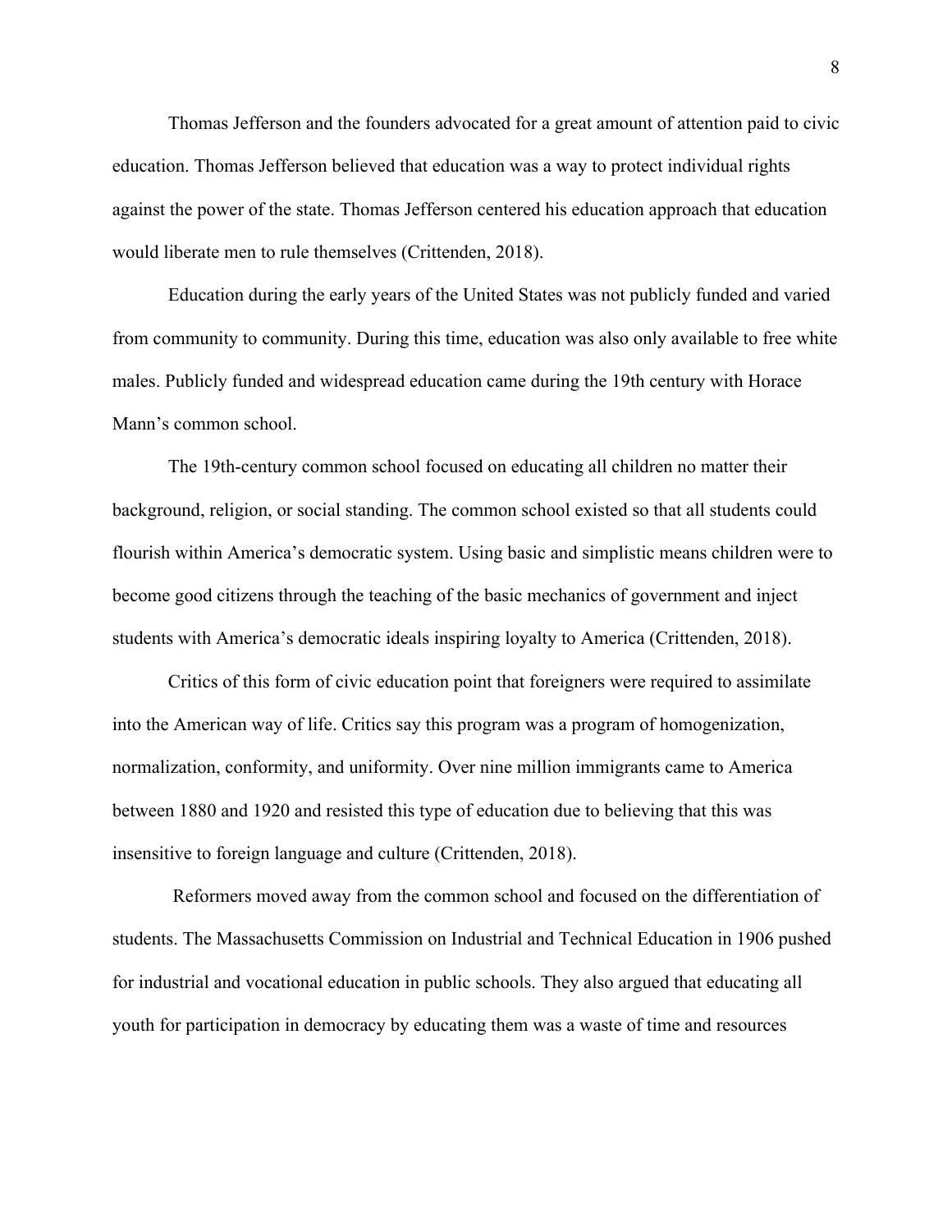Thomas Jefferson and the founders advocated for a great amount of attention paid to civic education. Thomas Jefferson believed that education was a way to protect individual rights against the power of the state. Thomas Jefferson centered his education approach that education would liberate men to rule themselves (Crittenden, 2018).

Education during the early years of the United States was not publicly funded and varied from community to community. During this time, education was also only available to free white males. Publicly funded and widespread education came during the 19th century with Horace Mann's common school.

The 19th-century common school focused on educating all children no matter their background, religion, or social standing. The common school existed so that all students could flourish within America's democratic system. Using basic and simplistic means children were to become good citizens through the teaching of the basic mechanics of government and inject students with America's democratic ideals inspiring loyalty to America (Crittenden, 2018).

Critics of this form of civic education point that foreigners were required to assimilate into the American way of life. Critics say this program was a program of homogenization, normalization, conformity, and uniformity. Over nine million immigrants came to America between 1880 and 1920 and resisted this type of education due to believing that this was insensitive to foreign language and culture (Crittenden, 2018).

Reformers moved away from the common school and focused on the differentiation of students. The Massachusetts Commission on Industrial and Technical Education in 1906 pushed for industrial and vocational education in public schools. They also argued that educating all youth for participation in democracy by educating them was a waste of time and resources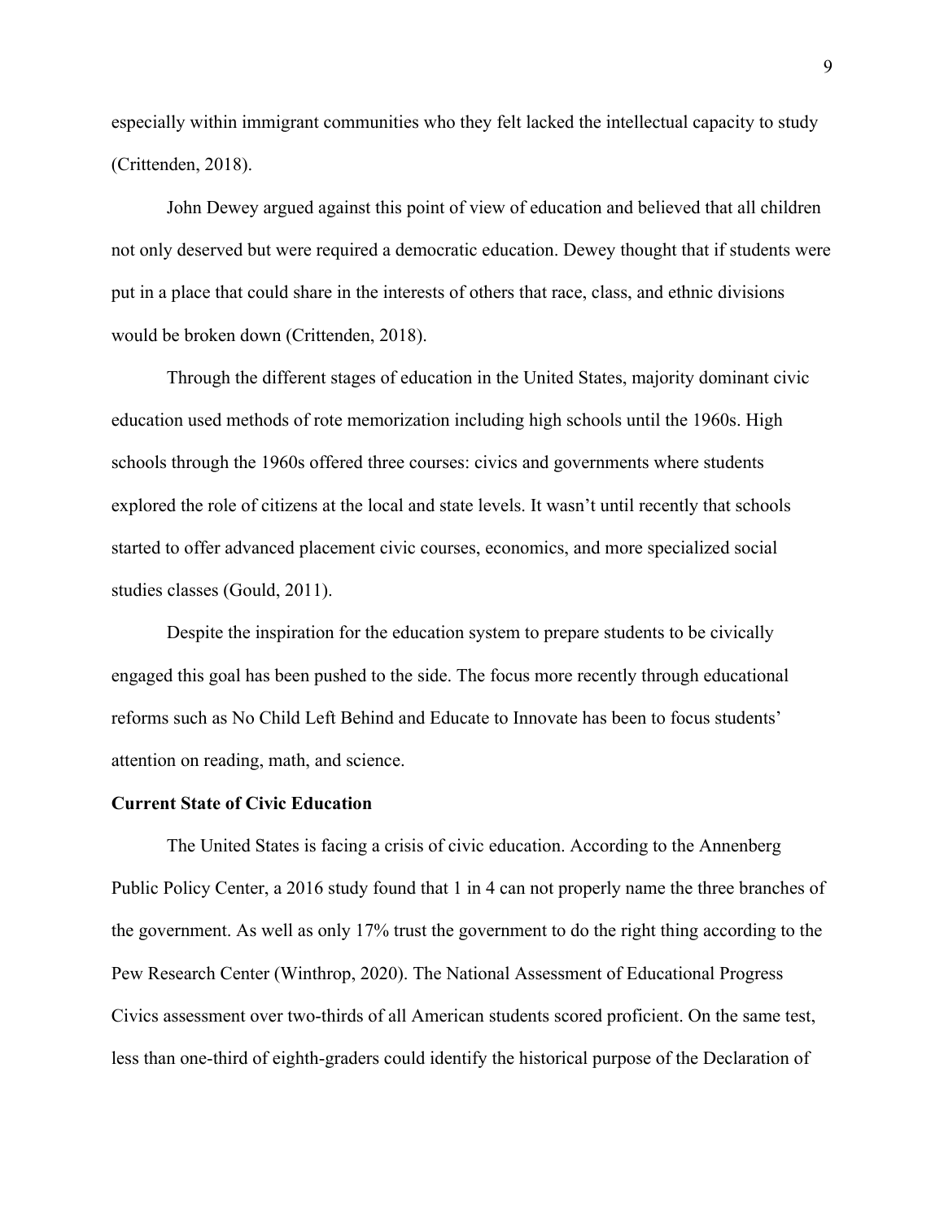especially within immigrant communities who they felt lacked the intellectual capacity to study (Crittenden, 2018).

John Dewey argued against this point of view of education and believed that all children not only deserved but were required a democratic education. Dewey thought that if students were put in a place that could share in the interests of others that race, class, and ethnic divisions would be broken down (Crittenden, 2018).

Through the different stages of education in the United States, majority dominant civic education used methods of rote memorization including high schools until the 1960s. High schools through the 1960s offered three courses: civics and governments where students explored the role of citizens at the local and state levels. It wasn't until recently that schools started to offer advanced placement civic courses, economics, and more specialized social studies classes (Gould, 2011).

Despite the inspiration for the education system to prepare students to be civically engaged this goal has been pushed to the side. The focus more recently through educational reforms such as No Child Left Behind and Educate to Innovate has been to focus students' attention on reading, math, and science.

**Current State of Civic Education**

The United States is facing a crisis of civic education. According to the Annenberg Public Policy Center, a 2016 study found that 1 in 4 can not properly name the three branches of the government. As well as only 17% trust the government to do the right thing according to the Pew Research Center (Winthrop, 2020). The National Assessment of Educational Progress Civics assessment over two-thirds of all American students scored proficient. On the same test, less than one-third of eighth-graders could identify the historical purpose of the Declaration of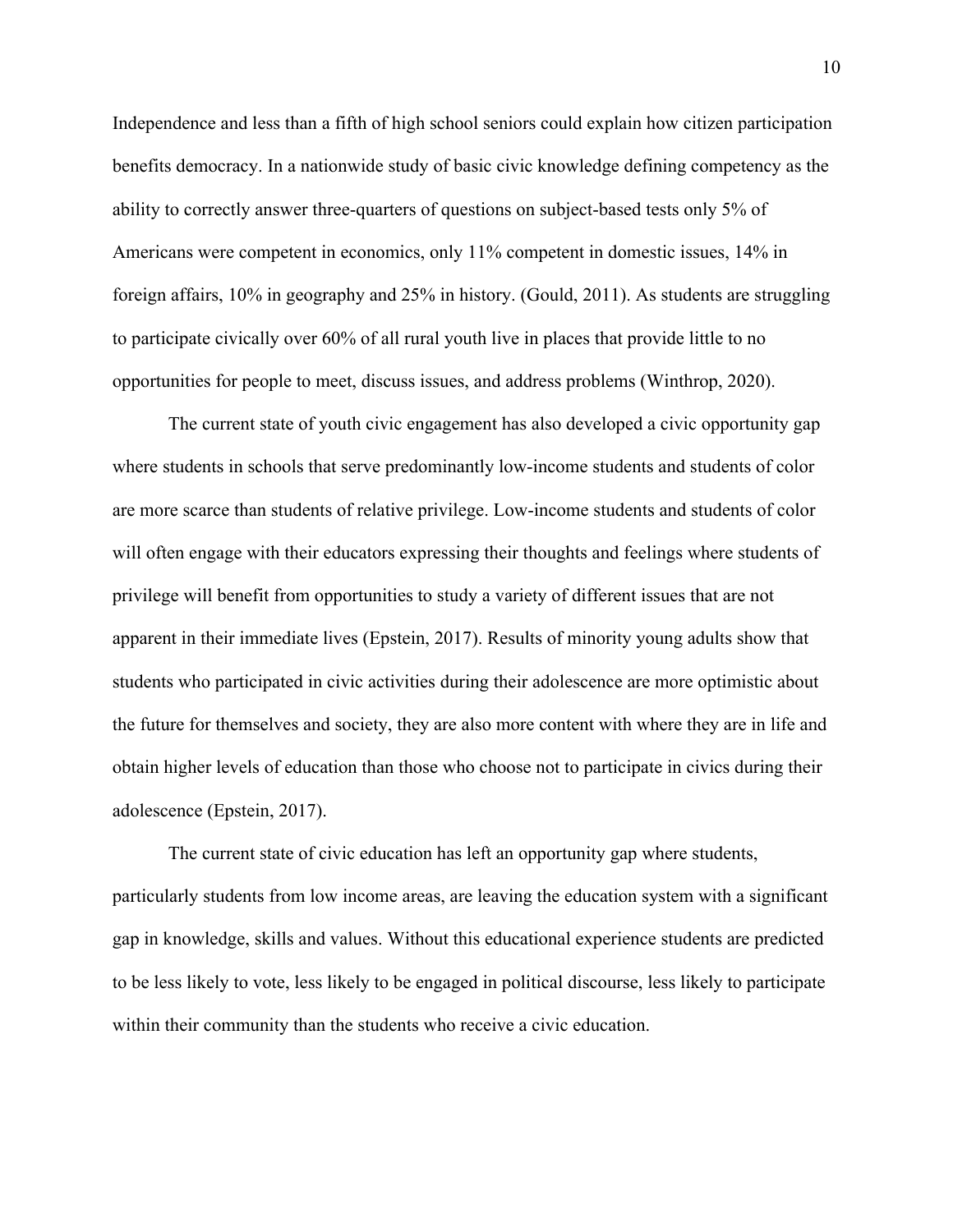Independence and less than a fifth of high school seniors could explain how citizen participation benefits democracy. In a nationwide study of basic civic knowledge defining competency as the ability to correctly answer three-quarters of questions on subject-based tests only 5% of Americans were competent in economics, only 11% competent in domestic issues, 14% in foreign affairs, 10% in geography and 25% in history. (Gould, 2011). As students are struggling to participate civically over 60% of all rural youth live in places that provide little to no opportunities for people to meet, discuss issues, and address problems (Winthrop, 2020).

The current state of youth civic engagement has also developed a civic opportunity gap where students in schools that serve predominantly low-income students and students of color are more scarce than students of relative privilege. Low-income students and students of color will often engage with their educators expressing their thoughts and feelings where students of privilege will benefit from opportunities to study a variety of different issues that are not apparent in their immediate lives (Epstein, 2017). Results of minority young adults show that students who participated in civic activities during their adolescence are more optimistic about the future for themselves and society, they are also more content with where they are in life and obtain higher levels of education than those who choose not to participate in civics during their adolescence (Epstein, 2017).

The current state of civic education has left an opportunity gap where students, particularly students from low income areas, are leaving the education system with a significant gap in knowledge, skills and values. Without this educational experience students are predicted to be less likely to vote, less likely to be engaged in political discourse, less likely to participate within their community than the students who receive a civic education.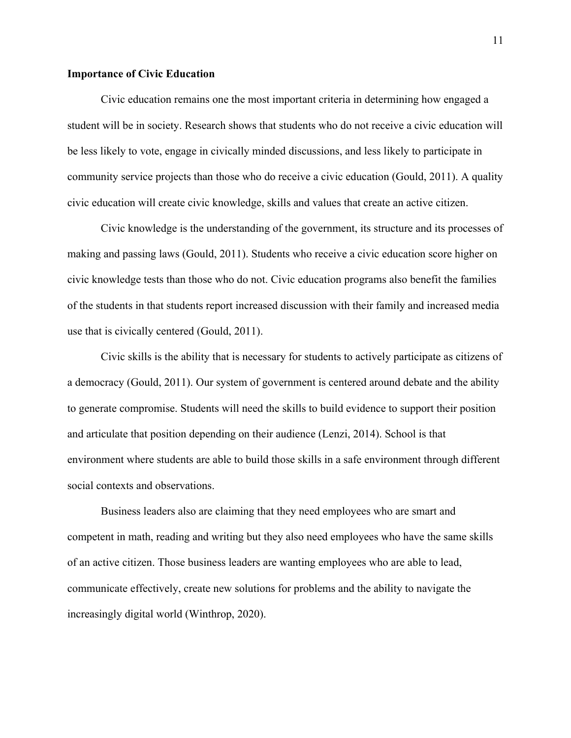**Importance of Civic Education**

Civic education remains one the most important criteria in determining how engaged a student will be in society. Research shows that students who do not receive a civic education will be less likely to vote, engage in civically minded discussions, and less likely to participate in community service projects than those who do receive a civic education (Gould, 2011). A quality civic education will create civic knowledge, skills and values that create an active citizen.

Civic knowledge is the understanding of the government, its structure and its processes of making and passing laws (Gould, 2011). Students who receive a civic education score higher on civic knowledge tests than those who do not. Civic education programs also benefit the families of the students in that students report increased discussion with their family and increased media use that is civically centered (Gould, 2011).

Civic skills is the ability that is necessary for students to actively participate as citizens of a democracy (Gould, 2011). Our system of government is centered around debate and the ability to generate compromise. Students will need the skills to build evidence to support their position and articulate that position depending on their audience (Lenzi, 2014). School is that environment where students are able to build those skills in a safe environment through different social contexts and observations.

Business leaders also are claiming that they need employees who are smart and competent in math, reading and writing but they also need employees who have the same skills of an active citizen. Those business leaders are wanting employees who are able to lead, communicate effectively, create new solutions for problems and the ability to navigate the increasingly digital world (Winthrop, 2020).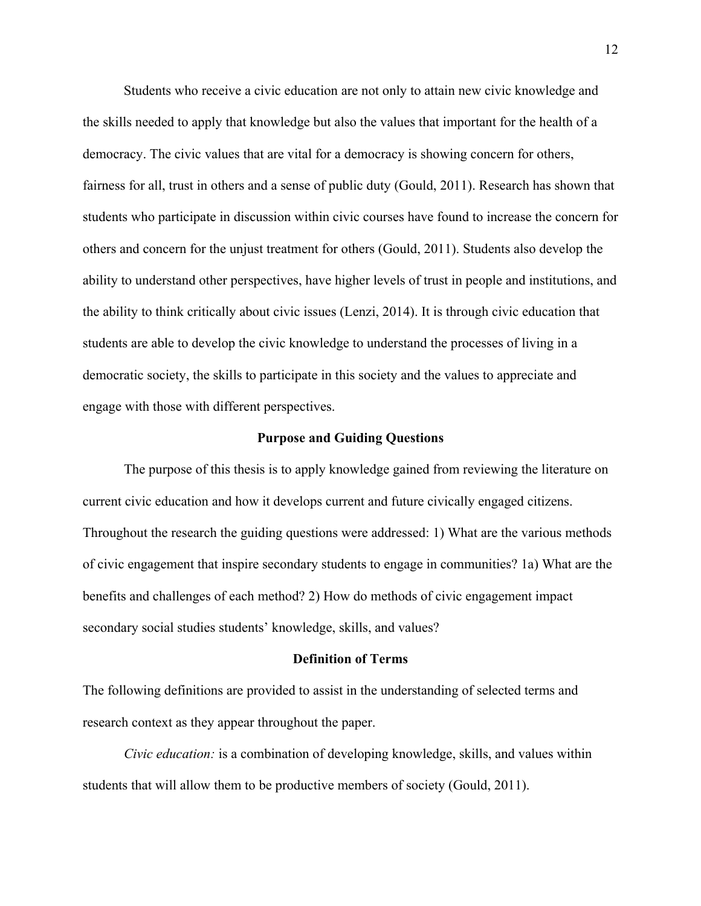Students who receive a civic education are not only to attain new civic knowledge and the skills needed to apply that knowledge but also the values that important for the health of a democracy. The civic values that are vital for a democracy is showing concern for others, fairness for all, trust in others and a sense of public duty (Gould, 2011). Research has shown that students who participate in discussion within civic courses have found to increase the concern for others and concern for the unjust treatment for others (Gould, 2011). Students also develop the ability to understand other perspectives, have higher levels of trust in people and institutions, and the ability to think critically about civic issues (Lenzi, 2014). It is through civic education that students are able to develop the civic knowledge to understand the processes of living in a democratic society, the skills to participate in this society and the values to appreciate and engage with those with different perspectives.

## Purpose and Guiding Questions

The purpose of this thesis is to apply knowledge gained from reviewing the literature on current civic education and how it develops current and future civically engaged citizens. Throughout the research the guiding questions were addressed: 1) What are the various methods of civic engagement that inspire secondary students to engage in communities? 1a) What are the benefits and challenges of each method? 2) How do methods of civic engagement impact secondary social studies students' knowledge, skills, and values?

## Definition of Terms

The following definitions are provided to assist in the understanding of selected terms and research context as they appear throughout the paper.

*Civic education:* is a combination of developing knowledge, skills, and values within students that will allow them to be productive members of society (Gould, 2011).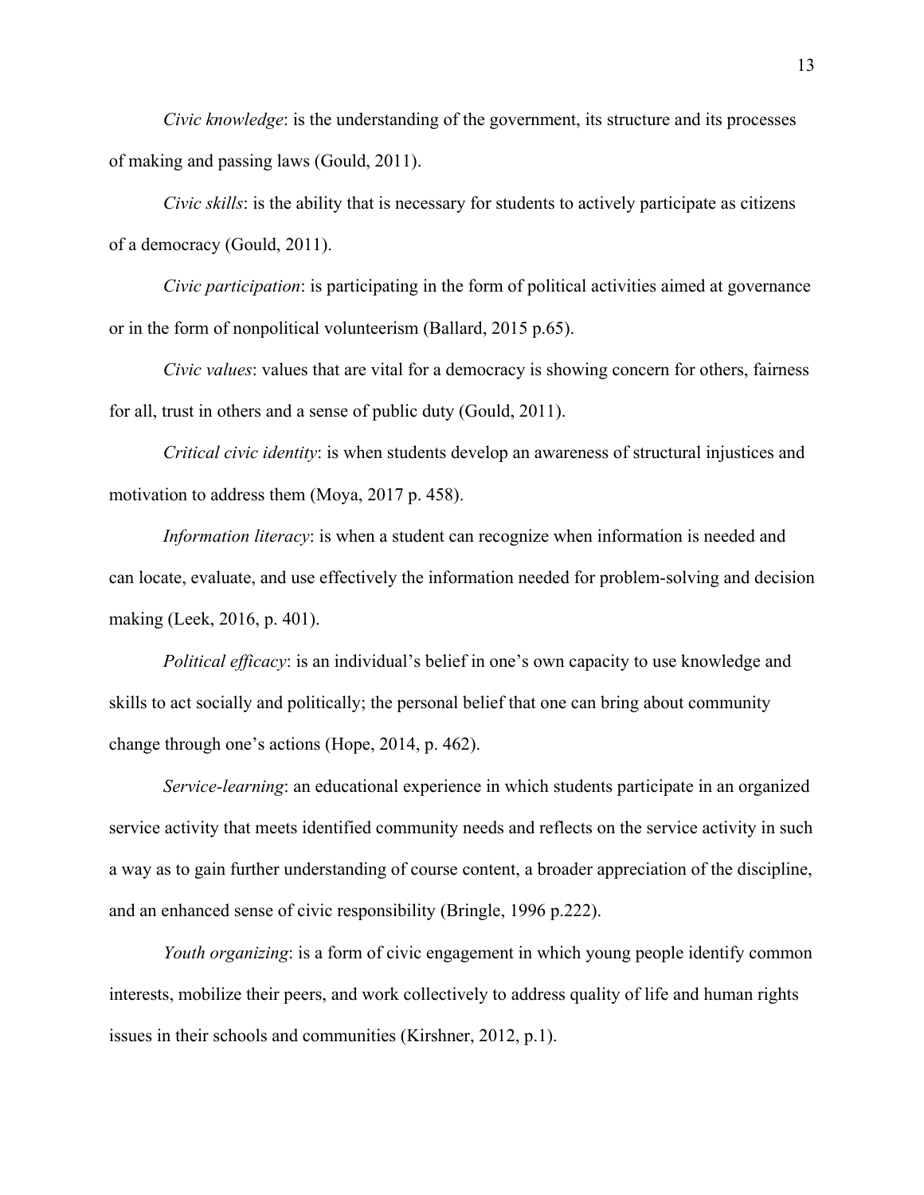*Civic knowledge*: is the understanding of the government, its structure and its processes of making and passing laws (Gould, 2011).

*Civic skills*: is the ability that is necessary for students to actively participate as citizens of a democracy (Gould, 2011).

*Civic participation*: is participating in the form of political activities aimed at governance or in the form of nonpolitical volunteerism (Ballard, 2015 p.65).

*Civic values*: values that are vital for a democracy is showing concern for others, fairness for all, trust in others and a sense of public duty (Gould, 2011).

*Critical civic identity*: is when students develop an awareness of structural injustices and motivation to address them (Moya, 2017 p. 458).

*Information literacy*: is when a student can recognize when information is needed and can locate, evaluate, and use effectively the information needed for problem-solving and decision making (Leek, 2016, p. 401).

*Political efficacy*: is an individual's belief in one's own capacity to use knowledge and skills to act socially and politically; the personal belief that one can bring about community change through one's actions (Hope, 2014, p. 462).

*Service-learning*: an educational experience in which students participate in an organized service activity that meets identified community needs and reflects on the service activity in such a way as to gain further understanding of course content, a broader appreciation of the discipline, and an enhanced sense of civic responsibility (Bringle, 1996 p.222).

*Youth organizing*: is a form of civic engagement in which young people identify common interests, mobilize their peers, and work collectively to address quality of life and human rights issues in their schools and communities (Kirshner, 2012, p.1).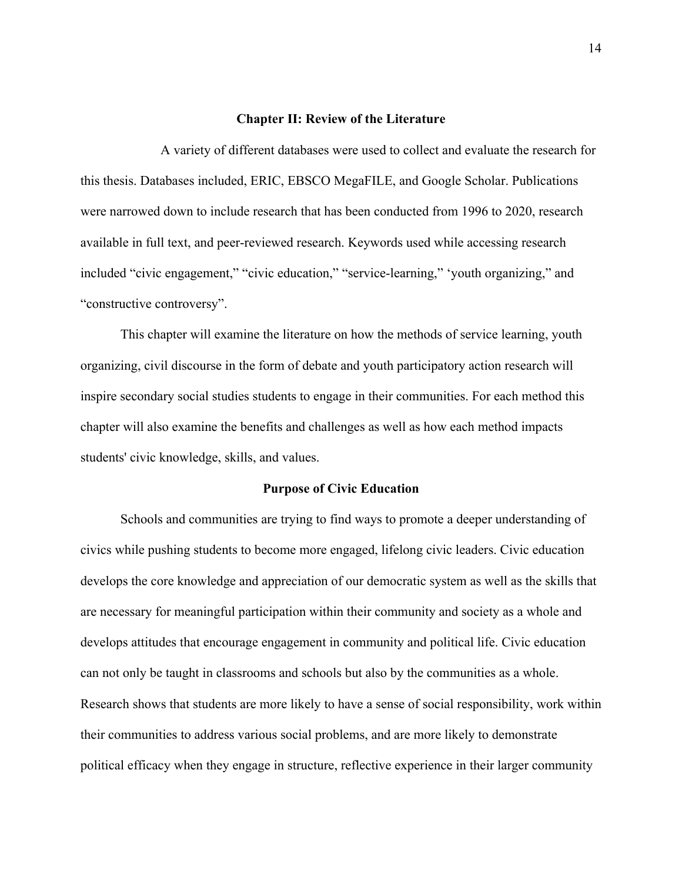## Chapter II: Review of the Literature

A variety of different databases were used to collect and evaluate the research for this thesis. Databases included, ERIC, EBSCO MegaFILE, and Google Scholar. Publications were narrowed down to include research that has been conducted from 1996 to 2020, research available in full text, and peer-reviewed research. Keywords used while accessing research included "civic engagement," "civic education," "service-learning," 'youth organizing," and "constructive controversy".

This chapter will examine the literature on how the methods of service learning, youth organizing, civil discourse in the form of debate and youth participatory action research will inspire secondary social studies students to engage in their communities. For each method this chapter will also examine the benefits and challenges as well as how each method impacts students' civic knowledge, skills, and values.

### Purpose of Civic Education

Schools and communities are trying to find ways to promote a deeper understanding of civics while pushing students to become more engaged, lifelong civic leaders. Civic education develops the core knowledge and appreciation of our democratic system as well as the skills that are necessary for meaningful participation within their community and society as a whole and develops attitudes that encourage engagement in community and political life. Civic education can not only be taught in classrooms and schools but also by the communities as a whole. Research shows that students are more likely to have a sense of social responsibility, work within their communities to address various social problems, and are more likely to demonstrate political efficacy when they engage in structure, reflective experience in their larger community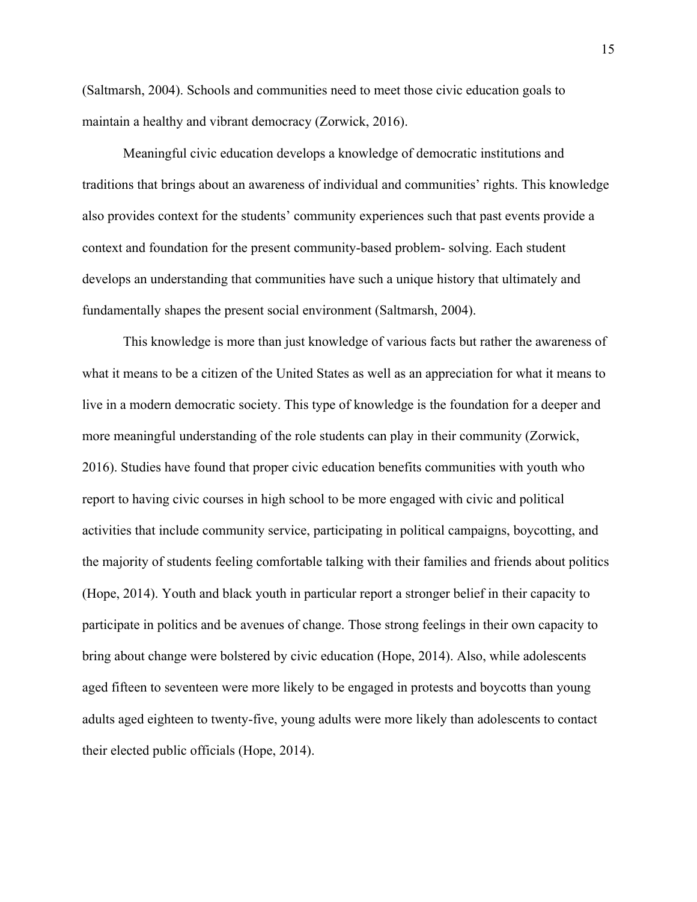(Saltmarsh, 2004). Schools and communities need to meet those civic education goals to maintain a healthy and vibrant democracy (Zorwick, 2016).

Meaningful civic education develops a knowledge of democratic institutions and traditions that brings about an awareness of individual and communities' rights. This knowledge also provides context for the students' community experiences such that past events provide a context and foundation for the present community-based problem- solving. Each student develops an understanding that communities have such a unique history that ultimately and fundamentally shapes the present social environment (Saltmarsh, 2004).

This knowledge is more than just knowledge of various facts but rather the awareness of what it means to be a citizen of the United States as well as an appreciation for what it means to live in a modern democratic society. This type of knowledge is the foundation for a deeper and more meaningful understanding of the role students can play in their community (Zorwick, 2016). Studies have found that proper civic education benefits communities with youth who report to having civic courses in high school to be more engaged with civic and political activities that include community service, participating in political campaigns, boycotting, and the majority of students feeling comfortable talking with their families and friends about politics (Hope, 2014). Youth and black youth in particular report a stronger belief in their capacity to participate in politics and be avenues of change. Those strong feelings in their own capacity to bring about change were bolstered by civic education (Hope, 2014). Also, while adolescents aged fifteen to seventeen were more likely to be engaged in protests and boycotts than young adults aged eighteen to twenty-five, young adults were more likely than adolescents to contact their elected public officials (Hope, 2014).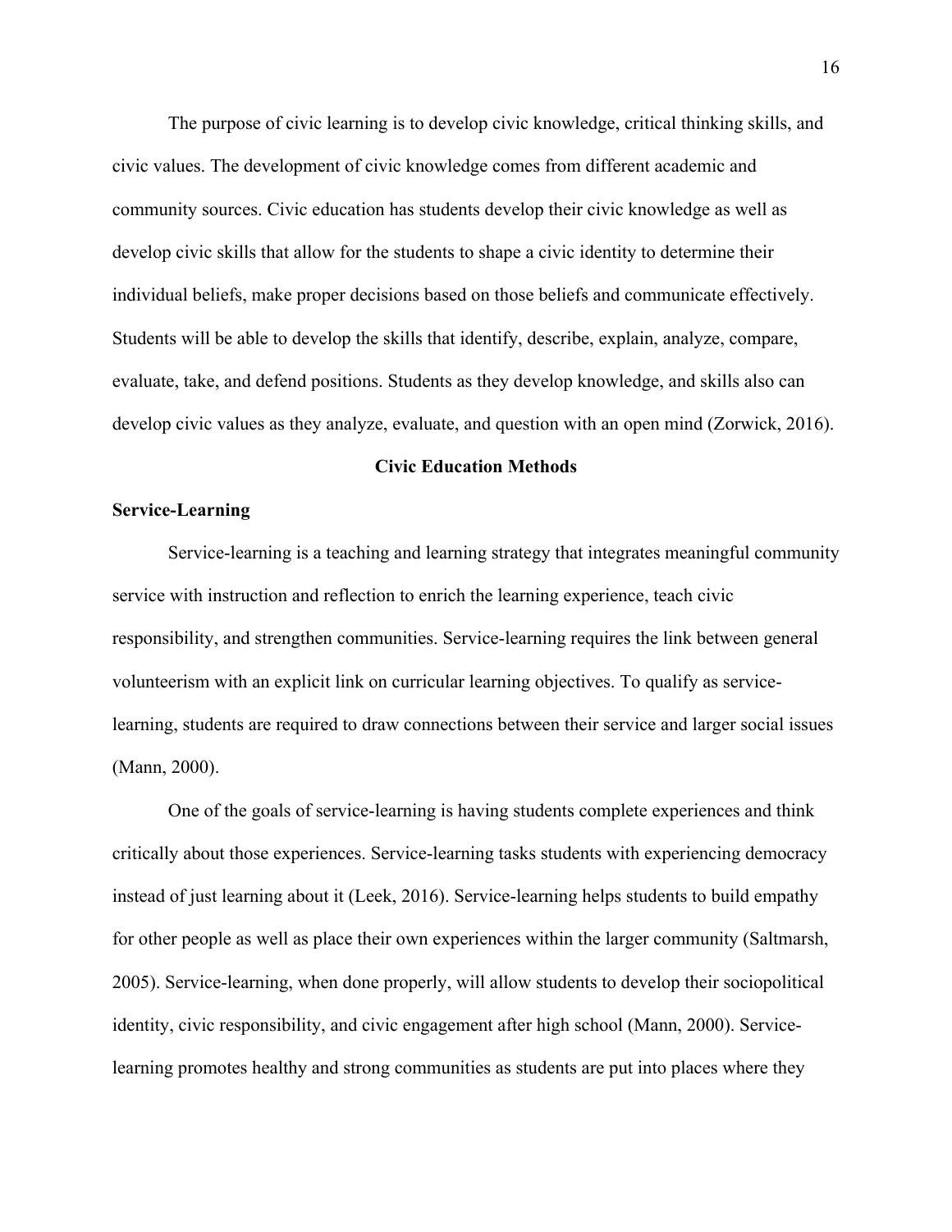The purpose of civic learning is to develop civic knowledge, critical thinking skills, and civic values. The development of civic knowledge comes from different academic and community sources. Civic education has students develop their civic knowledge as well as develop civic skills that allow for the students to shape a civic identity to determine their individual beliefs, make proper decisions based on those beliefs and communicate effectively. Students will be able to develop the skills that identify, describe, explain, analyze, compare, evaluate, take, and defend positions. Students as they develop knowledge, and skills also can develop civic values as they analyze, evaluate, and question with an open mind (Zorwick, 2016).

## Civic Education Methods

### Service-Learning

Service-learning is a teaching and learning strategy that integrates meaningful community service with instruction and reflection to enrich the learning experience, teach civic responsibility, and strengthen communities. Service-learning requires the link between general volunteerism with an explicit link on curricular learning objectives. To qualify as service-learning, students are required to draw connections between their service and larger social issues (Mann, 2000).

One of the goals of service-learning is having students complete experiences and think critically about those experiences. Service-learning tasks students with experiencing democracy instead of just learning about it (Leek, 2016). Service-learning helps students to build empathy for other people as well as place their own experiences within the larger community (Saltmarsh, 2005). Service-learning, when done properly, will allow students to develop their sociopolitical identity, civic responsibility, and civic engagement after high school (Mann, 2000). Service-learning promotes healthy and strong communities as students are put into places where they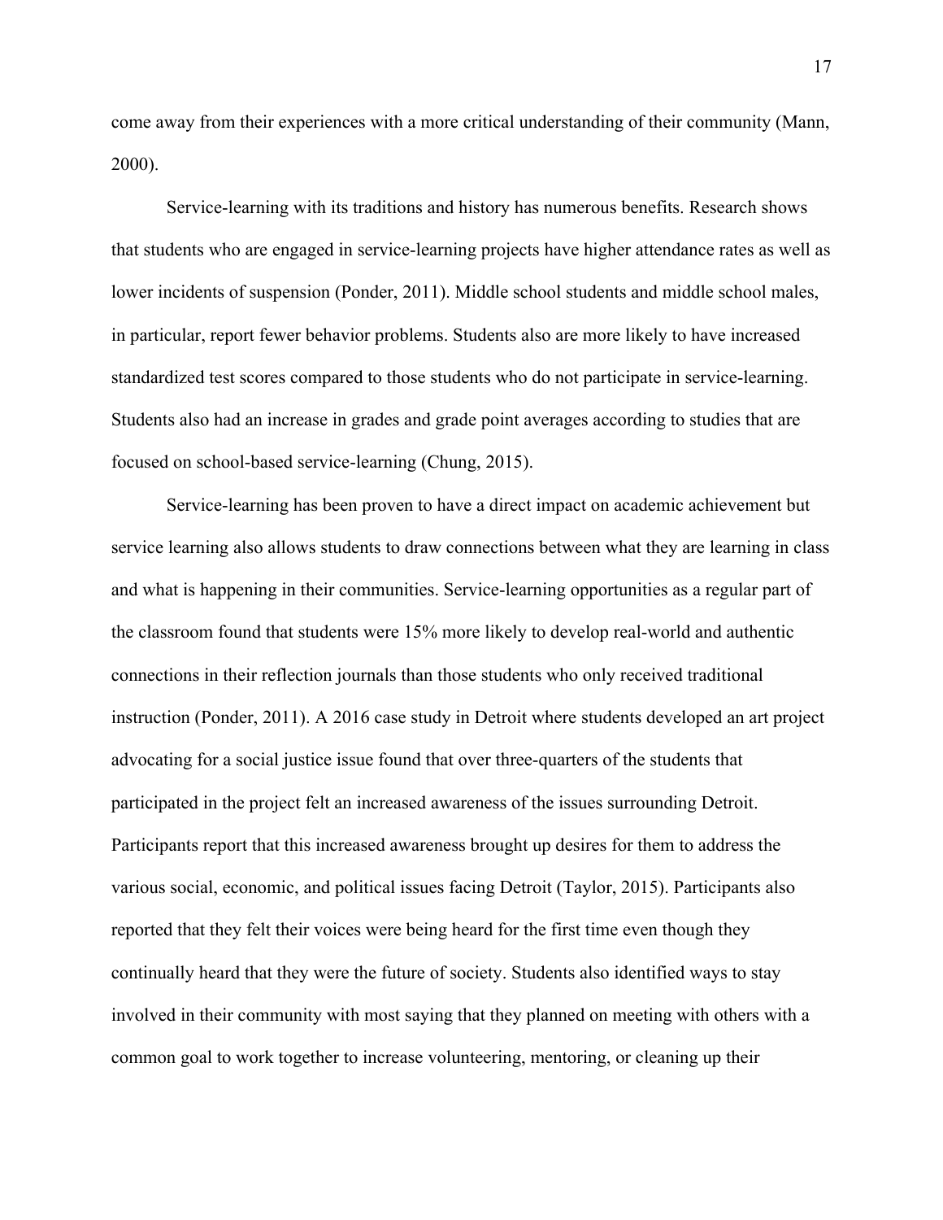come away from their experiences with a more critical understanding of their community (Mann, 2000).

Service-learning with its traditions and history has numerous benefits. Research shows that students who are engaged in service-learning projects have higher attendance rates as well as lower incidents of suspension (Ponder, 2011). Middle school students and middle school males, in particular, report fewer behavior problems. Students also are more likely to have increased standardized test scores compared to those students who do not participate in service-learning. Students also had an increase in grades and grade point averages according to studies that are focused on school-based service-learning (Chung, 2015).

Service-learning has been proven to have a direct impact on academic achievement but service learning also allows students to draw connections between what they are learning in class and what is happening in their communities. Service-learning opportunities as a regular part of the classroom found that students were 15% more likely to develop real-world and authentic connections in their reflection journals than those students who only received traditional instruction (Ponder, 2011). A 2016 case study in Detroit where students developed an art project advocating for a social justice issue found that over three-quarters of the students that participated in the project felt an increased awareness of the issues surrounding Detroit. Participants report that this increased awareness brought up desires for them to address the various social, economic, and political issues facing Detroit (Taylor, 2015). Participants also reported that they felt their voices were being heard for the first time even though they continually heard that they were the future of society. Students also identified ways to stay involved in their community with most saying that they planned on meeting with others with a common goal to work together to increase volunteering, mentoring, or cleaning up their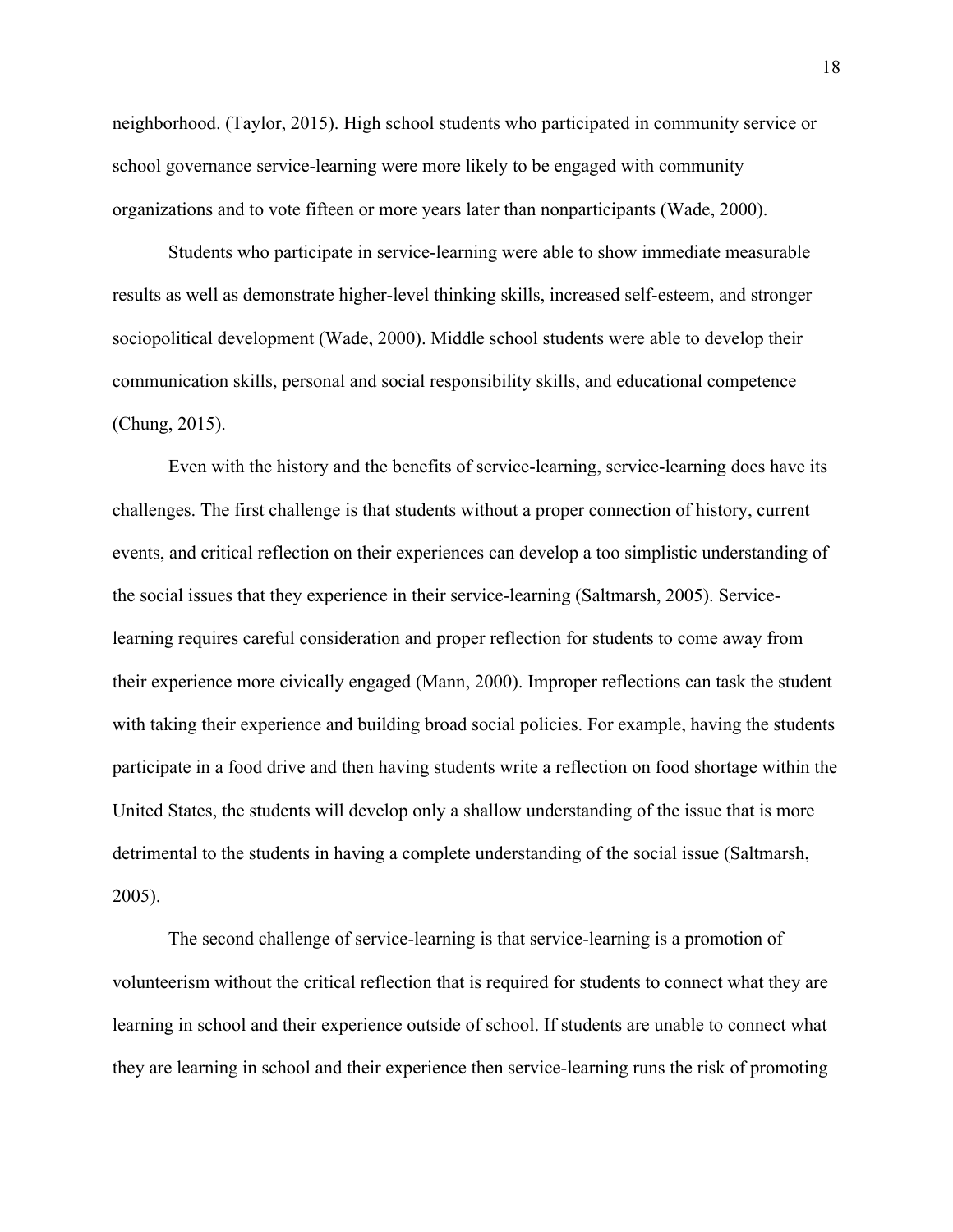neighborhood. (Taylor, 2015). High school students who participated in community service or school governance service-learning were more likely to be engaged with community organizations and to vote fifteen or more years later than nonparticipants (Wade, 2000).

Students who participate in service-learning were able to show immediate measurable results as well as demonstrate higher-level thinking skills, increased self-esteem, and stronger sociopolitical development (Wade, 2000). Middle school students were able to develop their communication skills, personal and social responsibility skills, and educational competence (Chung, 2015).

Even with the history and the benefits of service-learning, service-learning does have its challenges. The first challenge is that students without a proper connection of history, current events, and critical reflection on their experiences can develop a too simplistic understanding of the social issues that they experience in their service-learning (Saltmarsh, 2005). Service-learning requires careful consideration and proper reflection for students to come away from their experience more civically engaged (Mann, 2000). Improper reflections can task the student with taking their experience and building broad social policies. For example, having the students participate in a food drive and then having students write a reflection on food shortage within the United States, the students will develop only a shallow understanding of the issue that is more detrimental to the students in having a complete understanding of the social issue (Saltmarsh, 2005).

The second challenge of service-learning is that service-learning is a promotion of volunteerism without the critical reflection that is required for students to connect what they are learning in school and their experience outside of school. If students are unable to connect what they are learning in school and their experience then service-learning runs the risk of promoting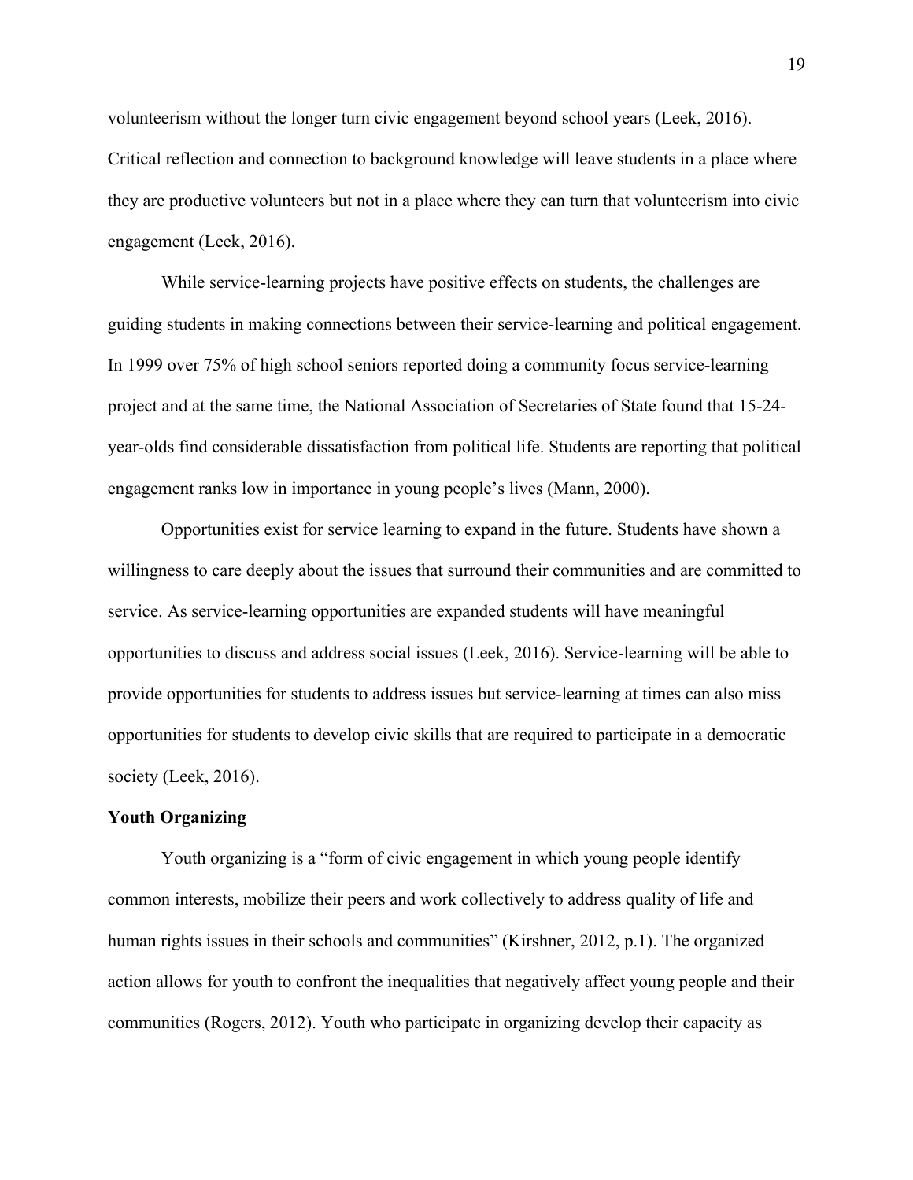volunteerism without the longer turn civic engagement beyond school years (Leek, 2016). Critical reflection and connection to background knowledge will leave students in a place where they are productive volunteers but not in a place where they can turn that volunteerism into civic engagement (Leek, 2016).

While service-learning projects have positive effects on students, the challenges are guiding students in making connections between their service-learning and political engagement. In 1999 over 75% of high school seniors reported doing a community focus service-learning project and at the same time, the National Association of Secretaries of State found that 15-24-year-olds find considerable dissatisfaction from political life. Students are reporting that political engagement ranks low in importance in young people's lives (Mann, 2000).

Opportunities exist for service learning to expand in the future. Students have shown a willingness to care deeply about the issues that surround their communities and are committed to service. As service-learning opportunities are expanded students will have meaningful opportunities to discuss and address social issues (Leek, 2016). Service-learning will be able to provide opportunities for students to address issues but service-learning at times can also miss opportunities for students to develop civic skills that are required to participate in a democratic society (Leek, 2016).

**Youth Organizing**

Youth organizing is a "form of civic engagement in which young people identify common interests, mobilize their peers and work collectively to address quality of life and human rights issues in their schools and communities" (Kirshner, 2012, p.1). The organized action allows for youth to confront the inequalities that negatively affect young people and their communities (Rogers, 2012). Youth who participate in organizing develop their capacity as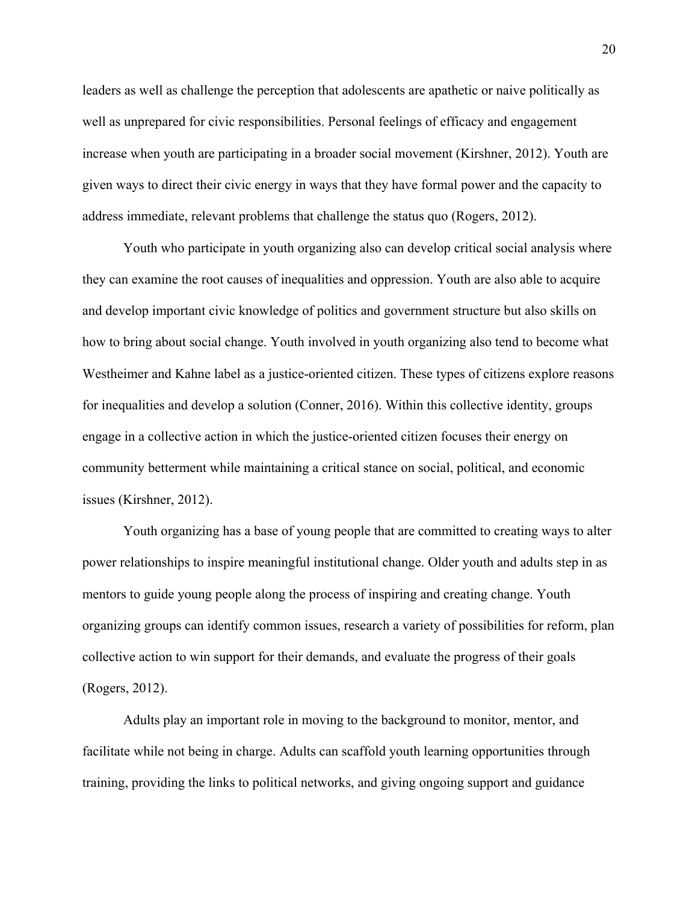leaders as well as challenge the perception that adolescents are apathetic or naive politically as well as unprepared for civic responsibilities. Personal feelings of efficacy and engagement increase when youth are participating in a broader social movement (Kirshner, 2012). Youth are given ways to direct their civic energy in ways that they have formal power and the capacity to address immediate, relevant problems that challenge the status quo (Rogers, 2012).

Youth who participate in youth organizing also can develop critical social analysis where they can examine the root causes of inequalities and oppression. Youth are also able to acquire and develop important civic knowledge of politics and government structure but also skills on how to bring about social change. Youth involved in youth organizing also tend to become what Westheimer and Kahne label as a justice-oriented citizen. These types of citizens explore reasons for inequalities and develop a solution (Conner, 2016). Within this collective identity, groups engage in a collective action in which the justice-oriented citizen focuses their energy on community betterment while maintaining a critical stance on social, political, and economic issues (Kirshner, 2012).

Youth organizing has a base of young people that are committed to creating ways to alter power relationships to inspire meaningful institutional change. Older youth and adults step in as mentors to guide young people along the process of inspiring and creating change. Youth organizing groups can identify common issues, research a variety of possibilities for reform, plan collective action to win support for their demands, and evaluate the progress of their goals (Rogers, 2012).

Adults play an important role in moving to the background to monitor, mentor, and facilitate while not being in charge. Adults can scaffold youth learning opportunities through training, providing the links to political networks, and giving ongoing support and guidance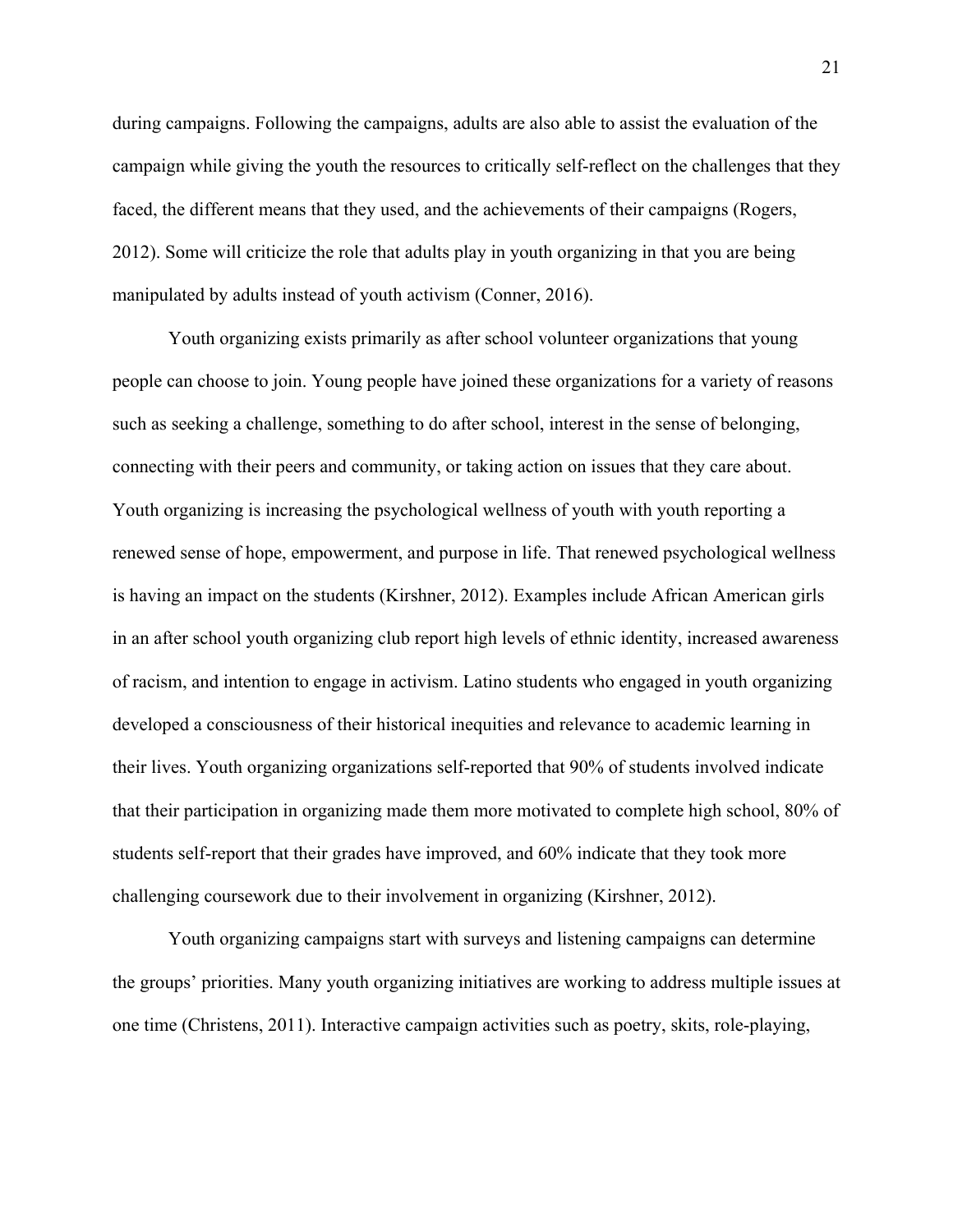during campaigns. Following the campaigns, adults are also able to assist the evaluation of the campaign while giving the youth the resources to critically self-reflect on the challenges that they faced, the different means that they used, and the achievements of their campaigns (Rogers, 2012). Some will criticize the role that adults play in youth organizing in that you are being manipulated by adults instead of youth activism (Conner, 2016).

Youth organizing exists primarily as after school volunteer organizations that young people can choose to join. Young people have joined these organizations for a variety of reasons such as seeking a challenge, something to do after school, interest in the sense of belonging, connecting with their peers and community, or taking action on issues that they care about. Youth organizing is increasing the psychological wellness of youth with youth reporting a renewed sense of hope, empowerment, and purpose in life. That renewed psychological wellness is having an impact on the students (Kirshner, 2012). Examples include African American girls in an after school youth organizing club report high levels of ethnic identity, increased awareness of racism, and intention to engage in activism. Latino students who engaged in youth organizing developed a consciousness of their historical inequities and relevance to academic learning in their lives. Youth organizing organizations self-reported that 90% of students involved indicate that their participation in organizing made them more motivated to complete high school, 80% of students self-report that their grades have improved, and 60% indicate that they took more challenging coursework due to their involvement in organizing (Kirshner, 2012).

Youth organizing campaigns start with surveys and listening campaigns can determine the groups' priorities. Many youth organizing initiatives are working to address multiple issues at one time (Christens, 2011). Interactive campaign activities such as poetry, skits, role-playing,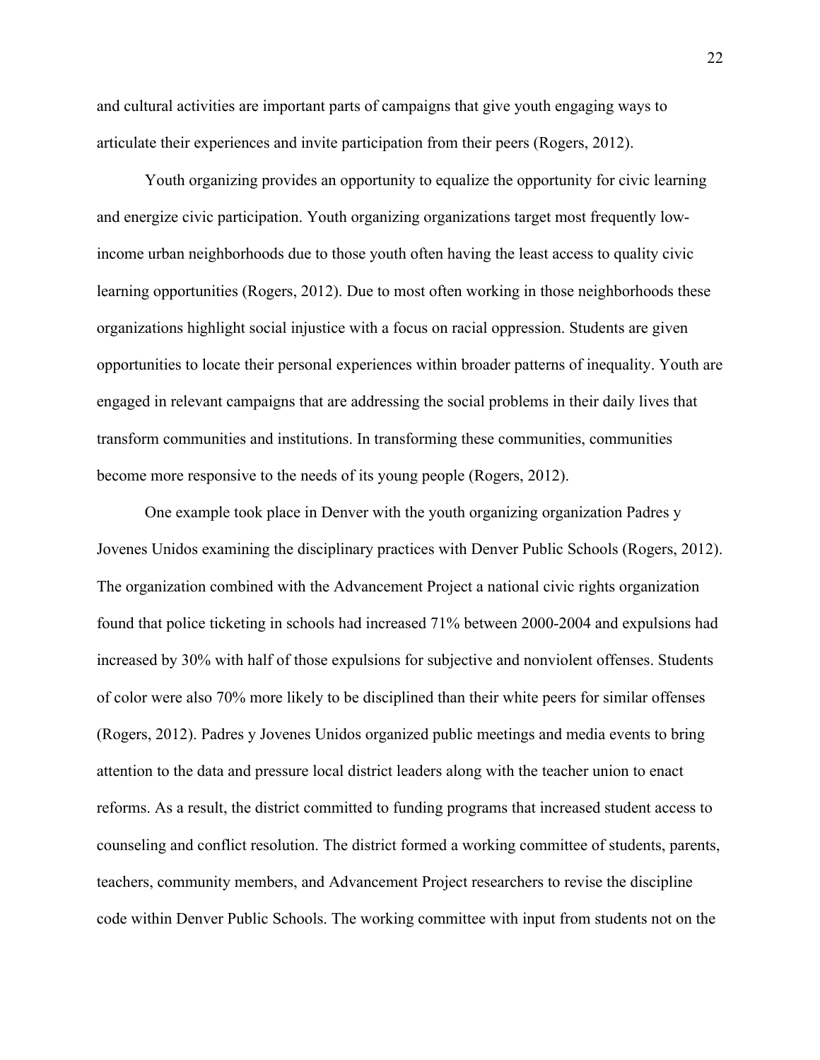and cultural activities are important parts of campaigns that give youth engaging ways to articulate their experiences and invite participation from their peers (Rogers, 2012).

Youth organizing provides an opportunity to equalize the opportunity for civic learning and energize civic participation. Youth organizing organizations target most frequently low-income urban neighborhoods due to those youth often having the least access to quality civic learning opportunities (Rogers, 2012). Due to most often working in those neighborhoods these organizations highlight social injustice with a focus on racial oppression. Students are given opportunities to locate their personal experiences within broader patterns of inequality. Youth are engaged in relevant campaigns that are addressing the social problems in their daily lives that transform communities and institutions. In transforming these communities, communities become more responsive to the needs of its young people (Rogers, 2012).

One example took place in Denver with the youth organizing organization Padres y Jovenes Unidos examining the disciplinary practices with Denver Public Schools (Rogers, 2012). The organization combined with the Advancement Project a national civic rights organization found that police ticketing in schools had increased 71% between 2000-2004 and expulsions had increased by 30% with half of those expulsions for subjective and nonviolent offenses. Students of color were also 70% more likely to be disciplined than their white peers for similar offenses (Rogers, 2012). Padres y Jovenes Unidos organized public meetings and media events to bring attention to the data and pressure local district leaders along with the teacher union to enact reforms. As a result, the district committed to funding programs that increased student access to counseling and conflict resolution. The district formed a working committee of students, parents, teachers, community members, and Advancement Project researchers to revise the discipline code within Denver Public Schools. The working committee with input from students not on the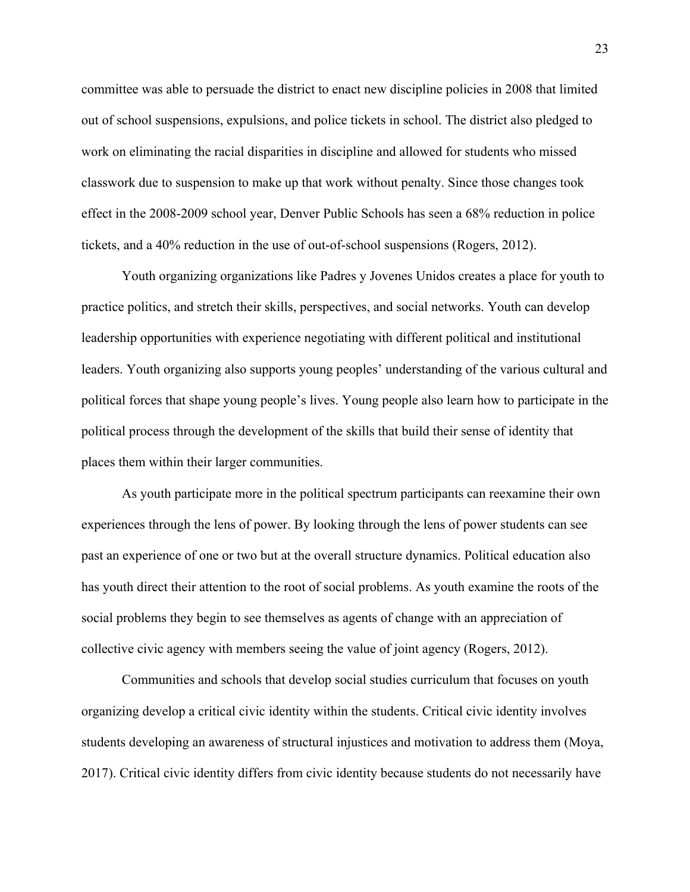committee was able to persuade the district to enact new discipline policies in 2008 that limited out of school suspensions, expulsions, and police tickets in school. The district also pledged to work on eliminating the racial disparities in discipline and allowed for students who missed classwork due to suspension to make up that work without penalty. Since those changes took effect in the 2008-2009 school year, Denver Public Schools has seen a 68% reduction in police tickets, and a 40% reduction in the use of out-of-school suspensions (Rogers, 2012).

Youth organizing organizations like Padres y Jovenes Unidos creates a place for youth to practice politics, and stretch their skills, perspectives, and social networks. Youth can develop leadership opportunities with experience negotiating with different political and institutional leaders. Youth organizing also supports young peoples' understanding of the various cultural and political forces that shape young people's lives. Young people also learn how to participate in the political process through the development of the skills that build their sense of identity that places them within their larger communities.

As youth participate more in the political spectrum participants can reexamine their own experiences through the lens of power. By looking through the lens of power students can see past an experience of one or two but at the overall structure dynamics. Political education also has youth direct their attention to the root of social problems. As youth examine the roots of the social problems they begin to see themselves as agents of change with an appreciation of collective civic agency with members seeing the value of joint agency (Rogers, 2012).

Communities and schools that develop social studies curriculum that focuses on youth organizing develop a critical civic identity within the students. Critical civic identity involves students developing an awareness of structural injustices and motivation to address them (Moya, 2017). Critical civic identity differs from civic identity because students do not necessarily have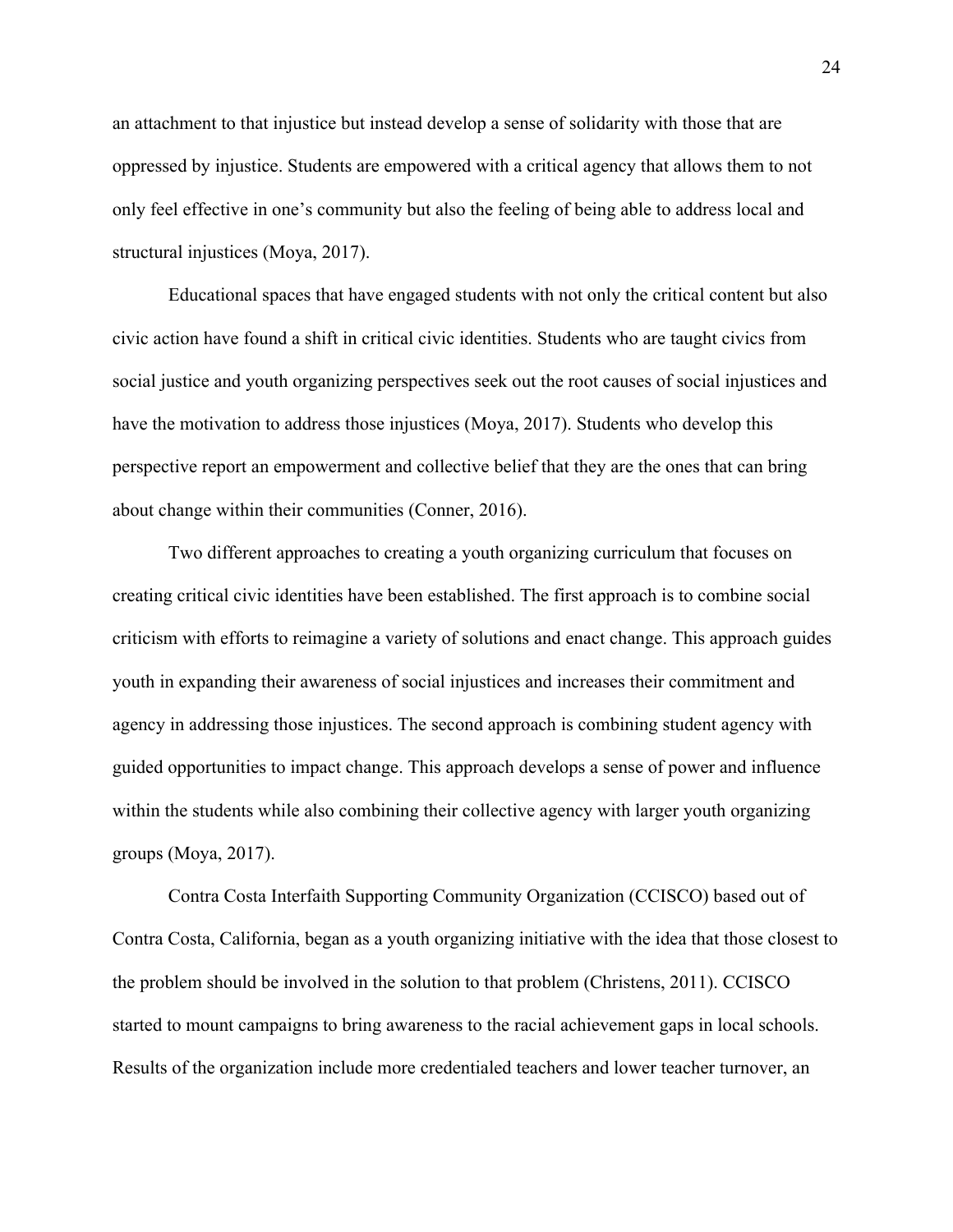an attachment to that injustice but instead develop a sense of solidarity with those that are oppressed by injustice. Students are empowered with a critical agency that allows them to not only feel effective in one's community but also the feeling of being able to address local and structural injustices (Moya, 2017).

Educational spaces that have engaged students with not only the critical content but also civic action have found a shift in critical civic identities. Students who are taught civics from social justice and youth organizing perspectives seek out the root causes of social injustices and have the motivation to address those injustices (Moya, 2017). Students who develop this perspective report an empowerment and collective belief that they are the ones that can bring about change within their communities (Conner, 2016).

Two different approaches to creating a youth organizing curriculum that focuses on creating critical civic identities have been established. The first approach is to combine social criticism with efforts to reimagine a variety of solutions and enact change. This approach guides youth in expanding their awareness of social injustices and increases their commitment and agency in addressing those injustices. The second approach is combining student agency with guided opportunities to impact change. This approach develops a sense of power and influence within the students while also combining their collective agency with larger youth organizing groups (Moya, 2017).

Contra Costa Interfaith Supporting Community Organization (CCISCO) based out of Contra Costa, California, began as a youth organizing initiative with the idea that those closest to the problem should be involved in the solution to that problem (Christens, 2011). CCISCO started to mount campaigns to bring awareness to the racial achievement gaps in local schools. Results of the organization include more credentialed teachers and lower teacher turnover, an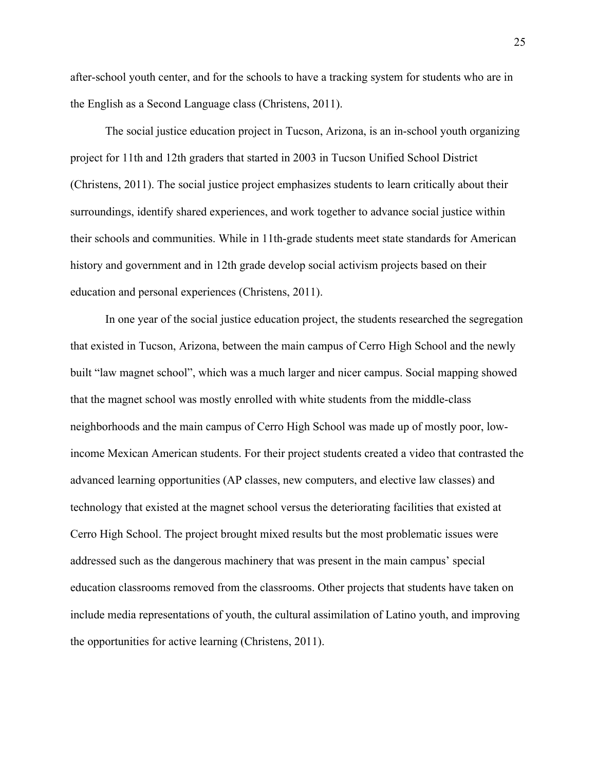after-school youth center, and for the schools to have a tracking system for students who are in the English as a Second Language class (Christens, 2011).

The social justice education project in Tucson, Arizona, is an in-school youth organizing project for 11th and 12th graders that started in 2003 in Tucson Unified School District (Christens, 2011). The social justice project emphasizes students to learn critically about their surroundings, identify shared experiences, and work together to advance social justice within their schools and communities. While in 11th-grade students meet state standards for American history and government and in 12th grade develop social activism projects based on their education and personal experiences (Christens, 2011).

In one year of the social justice education project, the students researched the segregation that existed in Tucson, Arizona, between the main campus of Cerro High School and the newly built "law magnet school", which was a much larger and nicer campus. Social mapping showed that the magnet school was mostly enrolled with white students from the middle-class neighborhoods and the main campus of Cerro High School was made up of mostly poor, low-income Mexican American students. For their project students created a video that contrasted the advanced learning opportunities (AP classes, new computers, and elective law classes) and technology that existed at the magnet school versus the deteriorating facilities that existed at Cerro High School. The project brought mixed results but the most problematic issues were addressed such as the dangerous machinery that was present in the main campus' special education classrooms removed from the classrooms. Other projects that students have taken on include media representations of youth, the cultural assimilation of Latino youth, and improving the opportunities for active learning (Christens, 2011).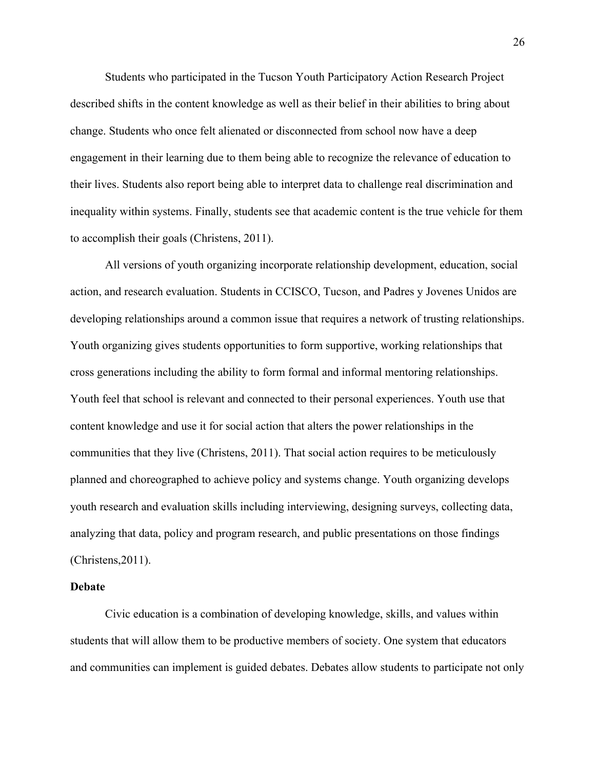Students who participated in the Tucson Youth Participatory Action Research Project described shifts in the content knowledge as well as their belief in their abilities to bring about change. Students who once felt alienated or disconnected from school now have a deep engagement in their learning due to them being able to recognize the relevance of education to their lives. Students also report being able to interpret data to challenge real discrimination and inequality within systems. Finally, students see that academic content is the true vehicle for them to accomplish their goals (Christens, 2011).

All versions of youth organizing incorporate relationship development, education, social action, and research evaluation. Students in CCISCO, Tucson, and Padres y Jovenes Unidos are developing relationships around a common issue that requires a network of trusting relationships. Youth organizing gives students opportunities to form supportive, working relationships that cross generations including the ability to form formal and informal mentoring relationships. Youth feel that school is relevant and connected to their personal experiences. Youth use that content knowledge and use it for social action that alters the power relationships in the communities that they live (Christens, 2011). That social action requires to be meticulously planned and choreographed to achieve policy and systems change. Youth organizing develops youth research and evaluation skills including interviewing, designing surveys, collecting data, analyzing that data, policy and program research, and public presentations on those findings (Christens,2011).

**Debate**

Civic education is a combination of developing knowledge, skills, and values within students that will allow them to be productive members of society. One system that educators and communities can implement is guided debates. Debates allow students to participate not only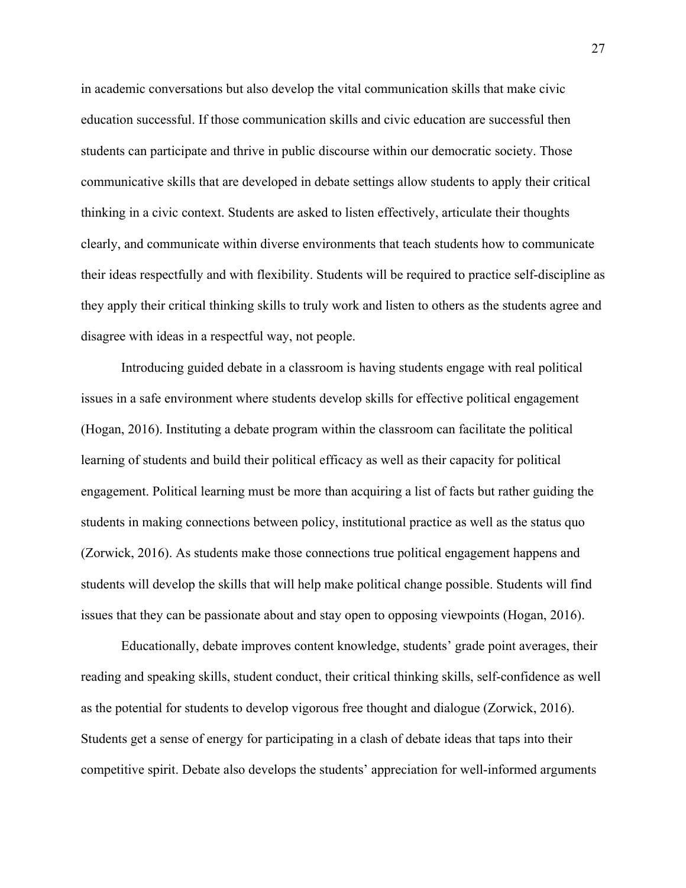in academic conversations but also develop the vital communication skills that make civic education successful. If those communication skills and civic education are successful then students can participate and thrive in public discourse within our democratic society. Those communicative skills that are developed in debate settings allow students to apply their critical thinking in a civic context. Students are asked to listen effectively, articulate their thoughts clearly, and communicate within diverse environments that teach students how to communicate their ideas respectfully and with flexibility. Students will be required to practice self-discipline as they apply their critical thinking skills to truly work and listen to others as the students agree and disagree with ideas in a respectful way, not people.

Introducing guided debate in a classroom is having students engage with real political issues in a safe environment where students develop skills for effective political engagement (Hogan, 2016). Instituting a debate program within the classroom can facilitate the political learning of students and build their political efficacy as well as their capacity for political engagement. Political learning must be more than acquiring a list of facts but rather guiding the students in making connections between policy, institutional practice as well as the status quo (Zorwick, 2016). As students make those connections true political engagement happens and students will develop the skills that will help make political change possible. Students will find issues that they can be passionate about and stay open to opposing viewpoints (Hogan, 2016).

Educationally, debate improves content knowledge, students' grade point averages, their reading and speaking skills, student conduct, their critical thinking skills, self-confidence as well as the potential for students to develop vigorous free thought and dialogue (Zorwick, 2016). Students get a sense of energy for participating in a clash of debate ideas that taps into their competitive spirit. Debate also develops the students' appreciation for well-informed arguments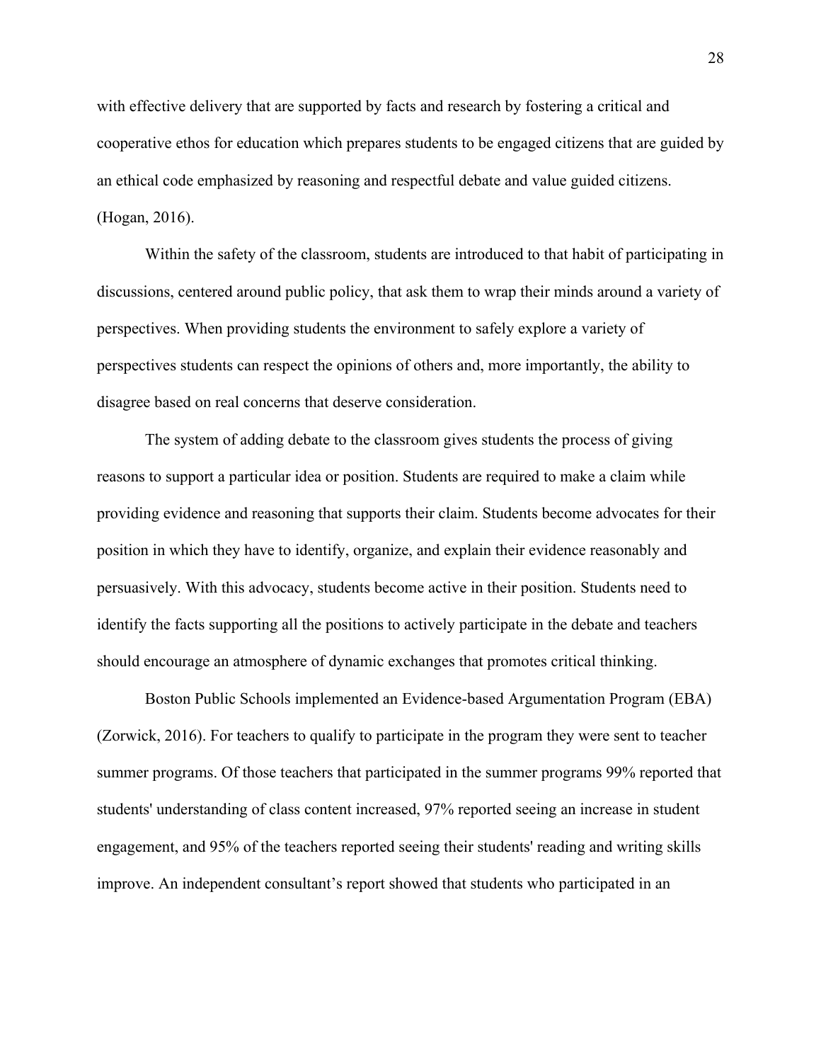with effective delivery that are supported by facts and research by fostering a critical and cooperative ethos for education which prepares students to be engaged citizens that are guided by an ethical code emphasized by reasoning and respectful debate and value guided citizens. (Hogan, 2016).

Within the safety of the classroom, students are introduced to that habit of participating in discussions, centered around public policy, that ask them to wrap their minds around a variety of perspectives. When providing students the environment to safely explore a variety of perspectives students can respect the opinions of others and, more importantly, the ability to disagree based on real concerns that deserve consideration.

The system of adding debate to the classroom gives students the process of giving reasons to support a particular idea or position. Students are required to make a claim while providing evidence and reasoning that supports their claim. Students become advocates for their position in which they have to identify, organize, and explain their evidence reasonably and persuasively. With this advocacy, students become active in their position. Students need to identify the facts supporting all the positions to actively participate in the debate and teachers should encourage an atmosphere of dynamic exchanges that promotes critical thinking.

Boston Public Schools implemented an Evidence-based Argumentation Program (EBA) (Zorwick, 2016). For teachers to qualify to participate in the program they were sent to teacher summer programs. Of those teachers that participated in the summer programs 99% reported that students' understanding of class content increased, 97% reported seeing an increase in student engagement, and 95% of the teachers reported seeing their students' reading and writing skills improve. An independent consultant's report showed that students who participated in an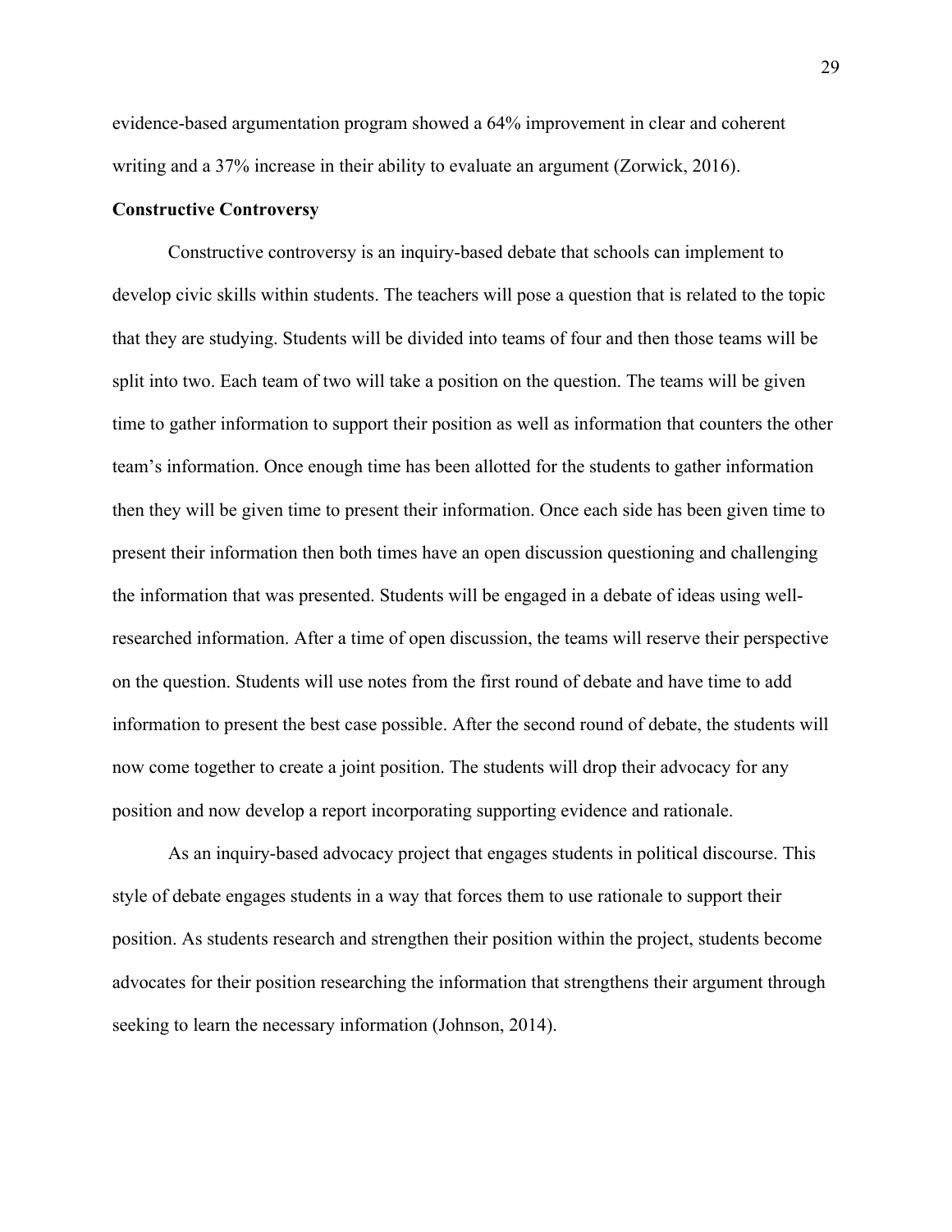evidence-based argumentation program showed a 64% improvement in clear and coherent writing and a 37% increase in their ability to evaluate an argument (Zorwick, 2016).

**Constructive Controversy**

Constructive controversy is an inquiry-based debate that schools can implement to develop civic skills within students. The teachers will pose a question that is related to the topic that they are studying. Students will be divided into teams of four and then those teams will be split into two. Each team of two will take a position on the question. The teams will be given time to gather information to support their position as well as information that counters the other team's information. Once enough time has been allotted for the students to gather information then they will be given time to present their information. Once each side has been given time to present their information then both times have an open discussion questioning and challenging the information that was presented. Students will be engaged in a debate of ideas using well-researched information. After a time of open discussion, the teams will reserve their perspective on the question. Students will use notes from the first round of debate and have time to add information to present the best case possible. After the second round of debate, the students will now come together to create a joint position. The students will drop their advocacy for any position and now develop a report incorporating supporting evidence and rationale.

As an inquiry-based advocacy project that engages students in political discourse. This style of debate engages students in a way that forces them to use rationale to support their position. As students research and strengthen their position within the project, students become advocates for their position researching the information that strengthens their argument through seeking to learn the necessary information (Johnson, 2014).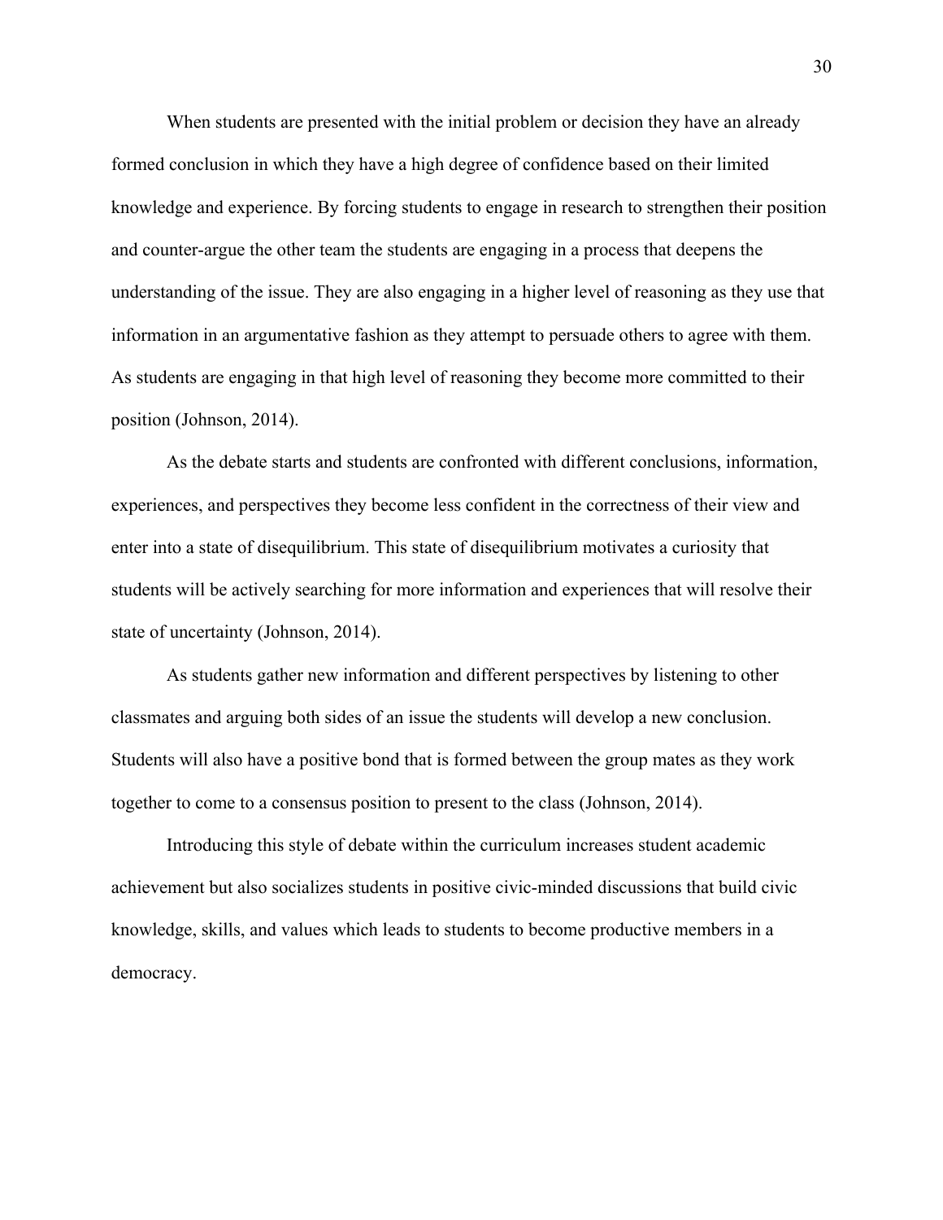When students are presented with the initial problem or decision they have an already formed conclusion in which they have a high degree of confidence based on their limited knowledge and experience. By forcing students to engage in research to strengthen their position and counter-argue the other team the students are engaging in a process that deepens the understanding of the issue. They are also engaging in a higher level of reasoning as they use that information in an argumentative fashion as they attempt to persuade others to agree with them. As students are engaging in that high level of reasoning they become more committed to their position (Johnson, 2014).

As the debate starts and students are confronted with different conclusions, information, experiences, and perspectives they become less confident in the correctness of their view and enter into a state of disequilibrium. This state of disequilibrium motivates a curiosity that students will be actively searching for more information and experiences that will resolve their state of uncertainty (Johnson, 2014).

As students gather new information and different perspectives by listening to other classmates and arguing both sides of an issue the students will develop a new conclusion. Students will also have a positive bond that is formed between the group mates as they work together to come to a consensus position to present to the class (Johnson, 2014).

Introducing this style of debate within the curriculum increases student academic achievement but also socializes students in positive civic-minded discussions that build civic knowledge, skills, and values which leads to students to become productive members in a democracy.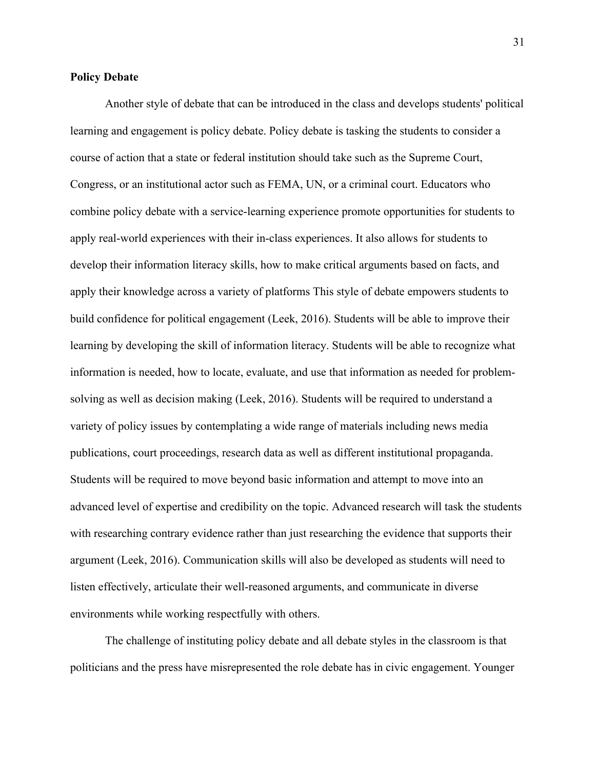**Policy Debate**

Another style of debate that can be introduced in the class and develops students' political learning and engagement is policy debate. Policy debate is tasking the students to consider a course of action that a state or federal institution should take such as the Supreme Court, Congress, or an institutional actor such as FEMA, UN, or a criminal court. Educators who combine policy debate with a service-learning experience promote opportunities for students to apply real-world experiences with their in-class experiences. It also allows for students to develop their information literacy skills, how to make critical arguments based on facts, and apply their knowledge across a variety of platforms This style of debate empowers students to build confidence for political engagement (Leek, 2016). Students will be able to improve their learning by developing the skill of information literacy. Students will be able to recognize what information is needed, how to locate, evaluate, and use that information as needed for problem-solving as well as decision making (Leek, 2016). Students will be required to understand a variety of policy issues by contemplating a wide range of materials including news media publications, court proceedings, research data as well as different institutional propaganda. Students will be required to move beyond basic information and attempt to move into an advanced level of expertise and credibility on the topic. Advanced research will task the students with researching contrary evidence rather than just researching the evidence that supports their argument (Leek, 2016). Communication skills will also be developed as students will need to listen effectively, articulate their well-reasoned arguments, and communicate in diverse environments while working respectfully with others.

The challenge of instituting policy debate and all debate styles in the classroom is that politicians and the press have misrepresented the role debate has in civic engagement. Younger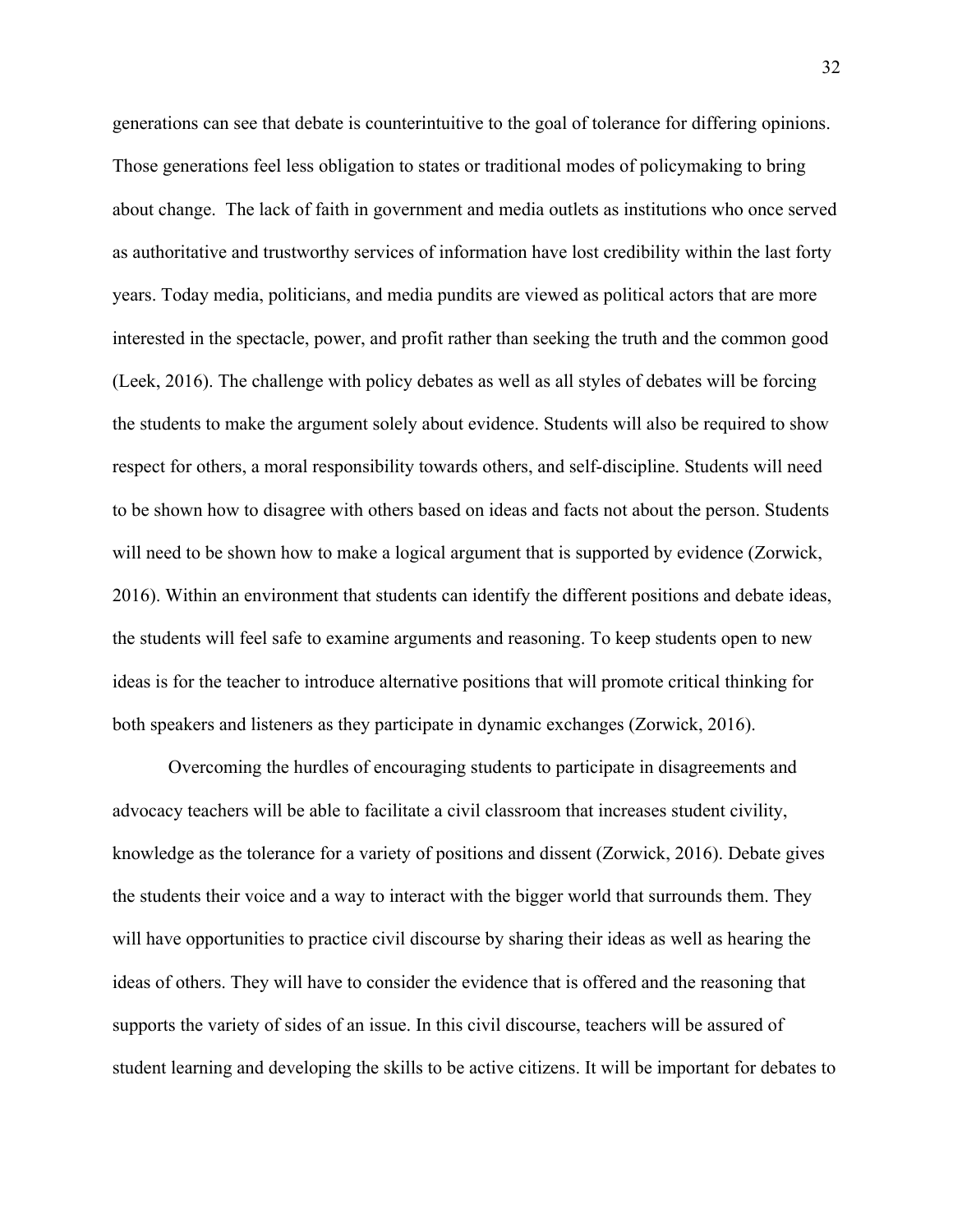generations can see that debate is counterintuitive to the goal of tolerance for differing opinions. Those generations feel less obligation to states or traditional modes of policymaking to bring about change. The lack of faith in government and media outlets as institutions who once served as authoritative and trustworthy services of information have lost credibility within the last forty years. Today media, politicians, and media pundits are viewed as political actors that are more interested in the spectacle, power, and profit rather than seeking the truth and the common good (Leek, 2016). The challenge with policy debates as well as all styles of debates will be forcing the students to make the argument solely about evidence. Students will also be required to show respect for others, a moral responsibility towards others, and self-discipline. Students will need to be shown how to disagree with others based on ideas and facts not about the person. Students will need to be shown how to make a logical argument that is supported by evidence (Zorwick, 2016). Within an environment that students can identify the different positions and debate ideas, the students will feel safe to examine arguments and reasoning. To keep students open to new ideas is for the teacher to introduce alternative positions that will promote critical thinking for both speakers and listeners as they participate in dynamic exchanges (Zorwick, 2016).

Overcoming the hurdles of encouraging students to participate in disagreements and advocacy teachers will be able to facilitate a civil classroom that increases student civility, knowledge as the tolerance for a variety of positions and dissent (Zorwick, 2016). Debate gives the students their voice and a way to interact with the bigger world that surrounds them. They will have opportunities to practice civil discourse by sharing their ideas as well as hearing the ideas of others. They will have to consider the evidence that is offered and the reasoning that supports the variety of sides of an issue. In this civil discourse, teachers will be assured of student learning and developing the skills to be active citizens. It will be important for debates to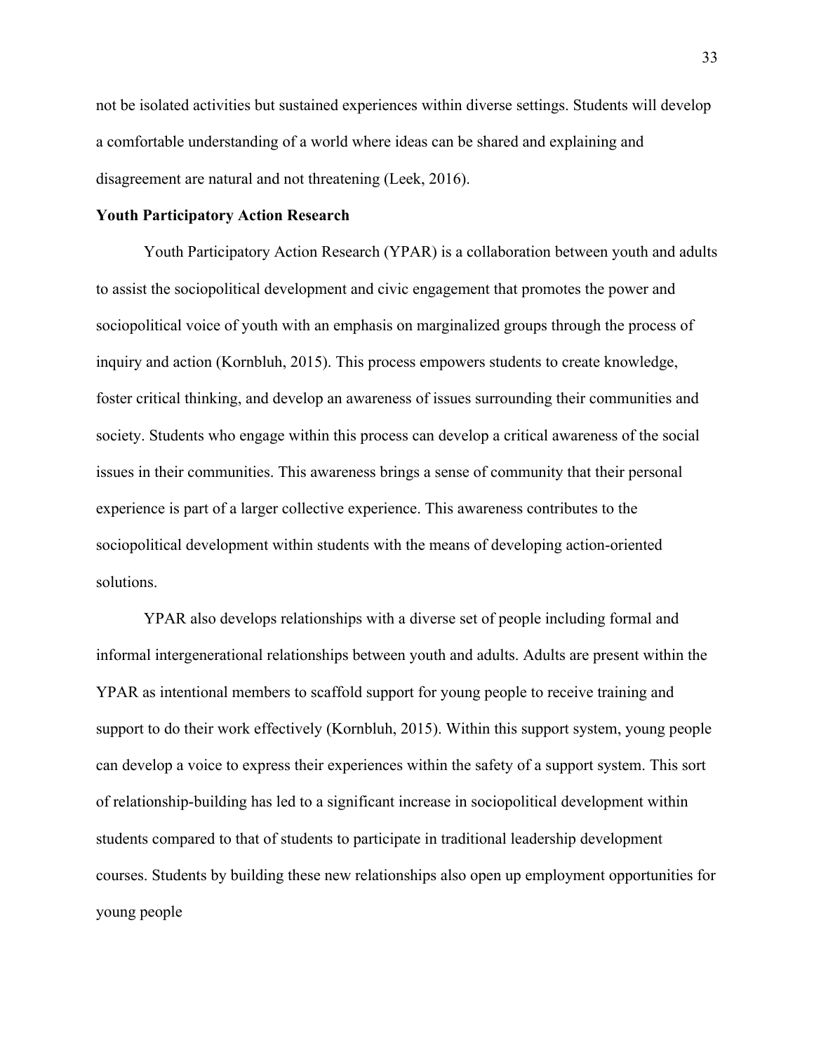not be isolated activities but sustained experiences within diverse settings. Students will develop a comfortable understanding of a world where ideas can be shared and explaining and disagreement are natural and not threatening (Leek, 2016).

**Youth Participatory Action Research**

Youth Participatory Action Research (YPAR) is a collaboration between youth and adults to assist the sociopolitical development and civic engagement that promotes the power and sociopolitical voice of youth with an emphasis on marginalized groups through the process of inquiry and action (Kornbluh, 2015). This process empowers students to create knowledge, foster critical thinking, and develop an awareness of issues surrounding their communities and society. Students who engage within this process can develop a critical awareness of the social issues in their communities. This awareness brings a sense of community that their personal experience is part of a larger collective experience. This awareness contributes to the sociopolitical development within students with the means of developing action-oriented solutions.

YPAR also develops relationships with a diverse set of people including formal and informal intergenerational relationships between youth and adults. Adults are present within the YPAR as intentional members to scaffold support for young people to receive training and support to do their work effectively (Kornbluh, 2015). Within this support system, young people can develop a voice to express their experiences within the safety of a support system. This sort of relationship-building has led to a significant increase in sociopolitical development within students compared to that of students to participate in traditional leadership development courses. Students by building these new relationships also open up employment opportunities for young people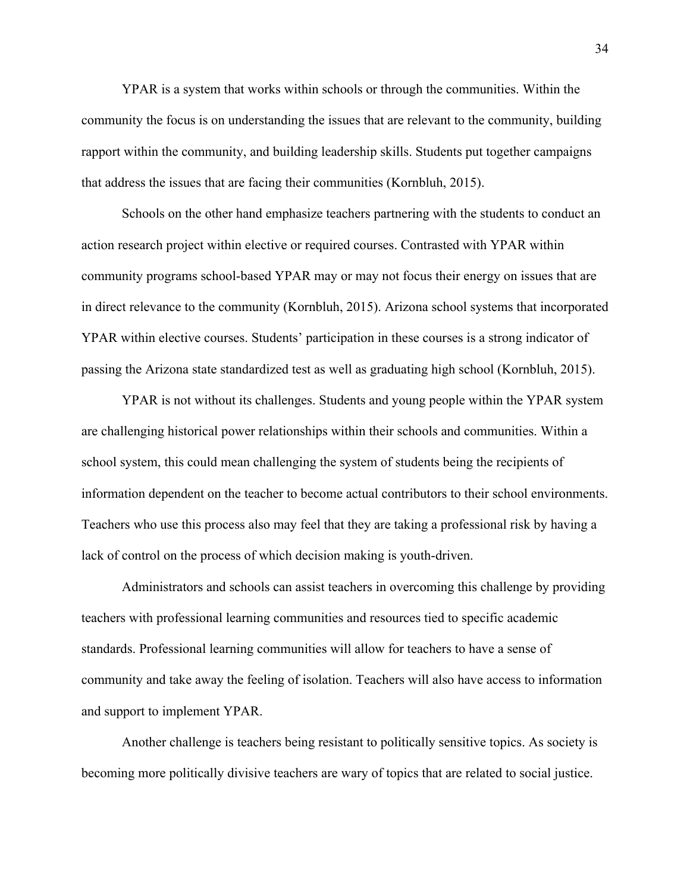YPAR is a system that works within schools or through the communities. Within the community the focus is on understanding the issues that are relevant to the community, building rapport within the community, and building leadership skills. Students put together campaigns that address the issues that are facing their communities (Kornbluh, 2015).

Schools on the other hand emphasize teachers partnering with the students to conduct an action research project within elective or required courses. Contrasted with YPAR within community programs school-based YPAR may or may not focus their energy on issues that are in direct relevance to the community (Kornbluh, 2015). Arizona school systems that incorporated YPAR within elective courses. Students' participation in these courses is a strong indicator of passing the Arizona state standardized test as well as graduating high school (Kornbluh, 2015).

YPAR is not without its challenges. Students and young people within the YPAR system are challenging historical power relationships within their schools and communities. Within a school system, this could mean challenging the system of students being the recipients of information dependent on the teacher to become actual contributors to their school environments. Teachers who use this process also may feel that they are taking a professional risk by having a lack of control on the process of which decision making is youth-driven.

Administrators and schools can assist teachers in overcoming this challenge by providing teachers with professional learning communities and resources tied to specific academic standards. Professional learning communities will allow for teachers to have a sense of community and take away the feeling of isolation. Teachers will also have access to information and support to implement YPAR.

Another challenge is teachers being resistant to politically sensitive topics. As society is becoming more politically divisive teachers are wary of topics that are related to social justice.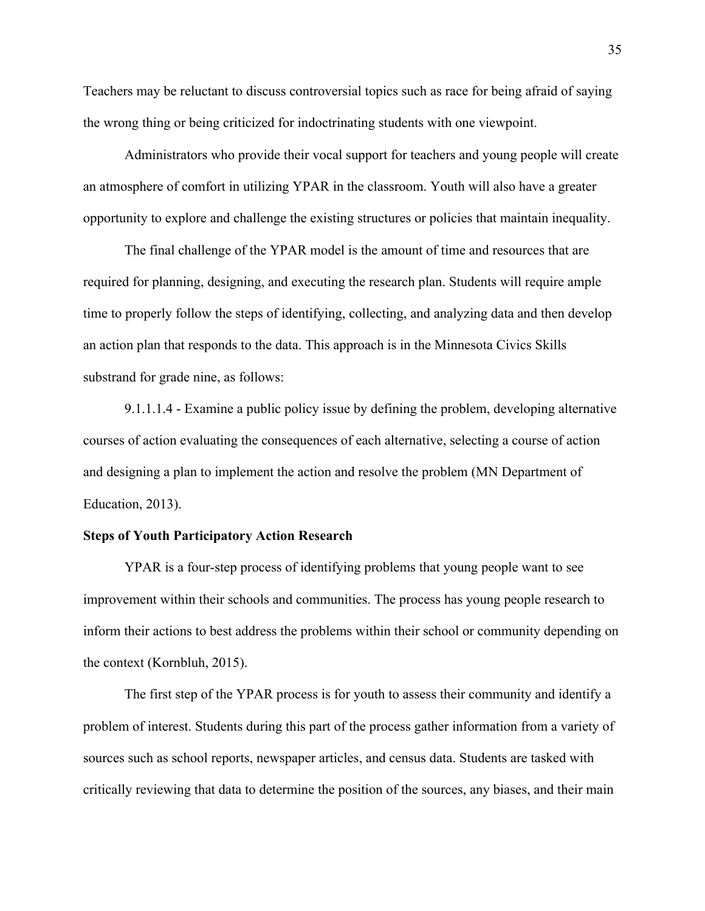Teachers may be reluctant to discuss controversial topics such as race for being afraid of saying the wrong thing or being criticized for indoctrinating students with one viewpoint.

Administrators who provide their vocal support for teachers and young people will create an atmosphere of comfort in utilizing YPAR in the classroom. Youth will also have a greater opportunity to explore and challenge the existing structures or policies that maintain inequality.

The final challenge of the YPAR model is the amount of time and resources that are required for planning, designing, and executing the research plan. Students will require ample time to properly follow the steps of identifying, collecting, and analyzing data and then develop an action plan that responds to the data. This approach is in the Minnesota Civics Skills substrand for grade nine, as follows:

9.1.1.1.4 - Examine a public policy issue by defining the problem, developing alternative courses of action evaluating the consequences of each alternative, selecting a course of action and designing a plan to implement the action and resolve the problem (MN Department of Education, 2013).

**Steps of Youth Participatory Action Research**

YPAR is a four-step process of identifying problems that young people want to see improvement within their schools and communities. The process has young people research to inform their actions to best address the problems within their school or community depending on the context (Kornbluh, 2015).

The first step of the YPAR process is for youth to assess their community and identify a problem of interest. Students during this part of the process gather information from a variety of sources such as school reports, newspaper articles, and census data. Students are tasked with critically reviewing that data to determine the position of the sources, any biases, and their main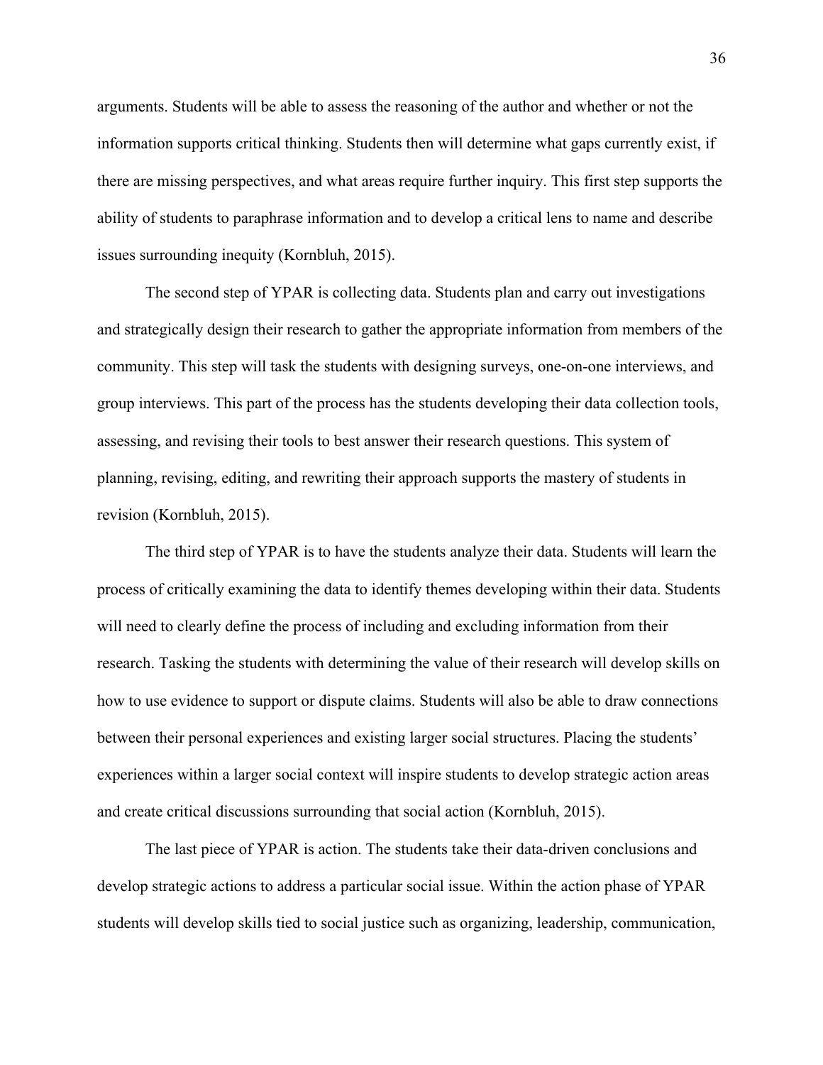arguments. Students will be able to assess the reasoning of the author and whether or not the information supports critical thinking. Students then will determine what gaps currently exist, if there are missing perspectives, and what areas require further inquiry. This first step supports the ability of students to paraphrase information and to develop a critical lens to name and describe issues surrounding inequity (Kornbluh, 2015).

The second step of YPAR is collecting data. Students plan and carry out investigations and strategically design their research to gather the appropriate information from members of the community. This step will task the students with designing surveys, one-on-one interviews, and group interviews. This part of the process has the students developing their data collection tools, assessing, and revising their tools to best answer their research questions. This system of planning, revising, editing, and rewriting their approach supports the mastery of students in revision (Kornbluh, 2015).

The third step of YPAR is to have the students analyze their data. Students will learn the process of critically examining the data to identify themes developing within their data. Students will need to clearly define the process of including and excluding information from their research. Tasking the students with determining the value of their research will develop skills on how to use evidence to support or dispute claims. Students will also be able to draw connections between their personal experiences and existing larger social structures. Placing the students' experiences within a larger social context will inspire students to develop strategic action areas and create critical discussions surrounding that social action (Kornbluh, 2015).

The last piece of YPAR is action. The students take their data-driven conclusions and develop strategic actions to address a particular social issue. Within the action phase of YPAR students will develop skills tied to social justice such as organizing, leadership, communication,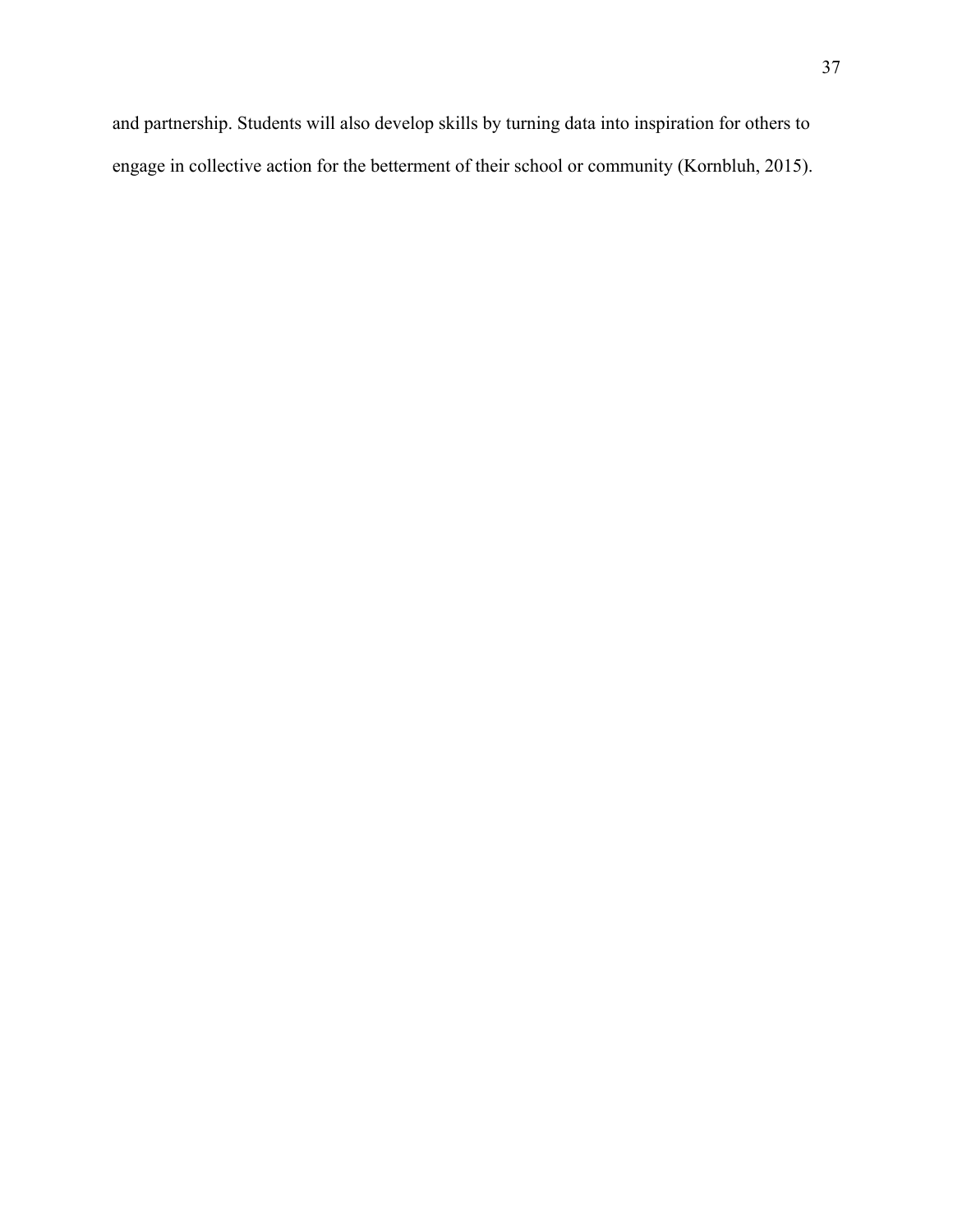and partnership. Students will also develop skills by turning data into inspiration for others to engage in collective action for the betterment of their school or community (Kornbluh, 2015).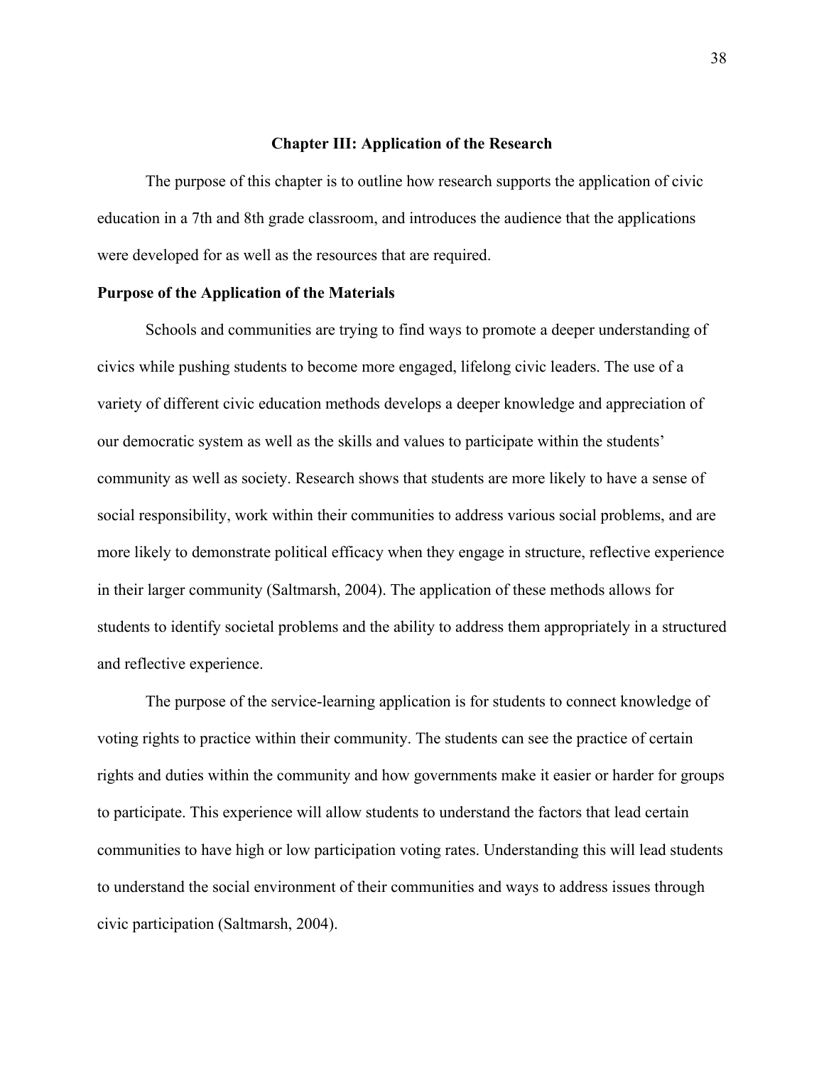# Chapter III: Application of the Research

The purpose of this chapter is to outline how research supports the application of civic education in a 7th and 8th grade classroom, and introduces the audience that the applications were developed for as well as the resources that are required.

## Purpose of the Application of the Materials

Schools and communities are trying to find ways to promote a deeper understanding of civics while pushing students to become more engaged, lifelong civic leaders. The use of a variety of different civic education methods develops a deeper knowledge and appreciation of our democratic system as well as the skills and values to participate within the students' community as well as society. Research shows that students are more likely to have a sense of social responsibility, work within their communities to address various social problems, and are more likely to demonstrate political efficacy when they engage in structure, reflective experience in their larger community (Saltmarsh, 2004). The application of these methods allows for students to identify societal problems and the ability to address them appropriately in a structured and reflective experience.

The purpose of the service-learning application is for students to connect knowledge of voting rights to practice within their community. The students can see the practice of certain rights and duties within the community and how governments make it easier or harder for groups to participate. This experience will allow students to understand the factors that lead certain communities to have high or low participation voting rates. Understanding this will lead students to understand the social environment of their communities and ways to address issues through civic participation (Saltmarsh, 2004).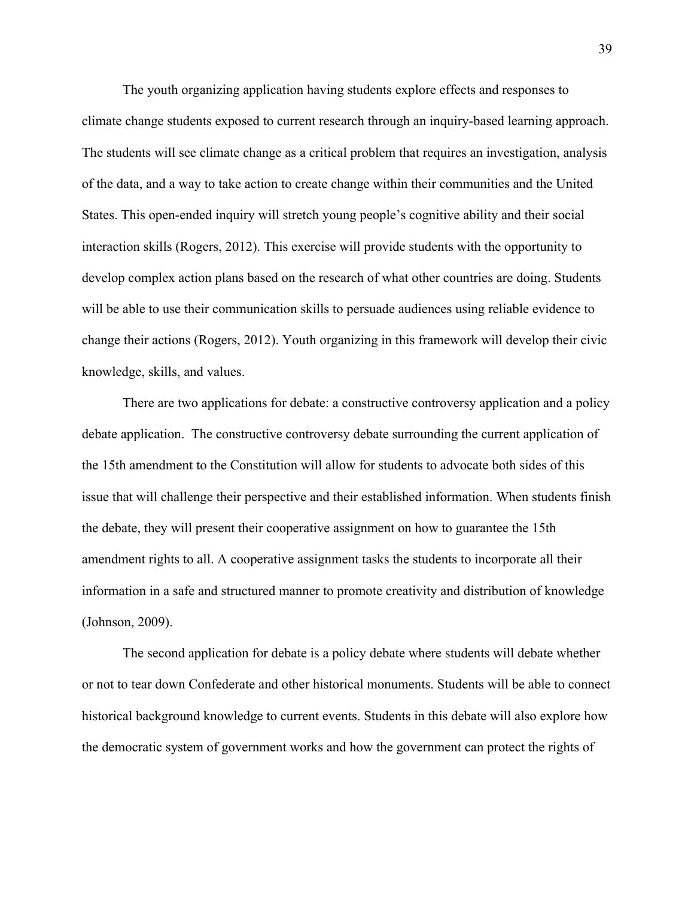The youth organizing application having students explore effects and responses to climate change students exposed to current research through an inquiry-based learning approach. The students will see climate change as a critical problem that requires an investigation, analysis of the data, and a way to take action to create change within their communities and the United States. This open-ended inquiry will stretch young people's cognitive ability and their social interaction skills (Rogers, 2012). This exercise will provide students with the opportunity to develop complex action plans based on the research of what other countries are doing. Students will be able to use their communication skills to persuade audiences using reliable evidence to change their actions (Rogers, 2012). Youth organizing in this framework will develop their civic knowledge, skills, and values.

There are two applications for debate: a constructive controversy application and a policy debate application. The constructive controversy debate surrounding the current application of the 15th amendment to the Constitution will allow for students to advocate both sides of this issue that will challenge their perspective and their established information. When students finish the debate, they will present their cooperative assignment on how to guarantee the 15th amendment rights to all. A cooperative assignment tasks the students to incorporate all their information in a safe and structured manner to promote creativity and distribution of knowledge (Johnson, 2009).

The second application for debate is a policy debate where students will debate whether or not to tear down Confederate and other historical monuments. Students will be able to connect historical background knowledge to current events. Students in this debate will also explore how the democratic system of government works and how the government can protect the rights of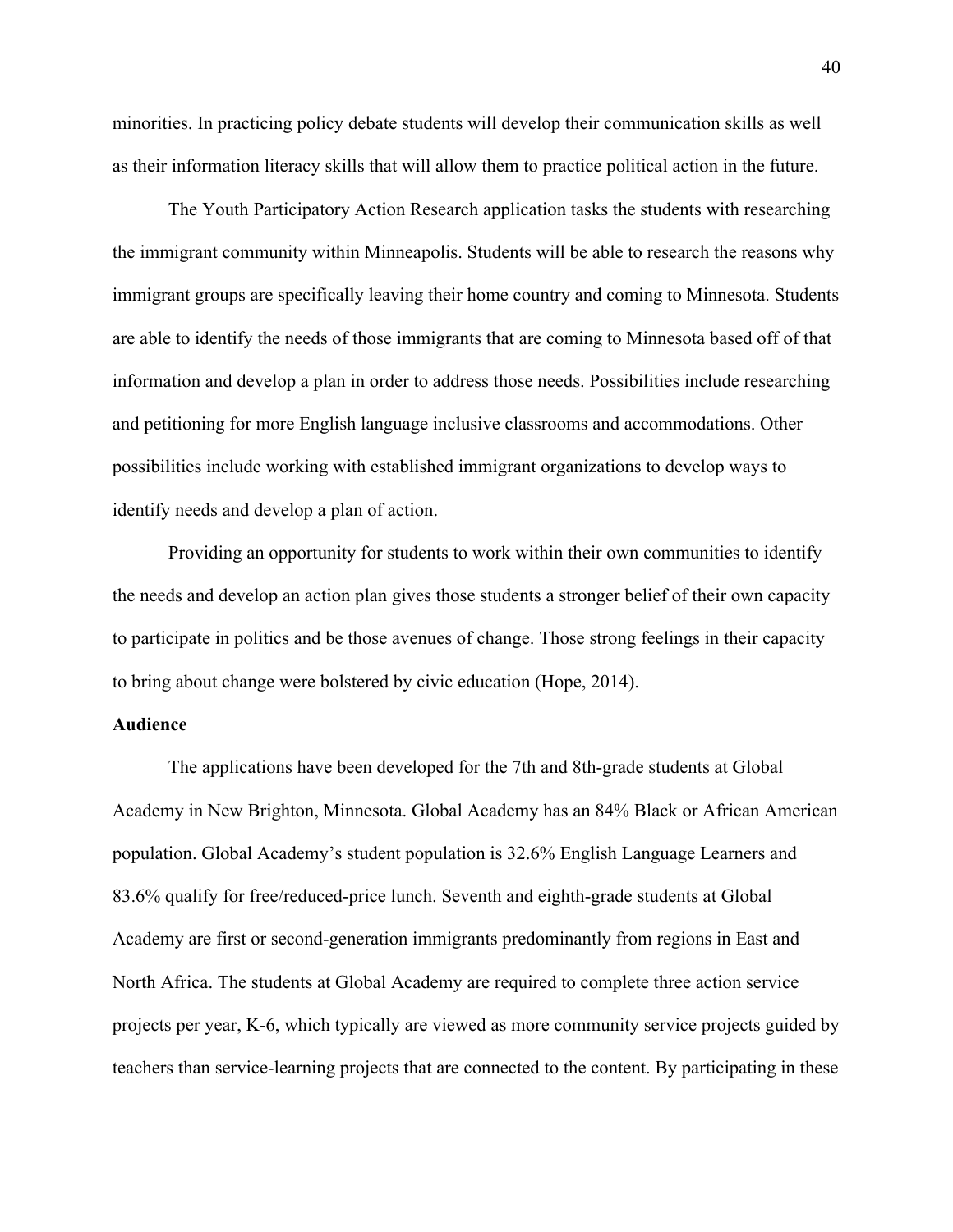minorities. In practicing policy debate students will develop their communication skills as well as their information literacy skills that will allow them to practice political action in the future.

The Youth Participatory Action Research application tasks the students with researching the immigrant community within Minneapolis. Students will be able to research the reasons why immigrant groups are specifically leaving their home country and coming to Minnesota. Students are able to identify the needs of those immigrants that are coming to Minnesota based off of that information and develop a plan in order to address those needs. Possibilities include researching and petitioning for more English language inclusive classrooms and accommodations. Other possibilities include working with established immigrant organizations to develop ways to identify needs and develop a plan of action.

Providing an opportunity for students to work within their own communities to identify the needs and develop an action plan gives those students a stronger belief of their own capacity to participate in politics and be those avenues of change. Those strong feelings in their capacity to bring about change were bolstered by civic education (Hope, 2014).

**Audience**

The applications have been developed for the 7th and 8th-grade students at Global Academy in New Brighton, Minnesota. Global Academy has an 84% Black or African American population. Global Academy's student population is 32.6% English Language Learners and 83.6% qualify for free/reduced-price lunch. Seventh and eighth-grade students at Global Academy are first or second-generation immigrants predominantly from regions in East and North Africa. The students at Global Academy are required to complete three action service projects per year, K-6, which typically are viewed as more community service projects guided by teachers than service-learning projects that are connected to the content. By participating in these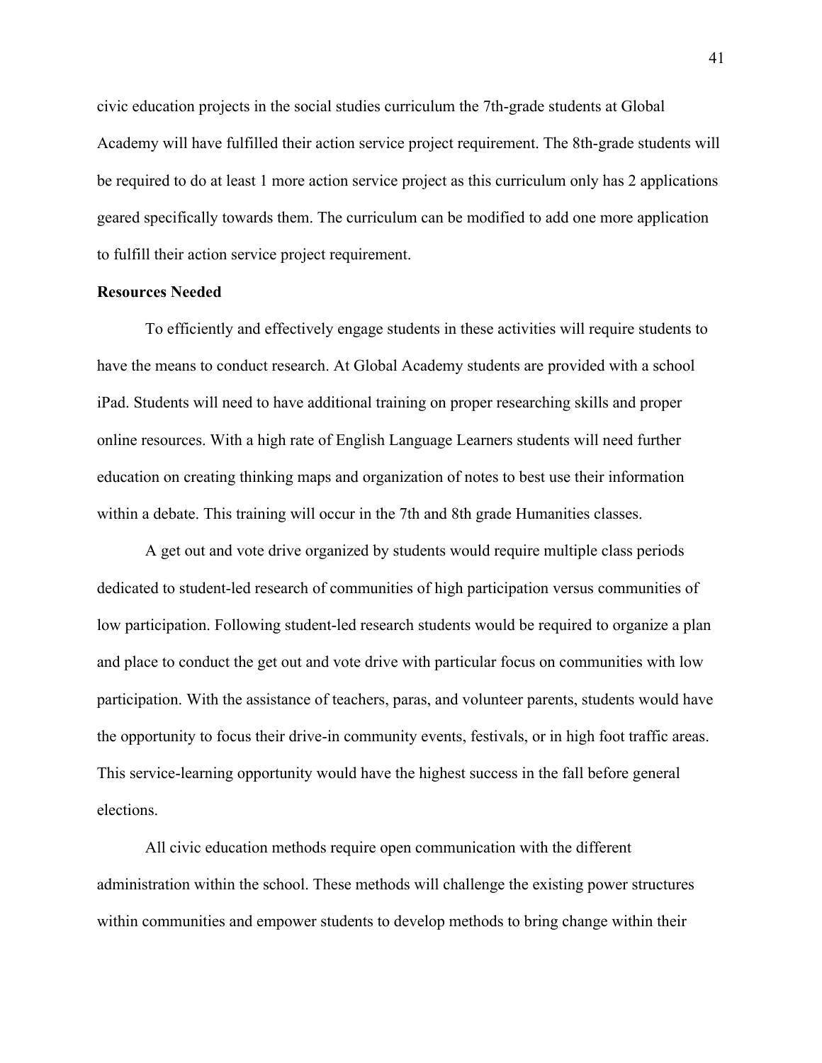civic education projects in the social studies curriculum the 7th-grade students at Global Academy will have fulfilled their action service project requirement. The 8th-grade students will be required to do at least 1 more action service project as this curriculum only has 2 applications geared specifically towards them. The curriculum can be modified to add one more application to fulfill their action service project requirement.

**Resources Needed**

To efficiently and effectively engage students in these activities will require students to have the means to conduct research. At Global Academy students are provided with a school iPad. Students will need to have additional training on proper researching skills and proper online resources. With a high rate of English Language Learners students will need further education on creating thinking maps and organization of notes to best use their information within a debate. This training will occur in the 7th and 8th grade Humanities classes.

A get out and vote drive organized by students would require multiple class periods dedicated to student-led research of communities of high participation versus communities of low participation. Following student-led research students would be required to organize a plan and place to conduct the get out and vote drive with particular focus on communities with low participation. With the assistance of teachers, paras, and volunteer parents, students would have the opportunity to focus their drive-in community events, festivals, or in high foot traffic areas. This service-learning opportunity would have the highest success in the fall before general elections.

All civic education methods require open communication with the different administration within the school. These methods will challenge the existing power structures within communities and empower students to develop methods to bring change within their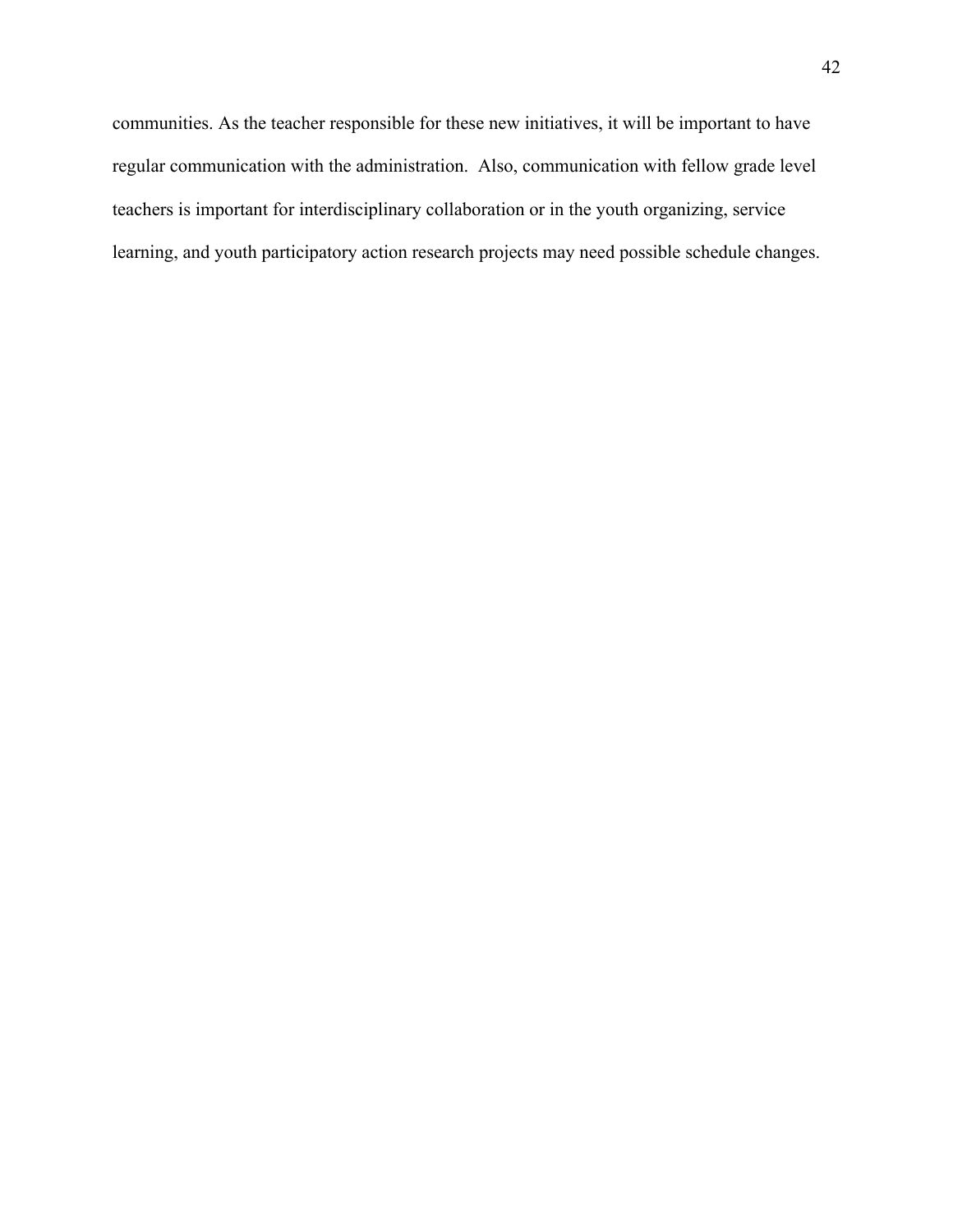communities. As the teacher responsible for these new initiatives, it will be important to have regular communication with the administration.  Also, communication with fellow grade level teachers is important for interdisciplinary collaboration or in the youth organizing, service learning, and youth participatory action research projects may need possible schedule changes.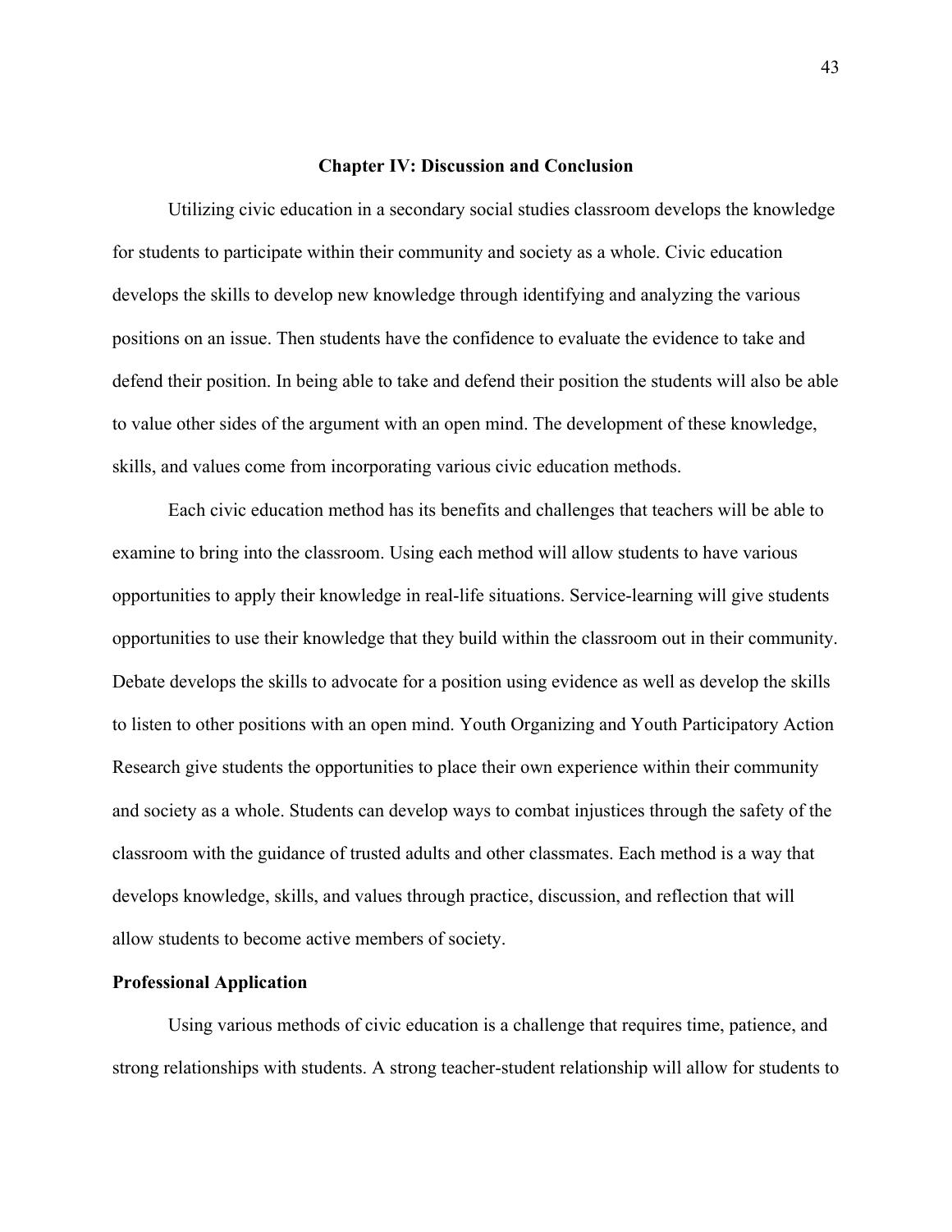## Chapter IV: Discussion and Conclusion

Utilizing civic education in a secondary social studies classroom develops the knowledge for students to participate within their community and society as a whole. Civic education develops the skills to develop new knowledge through identifying and analyzing the various positions on an issue. Then students have the confidence to evaluate the evidence to take and defend their position. In being able to take and defend their position the students will also be able to value other sides of the argument with an open mind. The development of these knowledge, skills, and values come from incorporating various civic education methods.

Each civic education method has its benefits and challenges that teachers will be able to examine to bring into the classroom. Using each method will allow students to have various opportunities to apply their knowledge in real-life situations. Service-learning will give students opportunities to use their knowledge that they build within the classroom out in their community. Debate develops the skills to advocate for a position using evidence as well as develop the skills to listen to other positions with an open mind. Youth Organizing and Youth Participatory Action Research give students the opportunities to place their own experience within their community and society as a whole. Students can develop ways to combat injustices through the safety of the classroom with the guidance of trusted adults and other classmates. Each method is a way that develops knowledge, skills, and values through practice, discussion, and reflection that will allow students to become active members of society.

### Professional Application

Using various methods of civic education is a challenge that requires time, patience, and strong relationships with students. A strong teacher-student relationship will allow for students to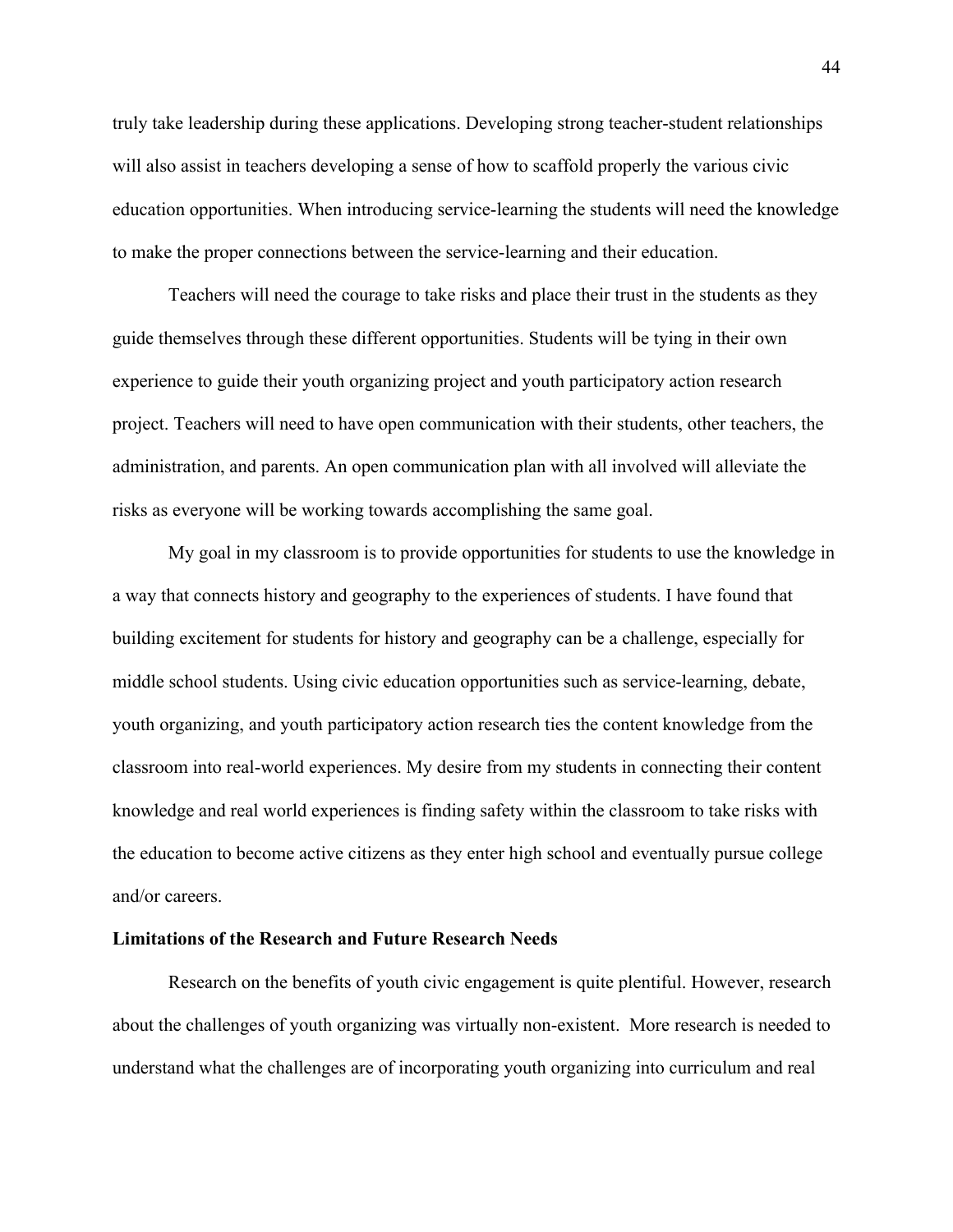truly take leadership during these applications. Developing strong teacher-student relationships will also assist in teachers developing a sense of how to scaffold properly the various civic education opportunities. When introducing service-learning the students will need the knowledge to make the proper connections between the service-learning and their education.

Teachers will need the courage to take risks and place their trust in the students as they guide themselves through these different opportunities. Students will be tying in their own experience to guide their youth organizing project and youth participatory action research project. Teachers will need to have open communication with their students, other teachers, the administration, and parents. An open communication plan with all involved will alleviate the risks as everyone will be working towards accomplishing the same goal.

My goal in my classroom is to provide opportunities for students to use the knowledge in a way that connects history and geography to the experiences of students. I have found that building excitement for students for history and geography can be a challenge, especially for middle school students. Using civic education opportunities such as service-learning, debate, youth organizing, and youth participatory action research ties the content knowledge from the classroom into real-world experiences. My desire from my students in connecting their content knowledge and real world experiences is finding safety within the classroom to take risks with the education to become active citizens as they enter high school and eventually pursue college and/or careers.

**Limitations of the Research and Future Research Needs**

Research on the benefits of youth civic engagement is quite plentiful. However, research about the challenges of youth organizing was virtually non-existent. More research is needed to understand what the challenges are of incorporating youth organizing into curriculum and real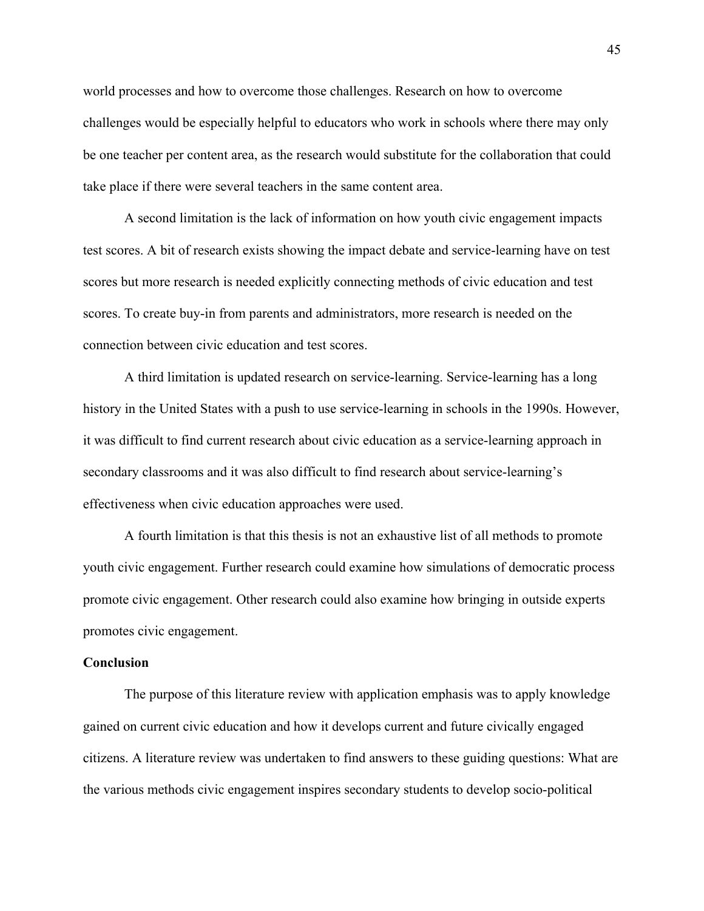world processes and how to overcome those challenges. Research on how to overcome challenges would be especially helpful to educators who work in schools where there may only be one teacher per content area, as the research would substitute for the collaboration that could take place if there were several teachers in the same content area.

A second limitation is the lack of information on how youth civic engagement impacts test scores. A bit of research exists showing the impact debate and service-learning have on test scores but more research is needed explicitly connecting methods of civic education and test scores. To create buy-in from parents and administrators, more research is needed on the connection between civic education and test scores.

A third limitation is updated research on service-learning. Service-learning has a long history in the United States with a push to use service-learning in schools in the 1990s. However, it was difficult to find current research about civic education as a service-learning approach in secondary classrooms and it was also difficult to find research about service-learning's effectiveness when civic education approaches were used.

A fourth limitation is that this thesis is not an exhaustive list of all methods to promote youth civic engagement. Further research could examine how simulations of democratic process promote civic engagement. Other research could also examine how bringing in outside experts promotes civic engagement.

**Conclusion**

The purpose of this literature review with application emphasis was to apply knowledge gained on current civic education and how it develops current and future civically engaged citizens. A literature review was undertaken to find answers to these guiding questions: What are the various methods civic engagement inspires secondary students to develop socio-political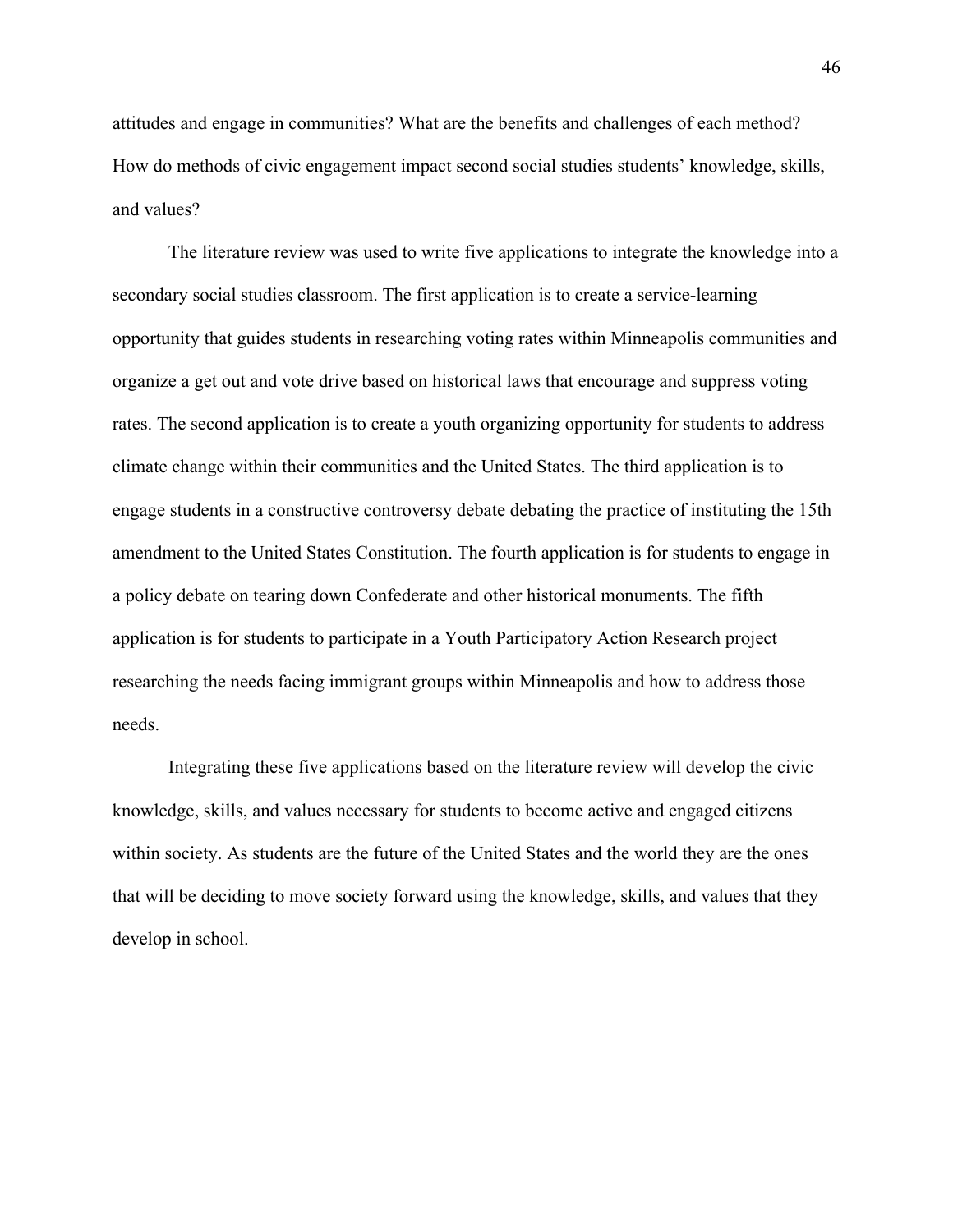attitudes and engage in communities? What are the benefits and challenges of each method? How do methods of civic engagement impact second social studies students' knowledge, skills, and values?

The literature review was used to write five applications to integrate the knowledge into a secondary social studies classroom. The first application is to create a service-learning opportunity that guides students in researching voting rates within Minneapolis communities and organize a get out and vote drive based on historical laws that encourage and suppress voting rates. The second application is to create a youth organizing opportunity for students to address climate change within their communities and the United States. The third application is to engage students in a constructive controversy debate debating the practice of instituting the 15th amendment to the United States Constitution. The fourth application is for students to engage in a policy debate on tearing down Confederate and other historical monuments. The fifth application is for students to participate in a Youth Participatory Action Research project researching the needs facing immigrant groups within Minneapolis and how to address those needs.

Integrating these five applications based on the literature review will develop the civic knowledge, skills, and values necessary for students to become active and engaged citizens within society. As students are the future of the United States and the world they are the ones that will be deciding to move society forward using the knowledge, skills, and values that they develop in school.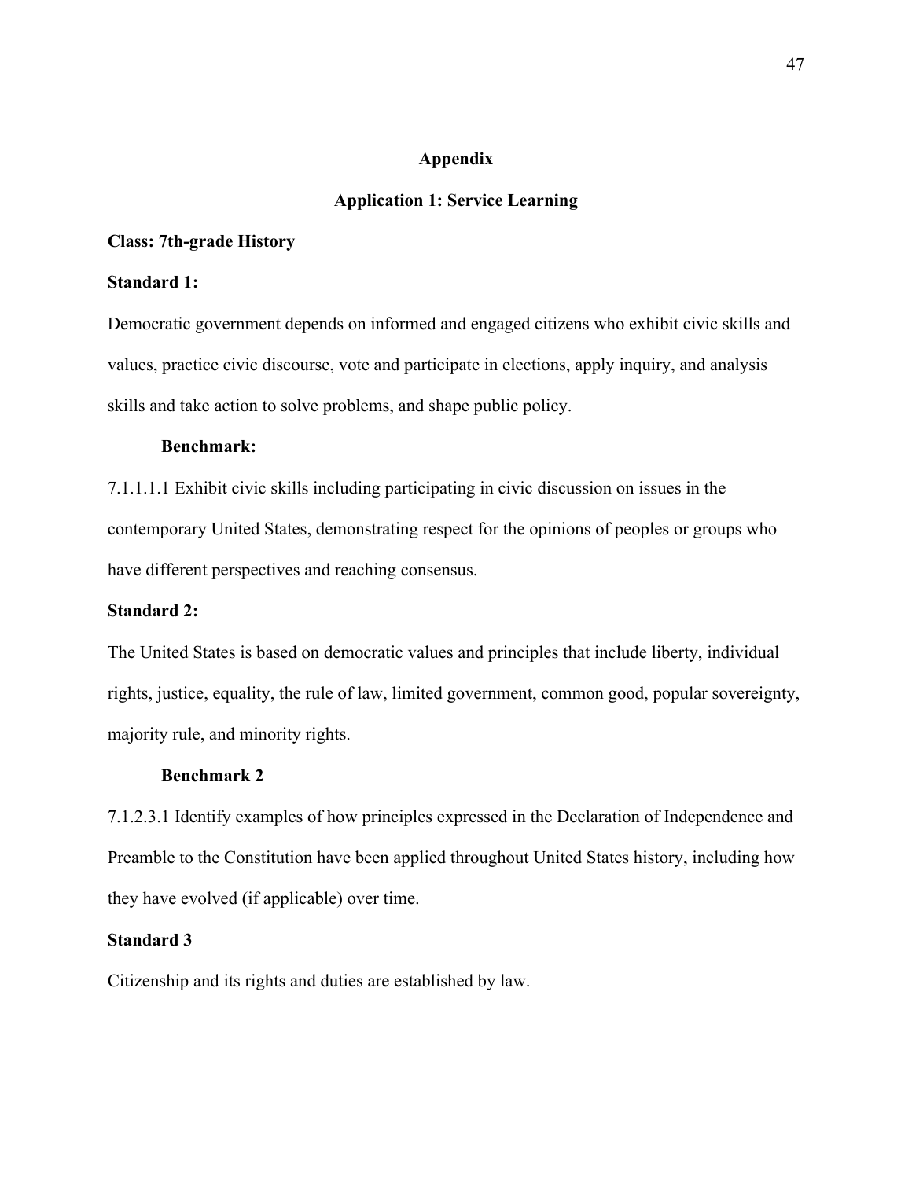# Appendix

## Application 1: Service Learning

**Class: 7th-grade History**

**Standard 1:**

Democratic government depends on informed and engaged citizens who exhibit civic skills and values, practice civic discourse, vote and participate in elections, apply inquiry, and analysis skills and take action to solve problems, and shape public policy.

**Benchmark:**

7.1.1.1.1 Exhibit civic skills including participating in civic discussion on issues in the contemporary United States, demonstrating respect for the opinions of peoples or groups who have different perspectives and reaching consensus.

**Standard 2:**

The United States is based on democratic values and principles that include liberty, individual rights, justice, equality, the rule of law, limited government, common good, popular sovereignty, majority rule, and minority rights.

**Benchmark 2**

7.1.2.3.1 Identify examples of how principles expressed in the Declaration of Independence and Preamble to the Constitution have been applied throughout United States history, including how they have evolved (if applicable) over time.

**Standard 3**

Citizenship and its rights and duties are established by law.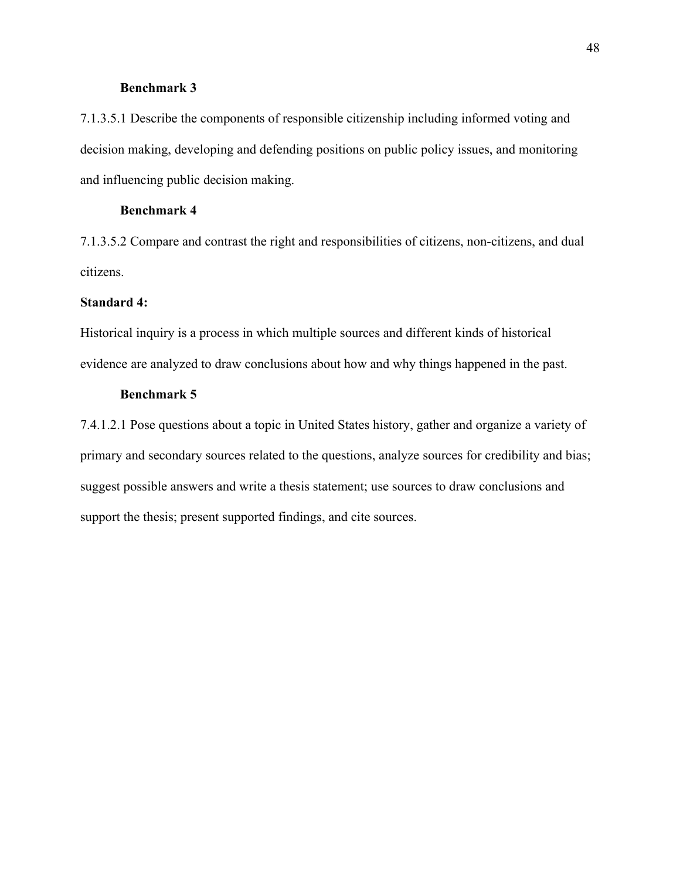**Benchmark 3**

7.1.3.5.1 Describe the components of responsible citizenship including informed voting and decision making, developing and defending positions on public policy issues, and monitoring and influencing public decision making.

**Benchmark 4**

7.1.3.5.2 Compare and contrast the right and responsibilities of citizens, non-citizens, and dual citizens.

**Standard 4:**

Historical inquiry is a process in which multiple sources and different kinds of historical evidence are analyzed to draw conclusions about how and why things happened in the past.

**Benchmark 5**

7.4.1.2.1 Pose questions about a topic in United States history, gather and organize a variety of primary and secondary sources related to the questions, analyze sources for credibility and bias; suggest possible answers and write a thesis statement; use sources to draw conclusions and support the thesis; present supported findings, and cite sources.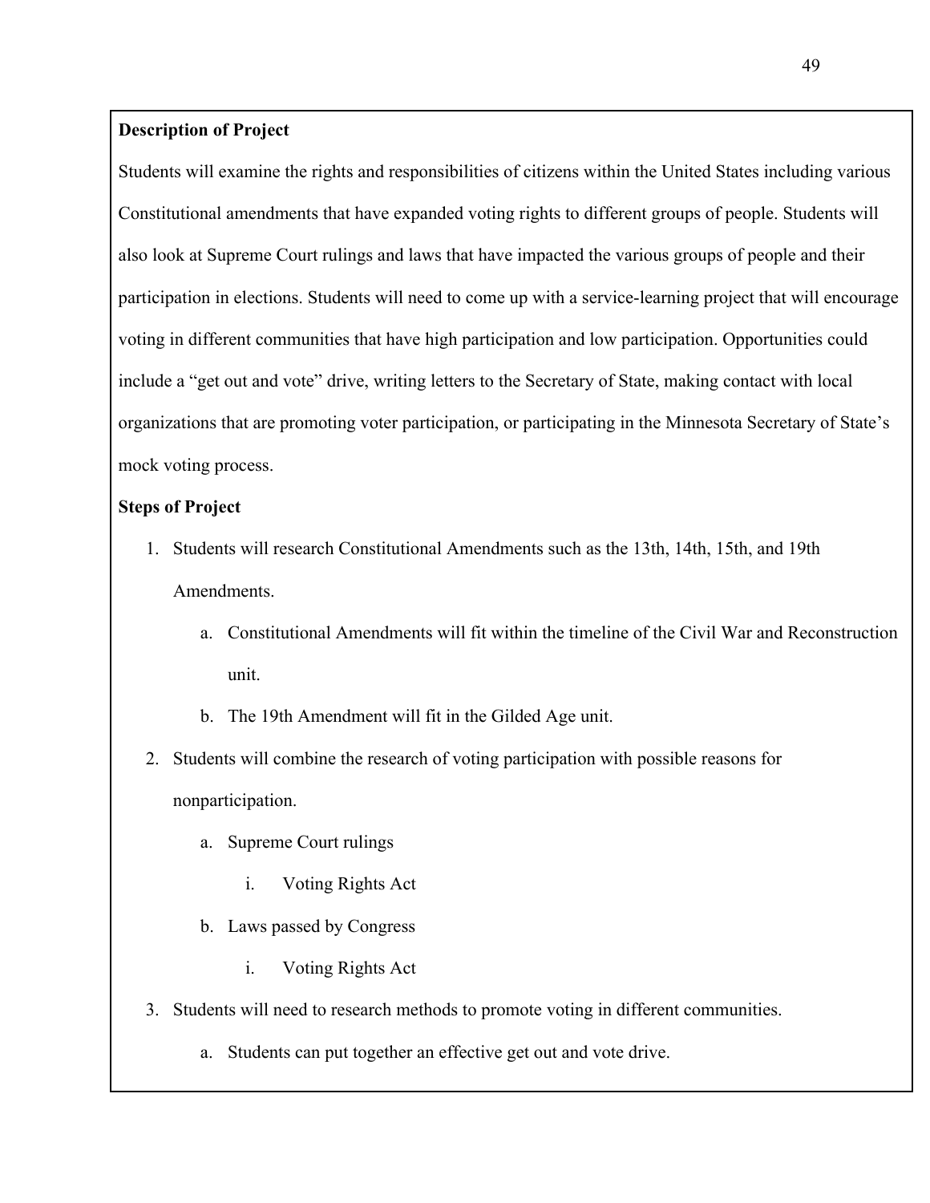**Description of Project**

Students will examine the rights and responsibilities of citizens within the United States including various Constitutional amendments that have expanded voting rights to different groups of people. Students will also look at Supreme Court rulings and laws that have impacted the various groups of people and their participation in elections. Students will need to come up with a service-learning project that will encourage voting in different communities that have high participation and low participation. Opportunities could include a "get out and vote" drive, writing letters to the Secretary of State, making contact with local organizations that are promoting voter participation, or participating in the Minnesota Secretary of State's mock voting process.

**Steps of Project**

1. Students will research Constitutional Amendments such as the 13th, 14th, 15th, and 19th Amendments.
    a. Constitutional Amendments will fit within the timeline of the Civil War and Reconstruction unit.
    b. The 19th Amendment will fit in the Gilded Age unit.
2. Students will combine the research of voting participation with possible reasons for nonparticipation.
    a. Supreme Court rulings
        i. Voting Rights Act
    b. Laws passed by Congress
        i. Voting Rights Act
3. Students will need to research methods to promote voting in different communities.
    a. Students can put together an effective get out and vote drive.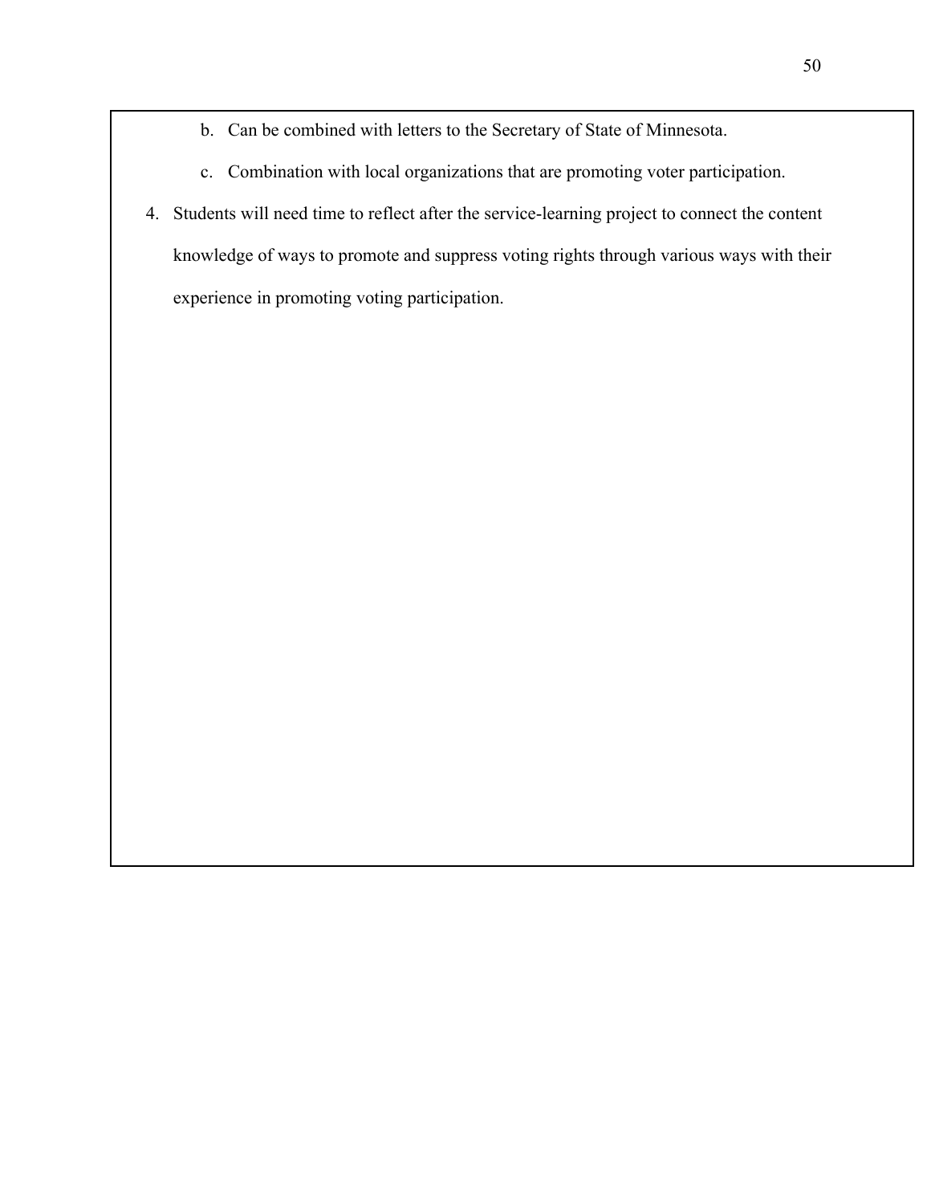b. Can be combined with letters to the Secretary of State of Minnesota.
   c. Combination with local organizations that are promoting voter participation.

4. Students will need time to reflect after the service-learning project to connect the content knowledge of ways to promote and suppress voting rights through various ways with their experience in promoting voting participation.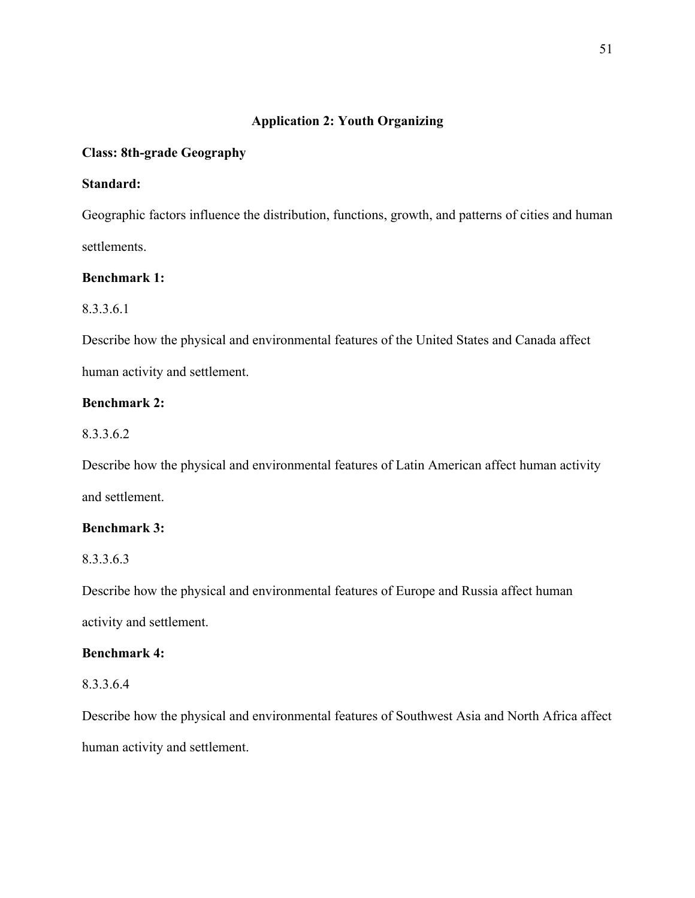## Application 2: Youth Organizing

**Class: 8th-grade Geography**

**Standard:**

Geographic factors influence the distribution, functions, growth, and patterns of cities and human settlements.

**Benchmark 1:**

8.3.3.6.1

Describe how the physical and environmental features of the United States and Canada affect human activity and settlement.

**Benchmark 2:**

8.3.3.6.2

Describe how the physical and environmental features of Latin American affect human activity and settlement.

**Benchmark 3:**

8.3.3.6.3

Describe how the physical and environmental features of Europe and Russia affect human activity and settlement.

**Benchmark 4:**

8.3.3.6.4

Describe how the physical and environmental features of Southwest Asia and North Africa affect human activity and settlement.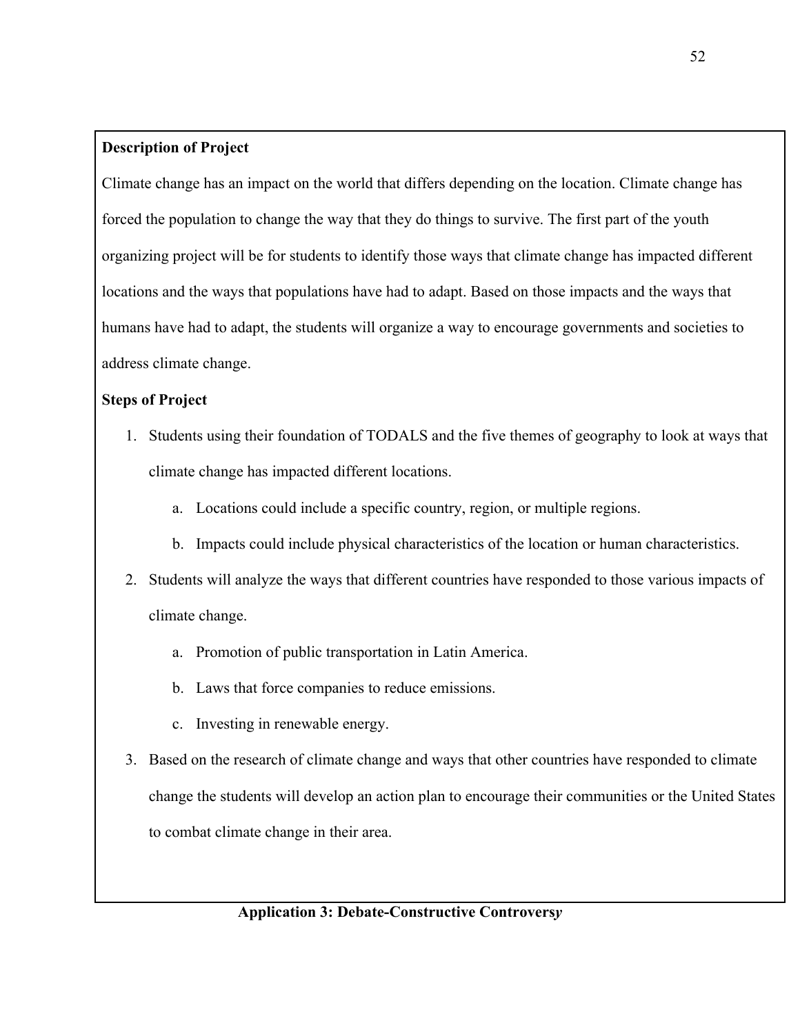**Description of Project**

Climate change has an impact on the world that differs depending on the location. Climate change has forced the population to change the way that they do things to survive. The first part of the youth organizing project will be for students to identify those ways that climate change has impacted different locations and the ways that populations have had to adapt. Based on those impacts and the ways that humans have had to adapt, the students will organize a way to encourage governments and societies to address climate change.

**Steps of Project**

1. Students using their foundation of TODALS and the five themes of geography to look at ways that climate change has impacted different locations.
    a. Locations could include a specific country, region, or multiple regions.
    b. Impacts could include physical characteristics of the location or human characteristics.
2. Students will analyze the ways that different countries have responded to those various impacts of climate change.
    a. Promotion of public transportation in Latin America.
    b. Laws that force companies to reduce emissions.
    c. Investing in renewable energy.
3. Based on the research of climate change and ways that other countries have responded to climate change the students will develop an action plan to encourage their communities or the United States to combat climate change in their area.

**Application 3: Debate-Constructive Controvers*y***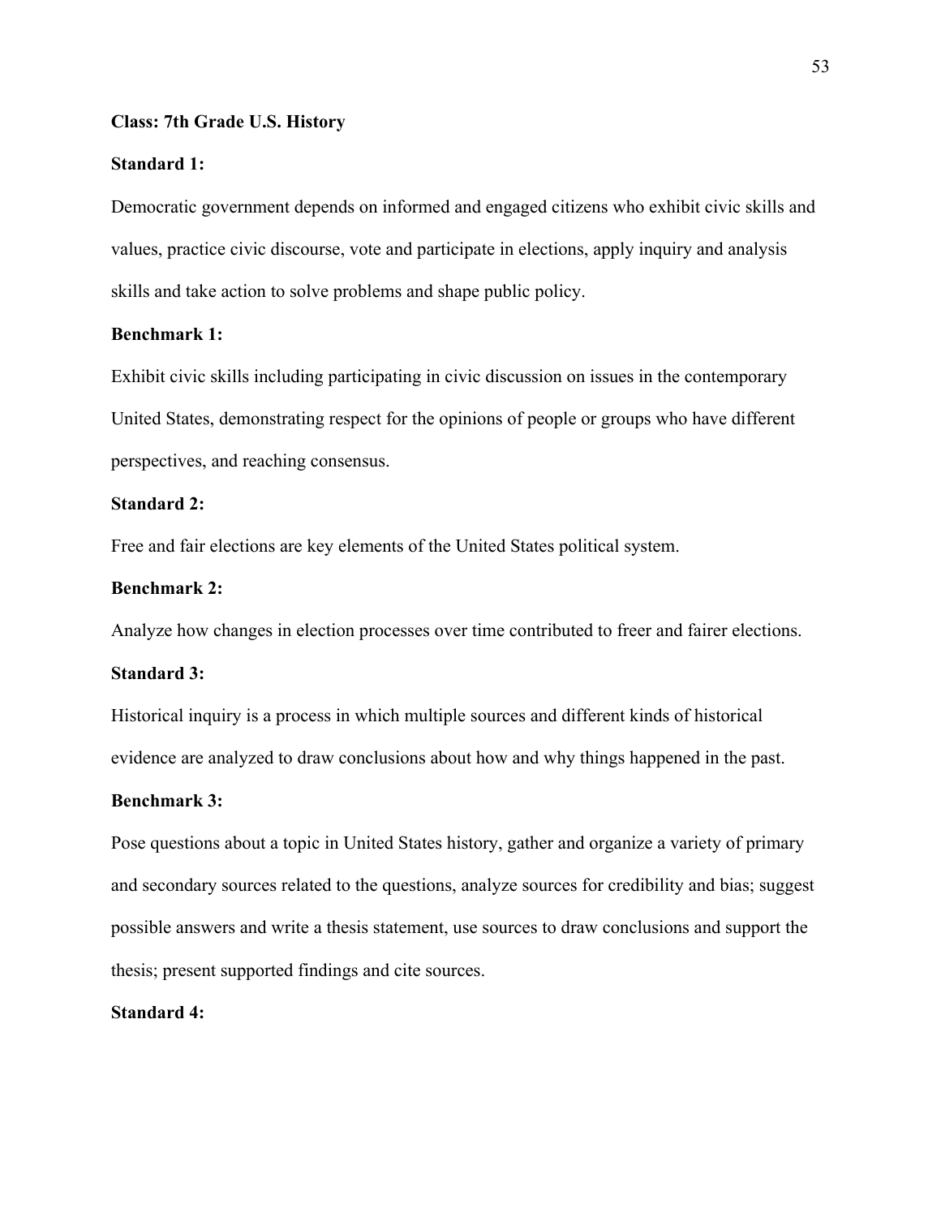**Class: 7th Grade U.S. History**

**Standard 1:**

Democratic government depends on informed and engaged citizens who exhibit civic skills and values, practice civic discourse, vote and participate in elections, apply inquiry and analysis skills and take action to solve problems and shape public policy.

**Benchmark 1:**

Exhibit civic skills including participating in civic discussion on issues in the contemporary United States, demonstrating respect for the opinions of people or groups who have different perspectives, and reaching consensus.

**Standard 2:**

Free and fair elections are key elements of the United States political system.

**Benchmark 2:**

Analyze how changes in election processes over time contributed to freer and fairer elections.

**Standard 3:**

Historical inquiry is a process in which multiple sources and different kinds of historical evidence are analyzed to draw conclusions about how and why things happened in the past.

**Benchmark 3:**

Pose questions about a topic in United States history, gather and organize a variety of primary and secondary sources related to the questions, analyze sources for credibility and bias; suggest possible answers and write a thesis statement, use sources to draw conclusions and support the thesis; present supported findings and cite sources.

**Standard 4:**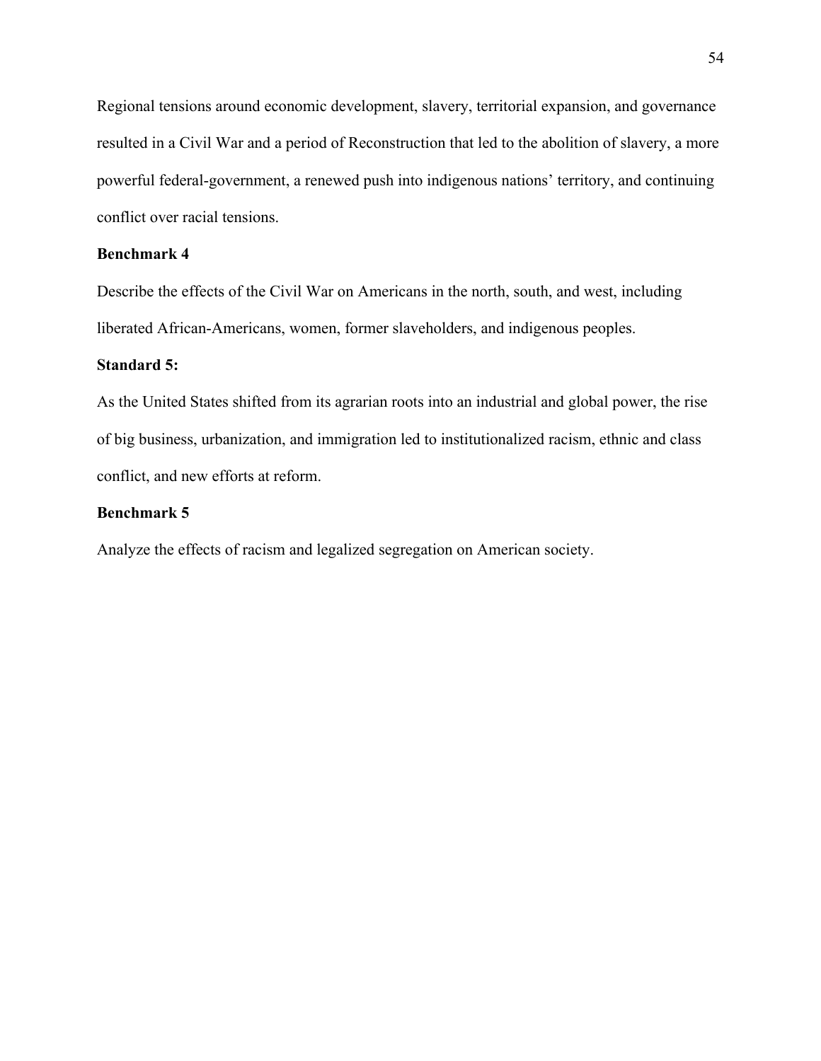Regional tensions around economic development, slavery, territorial expansion, and governance resulted in a Civil War and a period of Reconstruction that led to the abolition of slavery, a more powerful federal-government, a renewed push into indigenous nations' territory, and continuing conflict over racial tensions.

**Benchmark 4**

Describe the effects of the Civil War on Americans in the north, south, and west, including liberated African-Americans, women, former slaveholders, and indigenous peoples.

**Standard 5:**

As the United States shifted from its agrarian roots into an industrial and global power, the rise of big business, urbanization, and immigration led to institutionalized racism, ethnic and class conflict, and new efforts at reform.

**Benchmark 5**

Analyze the effects of racism and legalized segregation on American society.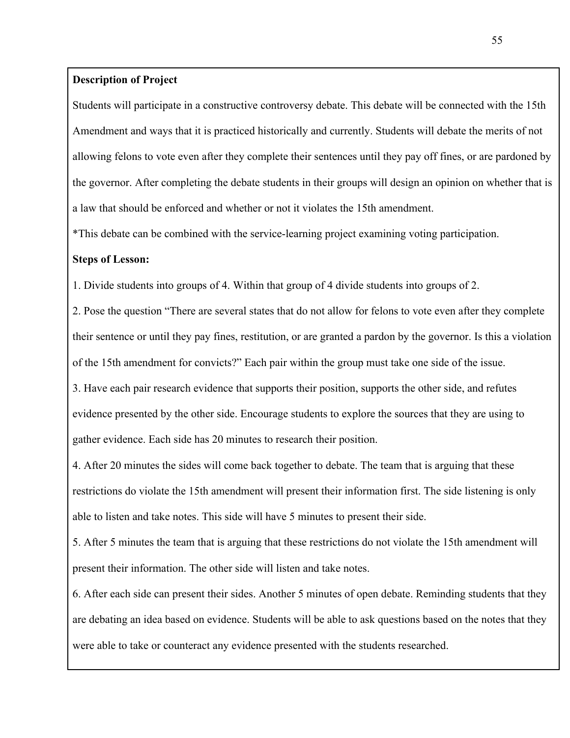**Description of Project**

Students will participate in a constructive controversy debate. This debate will be connected with the 15th Amendment and ways that it is practiced historically and currently. Students will debate the merits of not allowing felons to vote even after they complete their sentences until they pay off fines, or are pardoned by the governor. After completing the debate students in their groups will design an opinion on whether that is a law that should be enforced and whether or not it violates the 15th amendment.

*This debate can be combined with the service-learning project examining voting participation.

**Steps of Lesson:**

1. Divide students into groups of 4. Within that group of 4 divide students into groups of 2.
2. Pose the question "There are several states that do not allow for felons to vote even after they complete their sentence or until they pay fines, restitution, or are granted a pardon by the governor. Is this a violation of the 15th amendment for convicts?" Each pair within the group must take one side of the issue.
3. Have each pair research evidence that supports their position, supports the other side, and refutes evidence presented by the other side. Encourage students to explore the sources that they are using to gather evidence. Each side has 20 minutes to research their position.
4. After 20 minutes the sides will come back together to debate. The team that is arguing that these restrictions do violate the 15th amendment will present their information first. The side listening is only able to listen and take notes. This side will have 5 minutes to present their side.
5. After 5 minutes the team that is arguing that these restrictions do not violate the 15th amendment will present their information. The other side will listen and take notes.
6. After each side can present their sides. Another 5 minutes of open debate. Reminding students that they are debating an idea based on evidence. Students will be able to ask questions based on the notes that they were able to take or counteract any evidence presented with the students researched.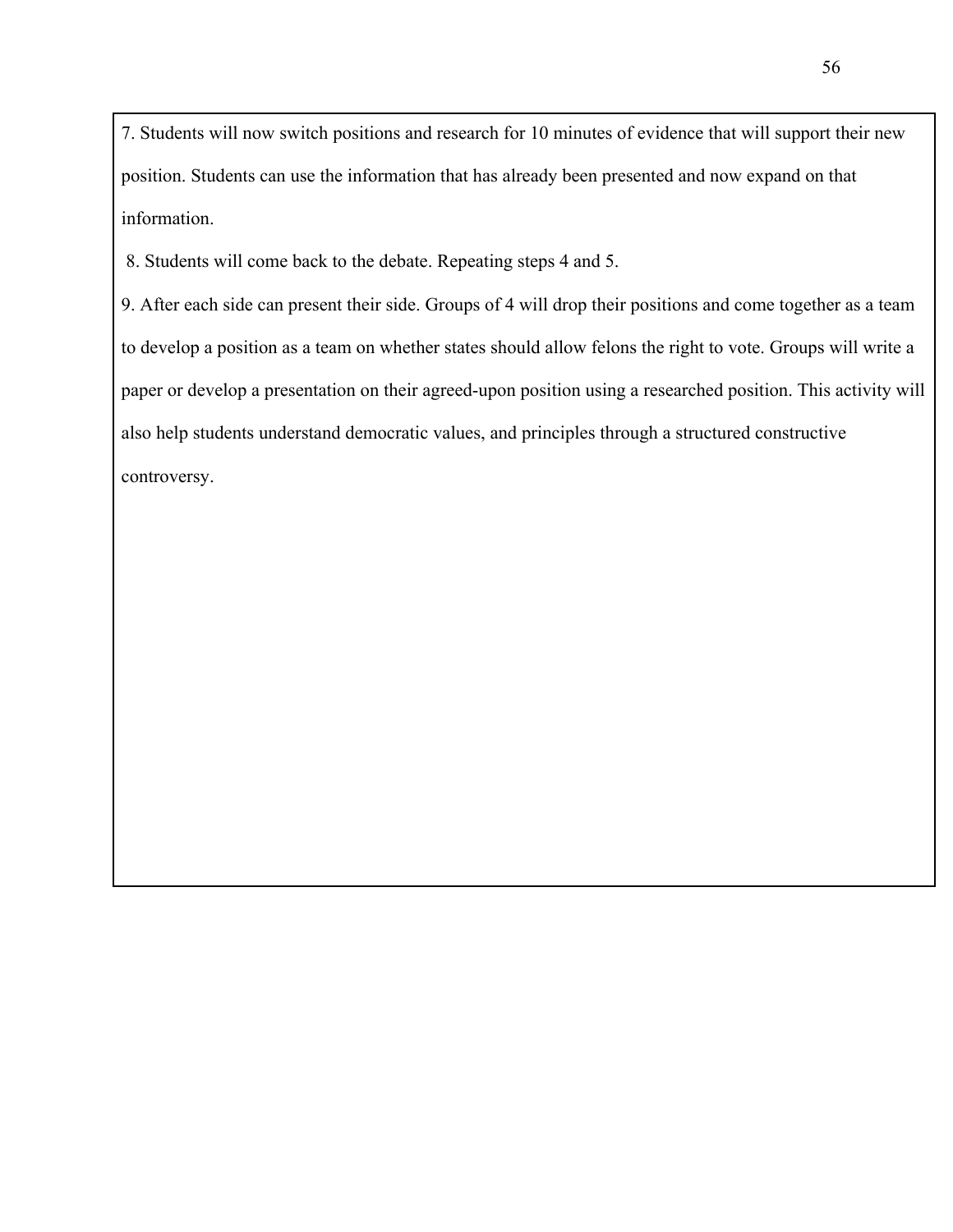7. Students will now switch positions and research for 10 minutes of evidence that will support their new position. Students can use the information that has already been presented and now expand on that information.

8. Students will come back to the debate. Repeating steps 4 and 5.

9. After each side can present their side. Groups of 4 will drop their positions and come together as a team to develop a position as a team on whether states should allow felons the right to vote. Groups will write a paper or develop a presentation on their agreed-upon position using a researched position. This activity will also help students understand democratic values, and principles through a structured constructive controversy.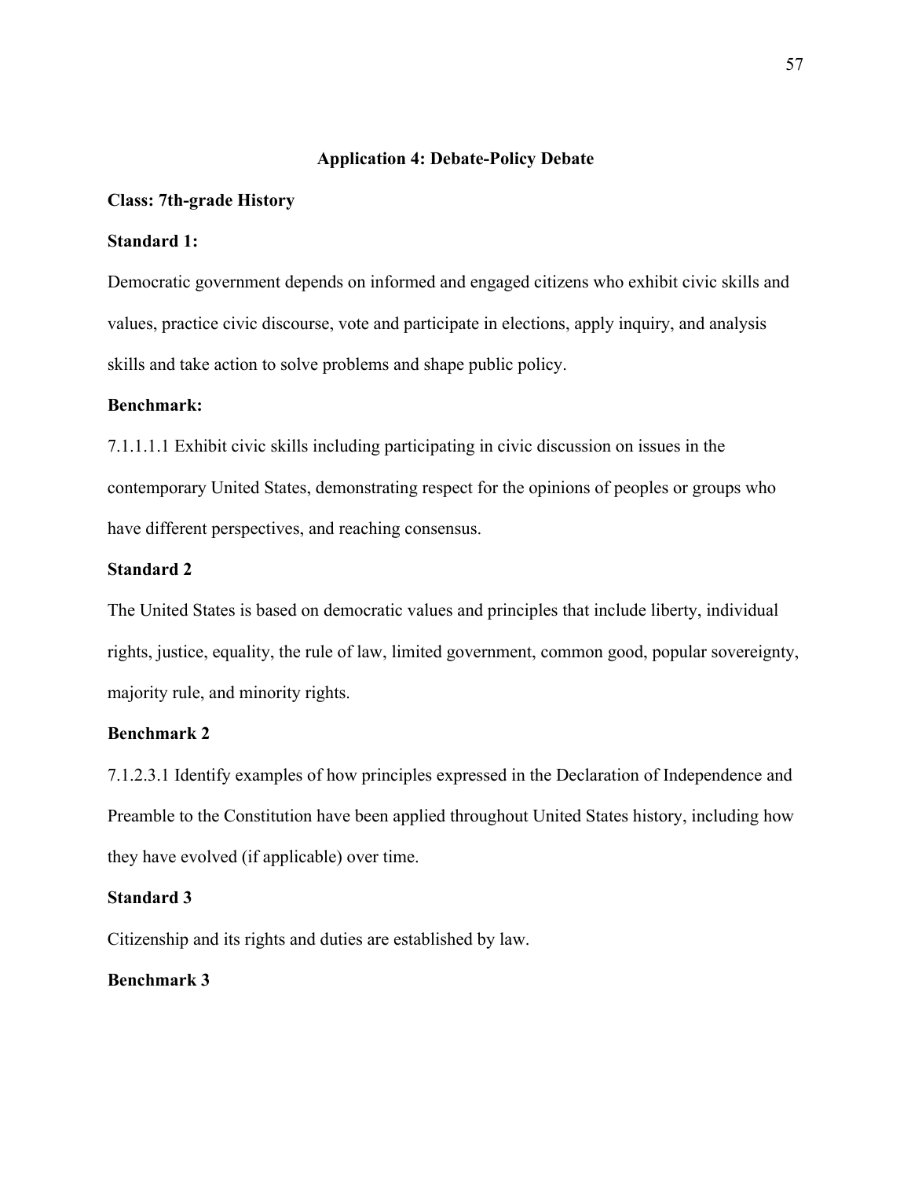## Application 4: Debate-Policy Debate

**Class: 7th-grade History**

**Standard 1:**

Democratic government depends on informed and engaged citizens who exhibit civic skills and values, practice civic discourse, vote and participate in elections, apply inquiry, and analysis skills and take action to solve problems and shape public policy.

**Benchmark:**

7.1.1.1.1 Exhibit civic skills including participating in civic discussion on issues in the contemporary United States, demonstrating respect for the opinions of peoples or groups who have different perspectives, and reaching consensus.

**Standard 2**

The United States is based on democratic values and principles that include liberty, individual rights, justice, equality, the rule of law, limited government, common good, popular sovereignty, majority rule, and minority rights.

**Benchmark 2**

7.1.2.3.1 Identify examples of how principles expressed in the Declaration of Independence and Preamble to the Constitution have been applied throughout United States history, including how they have evolved (if applicable) over time.

**Standard 3**

Citizenship and its rights and duties are established by law.

**Benchmark 3**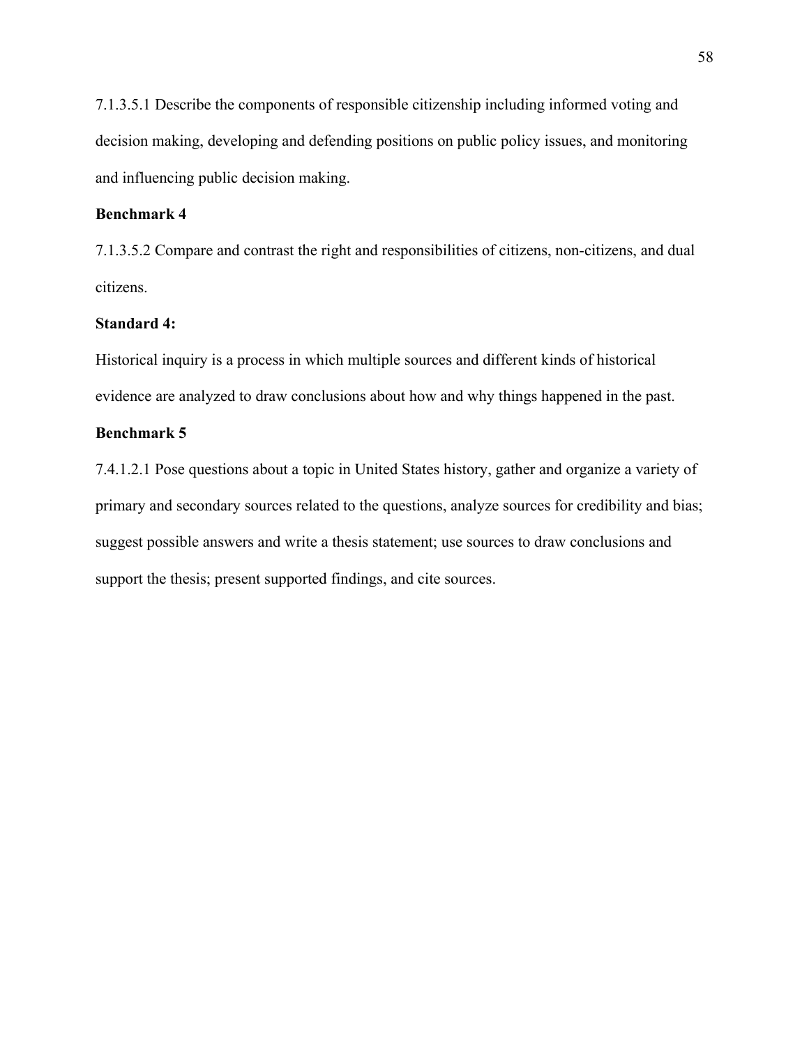7.1.3.5.1 Describe the components of responsible citizenship including informed voting and decision making, developing and defending positions on public policy issues, and monitoring and influencing public decision making.

**Benchmark 4**

7.1.3.5.2 Compare and contrast the right and responsibilities of citizens, non-citizens, and dual citizens.

**Standard 4:**

Historical inquiry is a process in which multiple sources and different kinds of historical evidence are analyzed to draw conclusions about how and why things happened in the past.

**Benchmark 5**

7.4.1.2.1 Pose questions about a topic in United States history, gather and organize a variety of primary and secondary sources related to the questions, analyze sources for credibility and bias; suggest possible answers and write a thesis statement; use sources to draw conclusions and support the thesis; present supported findings, and cite sources.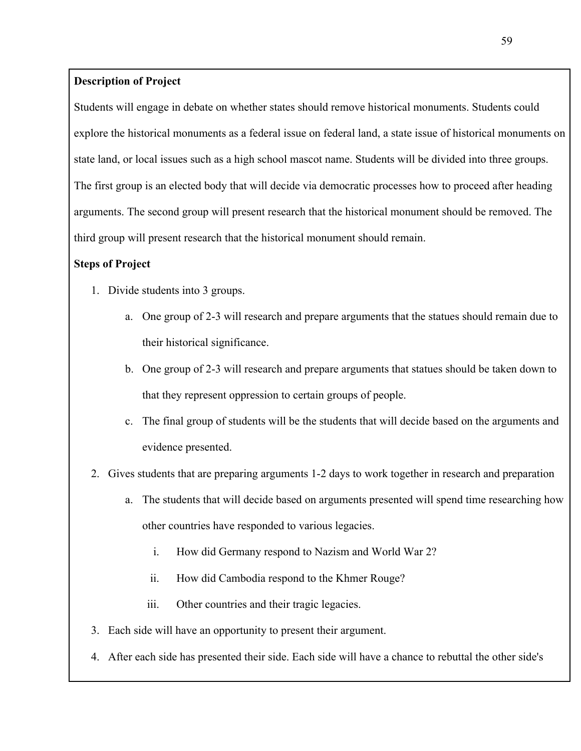**Description of Project**

Students will engage in debate on whether states should remove historical monuments. Students could explore the historical monuments as a federal issue on federal land, a state issue of historical monuments on state land, or local issues such as a high school mascot name. Students will be divided into three groups. The first group is an elected body that will decide via democratic processes how to proceed after heading arguments. The second group will present research that the historical monument should be removed. The third group will present research that the historical monument should remain.

**Steps of Project**

1. Divide students into 3 groups.
    a. One group of 2-3 will research and prepare arguments that the statues should remain due to their historical significance.
    b. One group of 2-3 will research and prepare arguments that statues should be taken down to that they represent oppression to certain groups of people.
    c. The final group of students will be the students that will decide based on the arguments and evidence presented.
2. Gives students that are preparing arguments 1-2 days to work together in research and preparation
    a. The students that will decide based on arguments presented will spend time researching how other countries have responded to various legacies.
        i. How did Germany respond to Nazism and World War 2?
        ii. How did Cambodia respond to the Khmer Rouge?
        iii. Other countries and their tragic legacies.
3. Each side will have an opportunity to present their argument.
4. After each side has presented their side. Each side will have a chance to rebuttal the other side's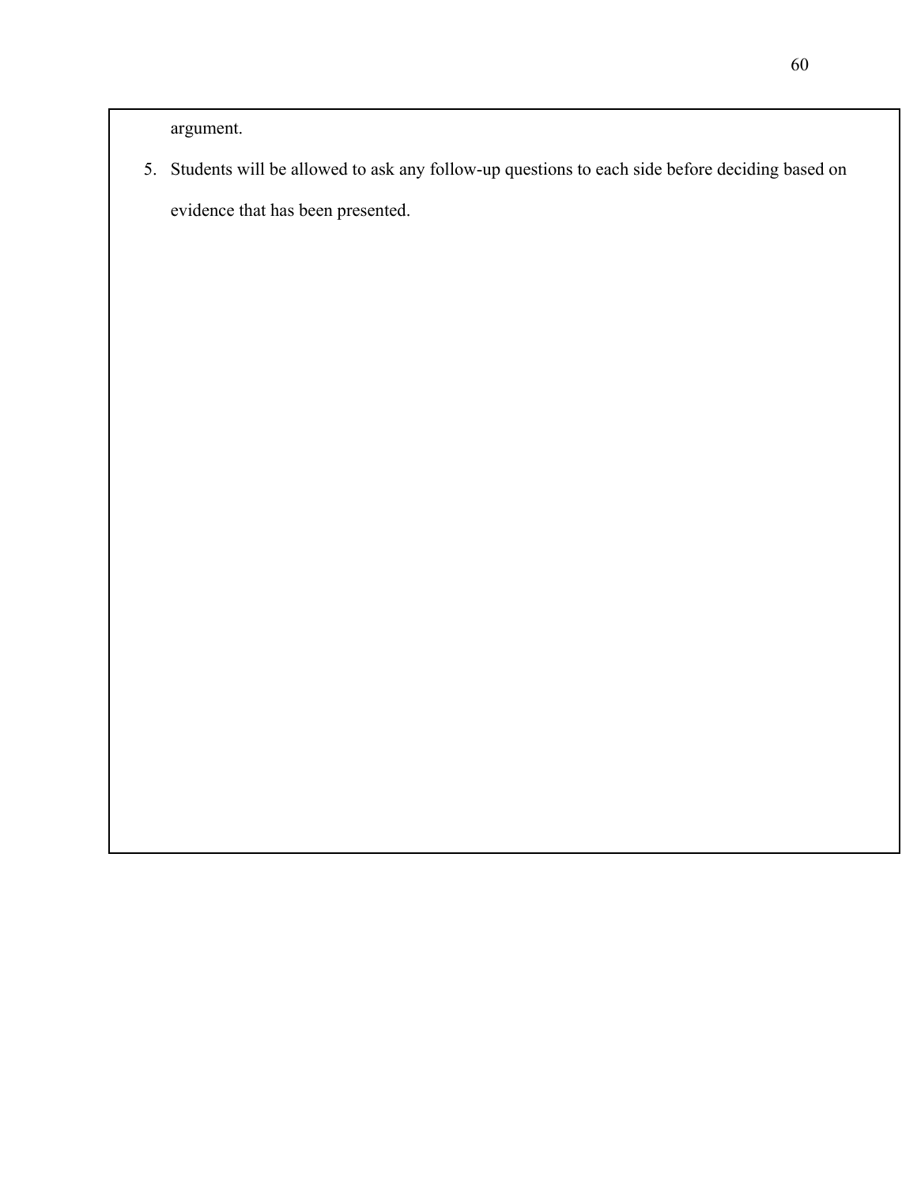argument.

5. Students will be allowed to ask any follow-up questions to each side before deciding based on evidence that has been presented.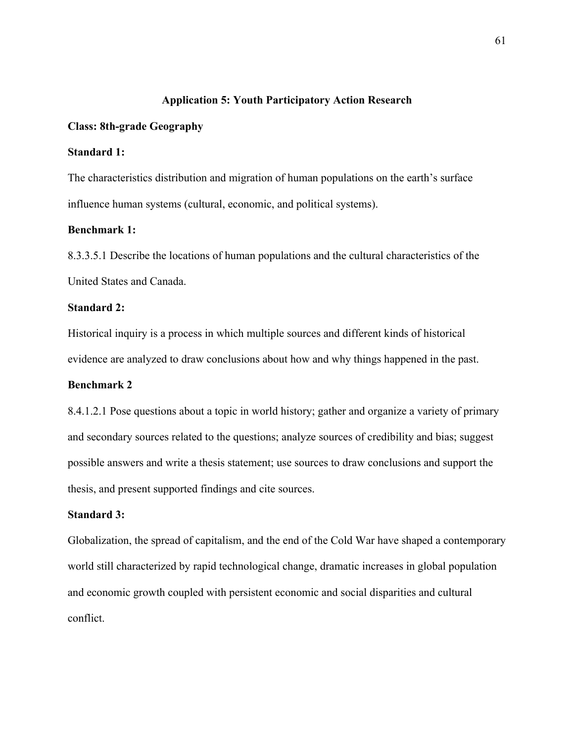## Application 5: Youth Participatory Action Research

**Class: 8th-grade Geography**

**Standard 1:**

The characteristics distribution and migration of human populations on the earth's surface influence human systems (cultural, economic, and political systems).

**Benchmark 1:**

8.3.3.5.1 Describe the locations of human populations and the cultural characteristics of the United States and Canada.

**Standard 2:**

Historical inquiry is a process in which multiple sources and different kinds of historical evidence are analyzed to draw conclusions about how and why things happened in the past.

**Benchmark 2**

8.4.1.2.1 Pose questions about a topic in world history; gather and organize a variety of primary and secondary sources related to the questions; analyze sources of credibility and bias; suggest possible answers and write a thesis statement; use sources to draw conclusions and support the thesis, and present supported findings and cite sources.

**Standard 3:**

Globalization, the spread of capitalism, and the end of the Cold War have shaped a contemporary world still characterized by rapid technological change, dramatic increases in global population and economic growth coupled with persistent economic and social disparities and cultural conflict.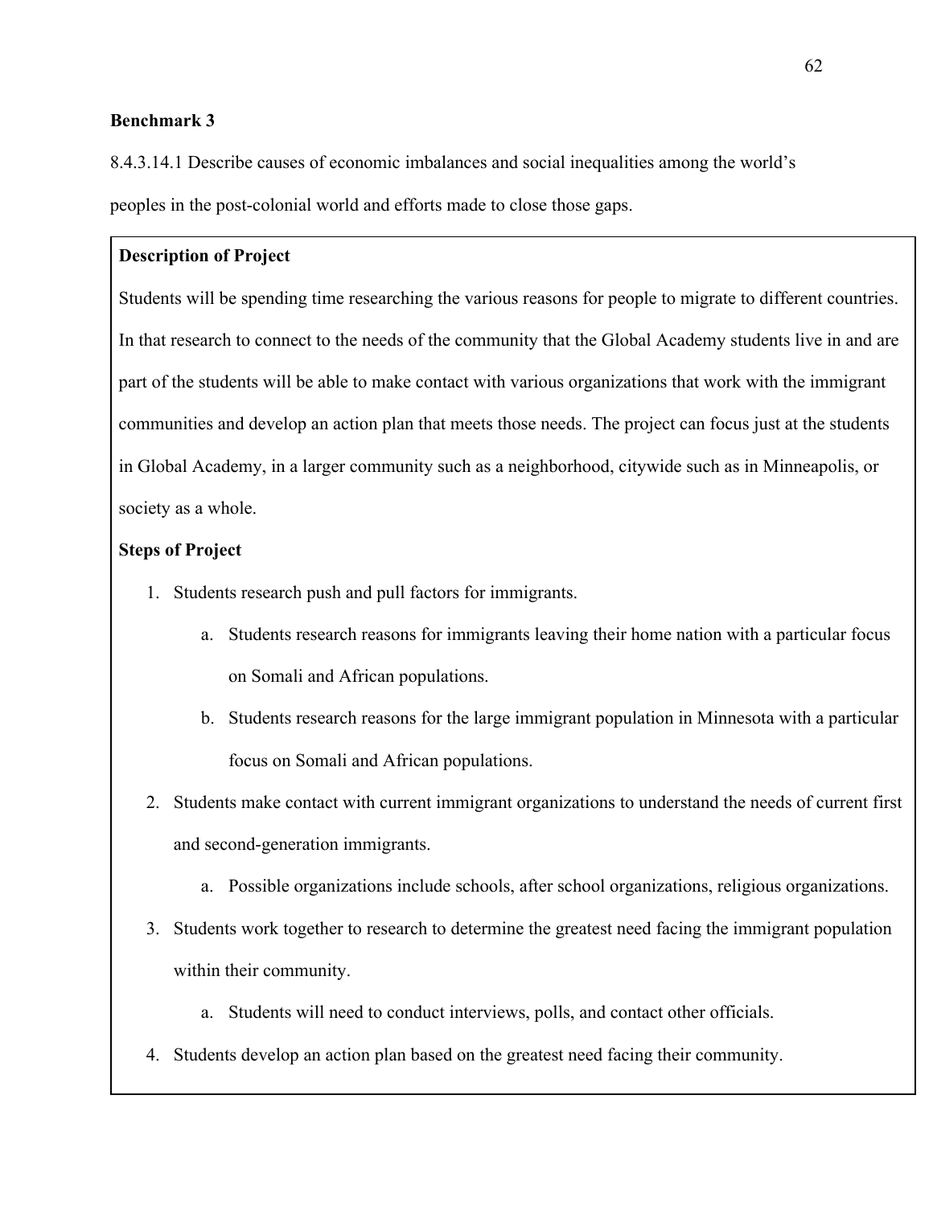**Benchmark 3**

8.4.3.14.1 Describe causes of economic imbalances and social inequalities among the world's peoples in the post-colonial world and efforts made to close those gaps.

**Description of Project**

Students will be spending time researching the various reasons for people to migrate to different countries. In that research to connect to the needs of the community that the Global Academy students live in and are part of the students will be able to make contact with various organizations that work with the immigrant communities and develop an action plan that meets those needs. The project can focus just at the students in Global Academy, in a larger community such as a neighborhood, citywide such as in Minneapolis, or society as a whole.

**Steps of Project**

1. Students research push and pull factors for immigrants.
    a. Students research reasons for immigrants leaving their home nation with a particular focus on Somali and African populations.
    b. Students research reasons for the large immigrant population in Minnesota with a particular focus on Somali and African populations.
2. Students make contact with current immigrant organizations to understand the needs of current first and second-generation immigrants.
    a. Possible organizations include schools, after school organizations, religious organizations.
3. Students work together to research to determine the greatest need facing the immigrant population within their community.
    a. Students will need to conduct interviews, polls, and contact other officials.
4. Students develop an action plan based on the greatest need facing their community.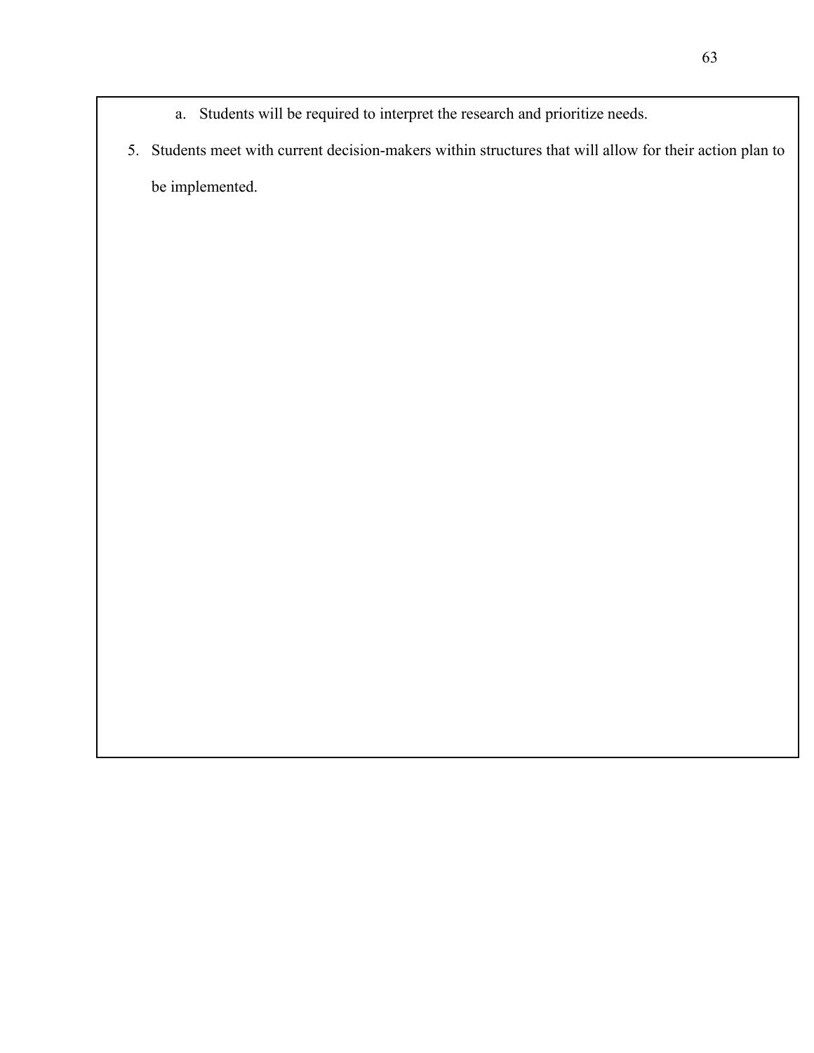a. Students will be required to interpret the research and prioritize needs.

5. Students meet with current decision-makers within structures that will allow for their action plan to be implemented.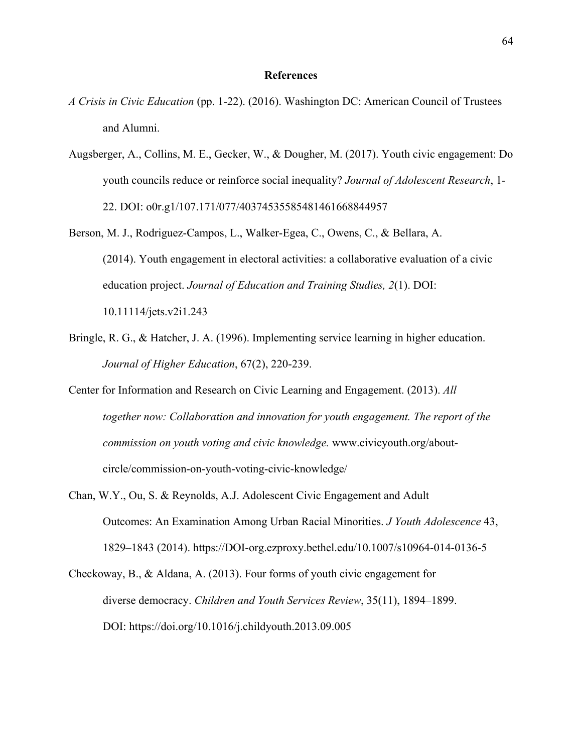# References

*A Crisis in Civic Education* (pp. 1-22). (2016). Washington DC: American Council of Trustees and Alumni.

Augsberger, A., Collins, M. E., Gecker, W., & Dougher, M. (2017). Youth civic engagement: Do youth councils reduce or reinforce social inequality? *Journal of Adolescent Research*, 1-22. DOI: o0r.g1/107.171/077/40374535585481461668844957

Berson, M. J., Rodriguez-Campos, L., Walker-Egea, C., Owens, C., & Bellara, A. (2014). Youth engagement in electoral activities: a collaborative evaluation of a civic education project. *Journal of Education and Training Studies, 2*(1). DOI: 10.11114/jets.v2i1.243

Bringle, R. G., & Hatcher, J. A. (1996). Implementing service learning in higher education. *Journal of Higher Education*, 67(2), 220-239.

Center for Information and Research on Civic Learning and Engagement. (2013). *All together now: Collaboration and innovation for youth engagement. The report of the commission on youth voting and civic knowledge.* www.civicyouth.org/about-circle/commission-on-youth-voting-civic-knowledge/

Chan, W.Y., Ou, S. & Reynolds, A.J. Adolescent Civic Engagement and Adult Outcomes: An Examination Among Urban Racial Minorities. *J Youth Adolescence* 43, 1829–1843 (2014). https://DOI-org.ezproxy.bethel.edu/10.1007/s10964-014-0136-5

Checkoway, B., & Aldana, A. (2013). Four forms of youth civic engagement for diverse democracy. *Children and Youth Services Review*, 35(11), 1894–1899. DOI: https://doi.org/10.1016/j.childyouth.2013.09.005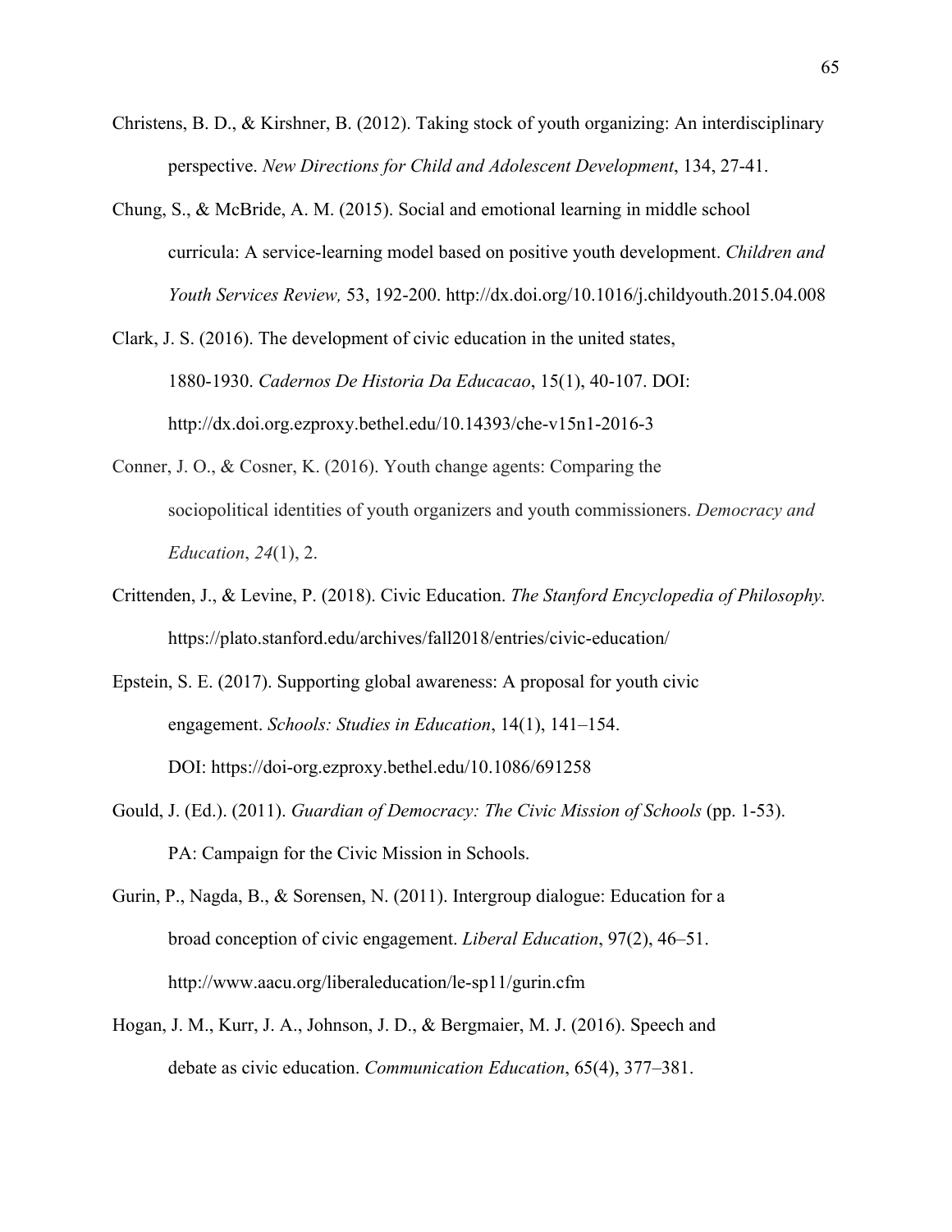Christens, B. D., & Kirshner, B. (2012). Taking stock of youth organizing: An interdisciplinary perspective. *New Directions for Child and Adolescent Development*, 134, 27-41.

Chung, S., & McBride, A. M. (2015). Social and emotional learning in middle school curricula: A service-learning model based on positive youth development. *Children and Youth Services Review,* 53, 192-200. http://dx.doi.org/10.1016/j.childyouth.2015.04.008

Clark, J. S. (2016). The development of civic education in the united states, 1880-1930. *Cadernos De Historia Da Educacao*, 15(1), 40-107. DOI: http://dx.doi.org.ezproxy.bethel.edu/10.14393/che-v15n1-2016-3

Conner, J. O., & Cosner, K. (2016). Youth change agents: Comparing the sociopolitical identities of youth organizers and youth commissioners. *Democracy and Education*, *24*(1), 2.

Crittenden, J., & Levine, P. (2018). Civic Education. *The Stanford Encyclopedia of Philosophy.* https://plato.stanford.edu/archives/fall2018/entries/civic-education/

Epstein, S. E. (2017). Supporting global awareness: A proposal for youth civic engagement. *Schools: Studies in Education*, 14(1), 141–154. DOI: https://doi-org.ezproxy.bethel.edu/10.1086/691258

Gould, J. (Ed.). (2011). *Guardian of Democracy: The Civic Mission of Schools* (pp. 1-53). PA: Campaign for the Civic Mission in Schools.

Gurin, P., Nagda, B., & Sorensen, N. (2011). Intergroup dialogue: Education for a broad conception of civic engagement. *Liberal Education*, 97(2), 46–51. http://www.aacu.org/liberaleducation/le-sp11/gurin.cfm

Hogan, J. M., Kurr, J. A., Johnson, J. D., & Bergmaier, M. J. (2016). Speech and debate as civic education. *Communication Education*, 65(4), 377–381.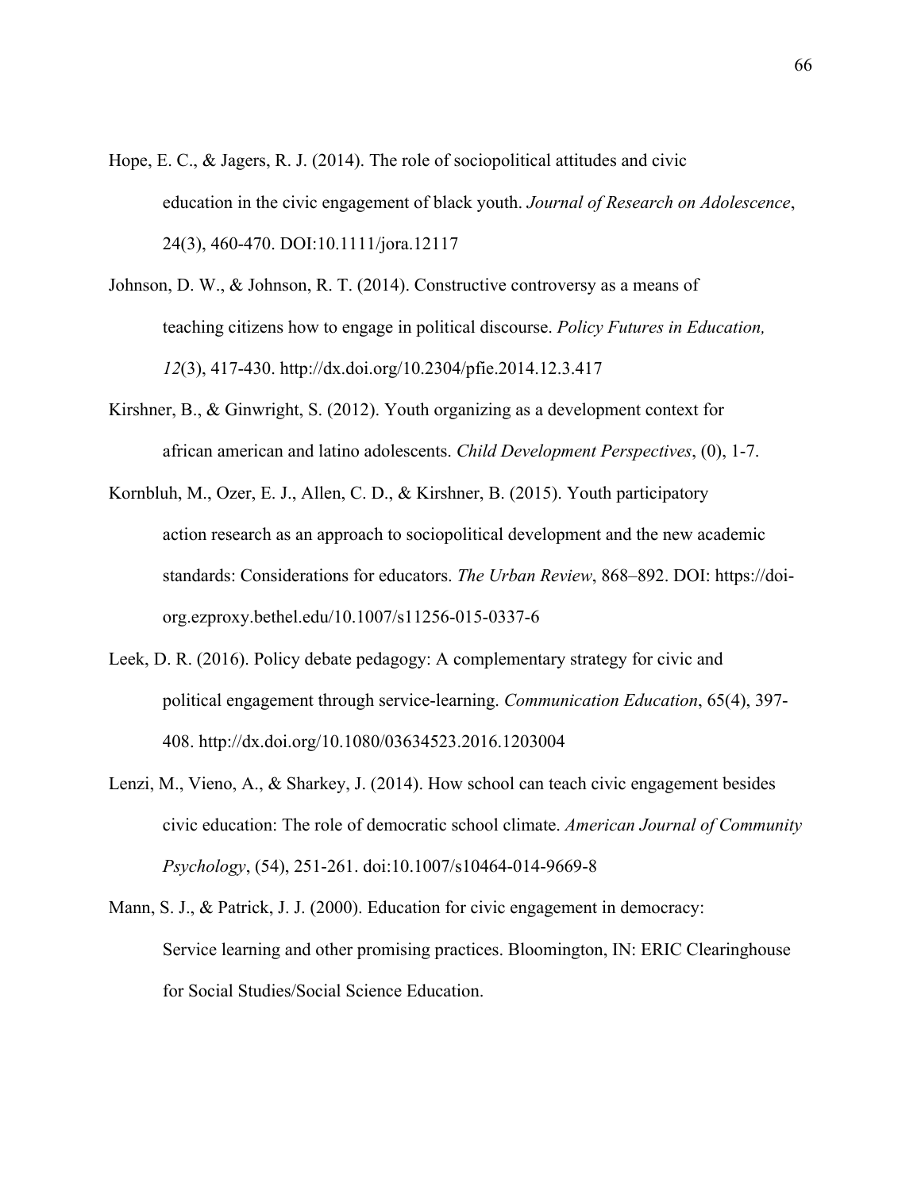Hope, E. C., & Jagers, R. J. (2014). The role of sociopolitical attitudes and civic education in the civic engagement of black youth. *Journal of Research on Adolescence*, 24(3), 460-470. DOI:10.1111/jora.12117

Johnson, D. W., & Johnson, R. T. (2014). Constructive controversy as a means of teaching citizens how to engage in political discourse. *Policy Futures in Education, 12*(3), 417-430. http://dx.doi.org/10.2304/pfie.2014.12.3.417

Kirshner, B., & Ginwright, S. (2012). Youth organizing as a development context for african american and latino adolescents. *Child Development Perspectives*, (0), 1-7.

Kornbluh, M., Ozer, E. J., Allen, C. D., & Kirshner, B. (2015). Youth participatory action research as an approach to sociopolitical development and the new academic standards: Considerations for educators. *The Urban Review*, 868–892. DOI: https://doi-org.ezproxy.bethel.edu/10.1007/s11256-015-0337-6

Leek, D. R. (2016). Policy debate pedagogy: A complementary strategy for civic and political engagement through service-learning. *Communication Education*, 65(4), 397-408. http://dx.doi.org/10.1080/03634523.2016.1203004

Lenzi, M., Vieno, A., & Sharkey, J. (2014). How school can teach civic engagement besides civic education: The role of democratic school climate. *American Journal of Community Psychology*, (54), 251-261. doi:10.1007/s10464-014-9669-8

Mann, S. J., & Patrick, J. J. (2000). Education for civic engagement in democracy: Service learning and other promising practices. Bloomington, IN: ERIC Clearinghouse for Social Studies/Social Science Education.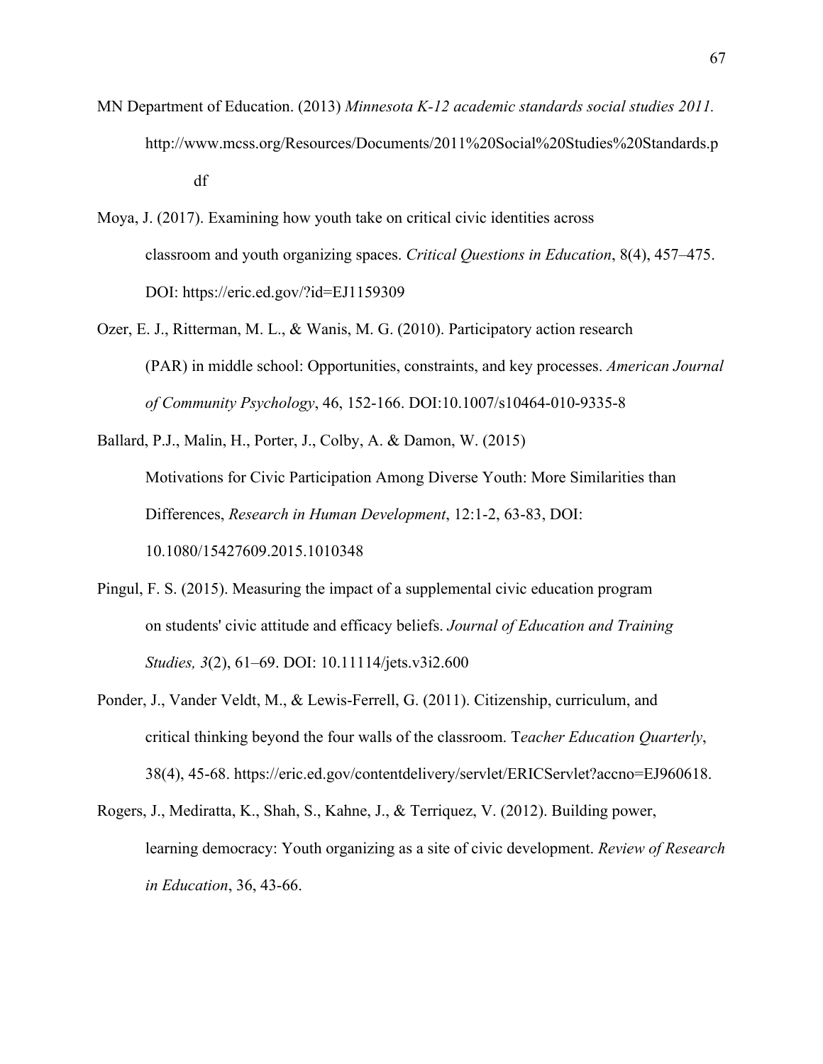MN Department of Education. (2013) *Minnesota K-12 academic standards social studies 2011.* http://www.mcss.org/Resources/Documents/2011%20Social%20Studies%20Standards.pdf

Moya, J. (2017). Examining how youth take on critical civic identities across classroom and youth organizing spaces. *Critical Questions in Education*, 8(4), 457–475. DOI: https://eric.ed.gov/?id=EJ1159309

Ozer, E. J., Ritterman, M. L., & Wanis, M. G. (2010). Participatory action research (PAR) in middle school: Opportunities, constraints, and key processes. *American Journal of Community Psychology*, 46, 152-166. DOI:10.1007/s10464-010-9335-8

Ballard, P.J., Malin, H., Porter, J., Colby, A. & Damon, W. (2015) Motivations for Civic Participation Among Diverse Youth: More Similarities than Differences, *Research in Human Development*, 12:1-2, 63-83, DOI: 10.1080/15427609.2015.1010348

Pingul, F. S. (2015). Measuring the impact of a supplemental civic education program on students' civic attitude and efficacy beliefs. *Journal of Education and Training Studies, 3*(2), 61–69. DOI: 10.11114/jets.v3i2.600

Ponder, J., Vander Veldt, M., & Lewis-Ferrell, G. (2011). Citizenship, curriculum, and critical thinking beyond the four walls of the classroom. T*eacher Education Quarterly*, 38(4), 45-68. https://eric.ed.gov/contentdelivery/servlet/ERICServlet?accno=EJ960618.

Rogers, J., Mediratta, K., Shah, S., Kahne, J., & Terriquez, V. (2012). Building power, learning democracy: Youth organizing as a site of civic development. *Review of Research in Education*, 36, 43-66.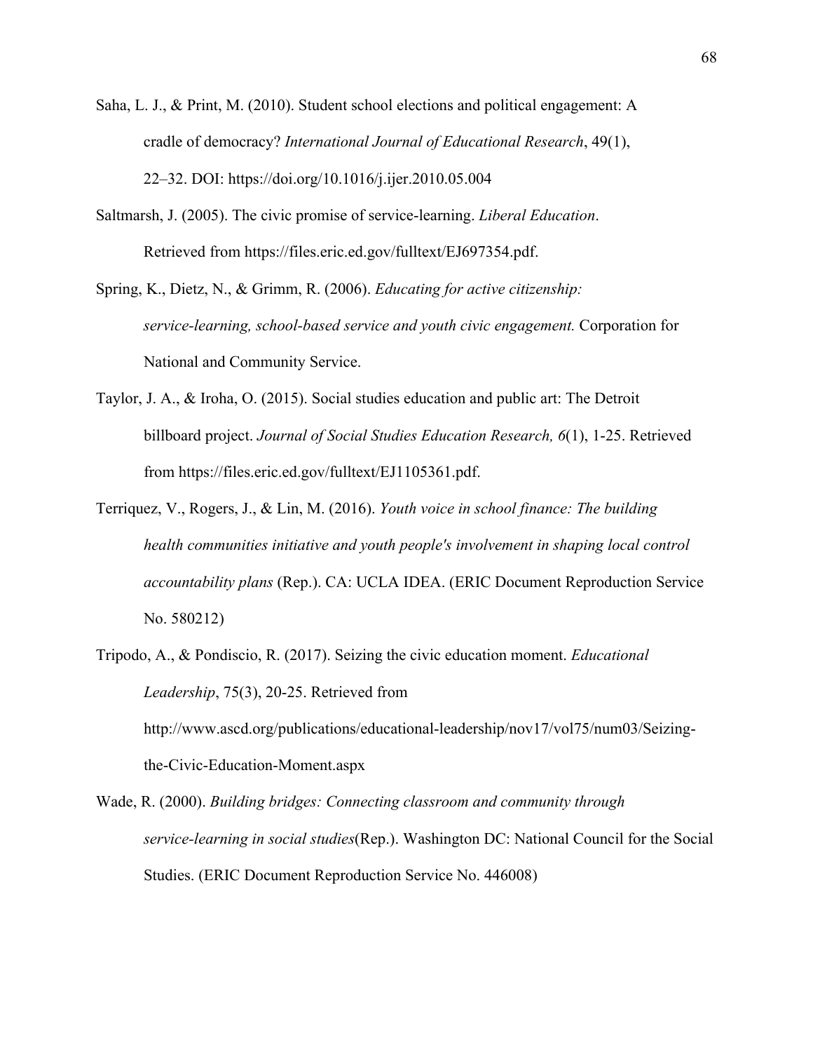Saha, L. J., & Print, M. (2010). Student school elections and political engagement: A cradle of democracy? *International Journal of Educational Research*, 49(1), 22–32. DOI: https://doi.org/10.1016/j.ijer.2010.05.004

Saltmarsh, J. (2005). The civic promise of service-learning. *Liberal Education*. Retrieved from https://files.eric.ed.gov/fulltext/EJ697354.pdf.

Spring, K., Dietz, N., & Grimm, R. (2006). *Educating for active citizenship: service-learning, school-based service and youth civic engagement.* Corporation for National and Community Service.

Taylor, J. A., & Iroha, O. (2015). Social studies education and public art: The Detroit billboard project. *Journal of Social Studies Education Research, 6*(1), 1-25. Retrieved from https://files.eric.ed.gov/fulltext/EJ1105361.pdf.

Terriquez, V., Rogers, J., & Lin, M. (2016). *Youth voice in school finance: The building health communities initiative and youth people's involvement in shaping local control accountability plans* (Rep.). CA: UCLA IDEA. (ERIC Document Reproduction Service No. 580212)

Tripodo, A., & Pondiscio, R. (2017). Seizing the civic education moment. *Educational Leadership*, 75(3), 20-25. Retrieved from http://www.ascd.org/publications/educational-leadership/nov17/vol75/num03/Seizing-the-Civic-Education-Moment.aspx

Wade, R. (2000). *Building bridges: Connecting classroom and community through service-learning in social studies*(Rep.). Washington DC: National Council for the Social Studies. (ERIC Document Reproduction Service No. 446008)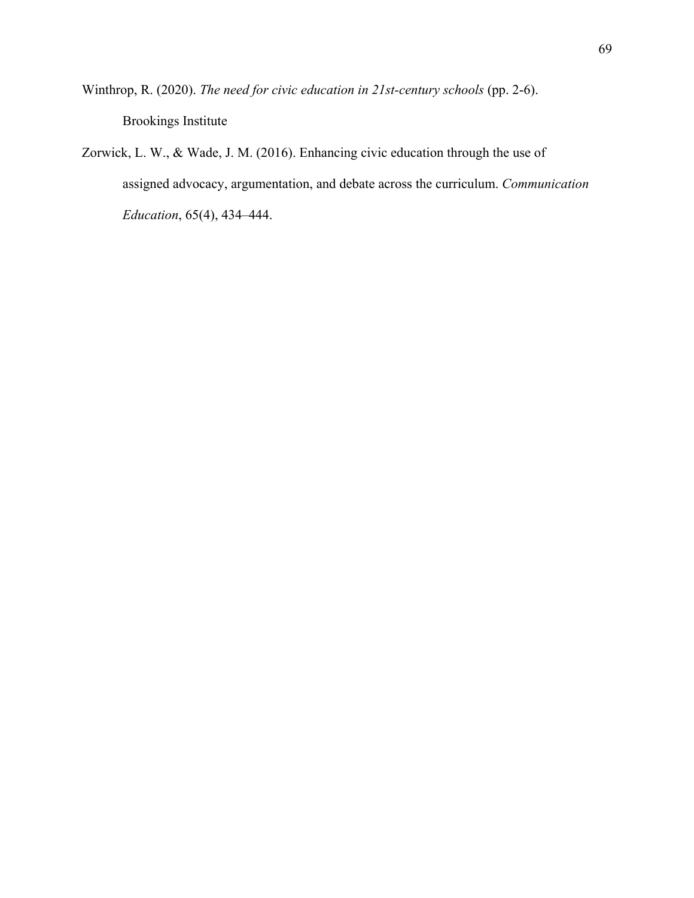Winthrop, R. (2020). *The need for civic education in 21st-century schools* (pp. 2-6). Brookings Institute

Zorwick, L. W., & Wade, J. M. (2016). Enhancing civic education through the use of assigned advocacy, argumentation, and debate across the curriculum. *Communication Education*, 65(4), 434–444.